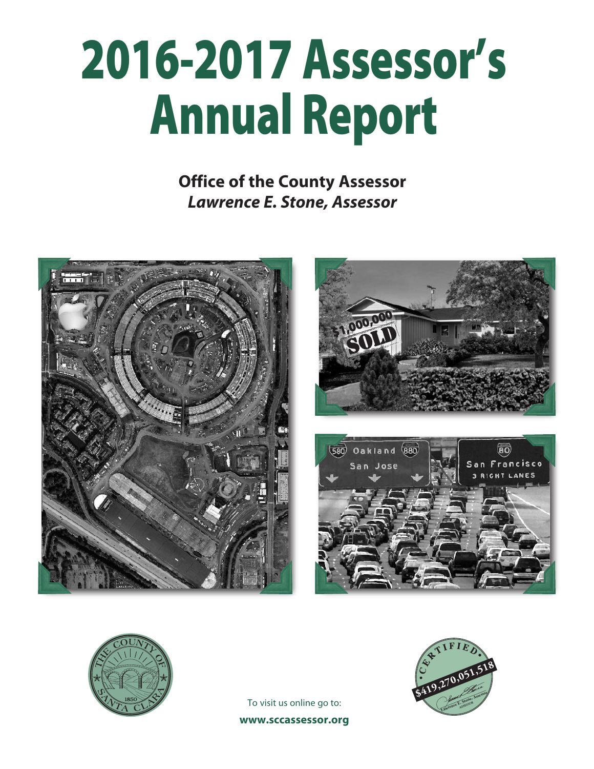# 2016-2017 Assessor's Annual Report

**Office of the County Assessor**
***Lawrence E. Stone, Assessor***

To visit us online go to:

**www.sccassessor.org**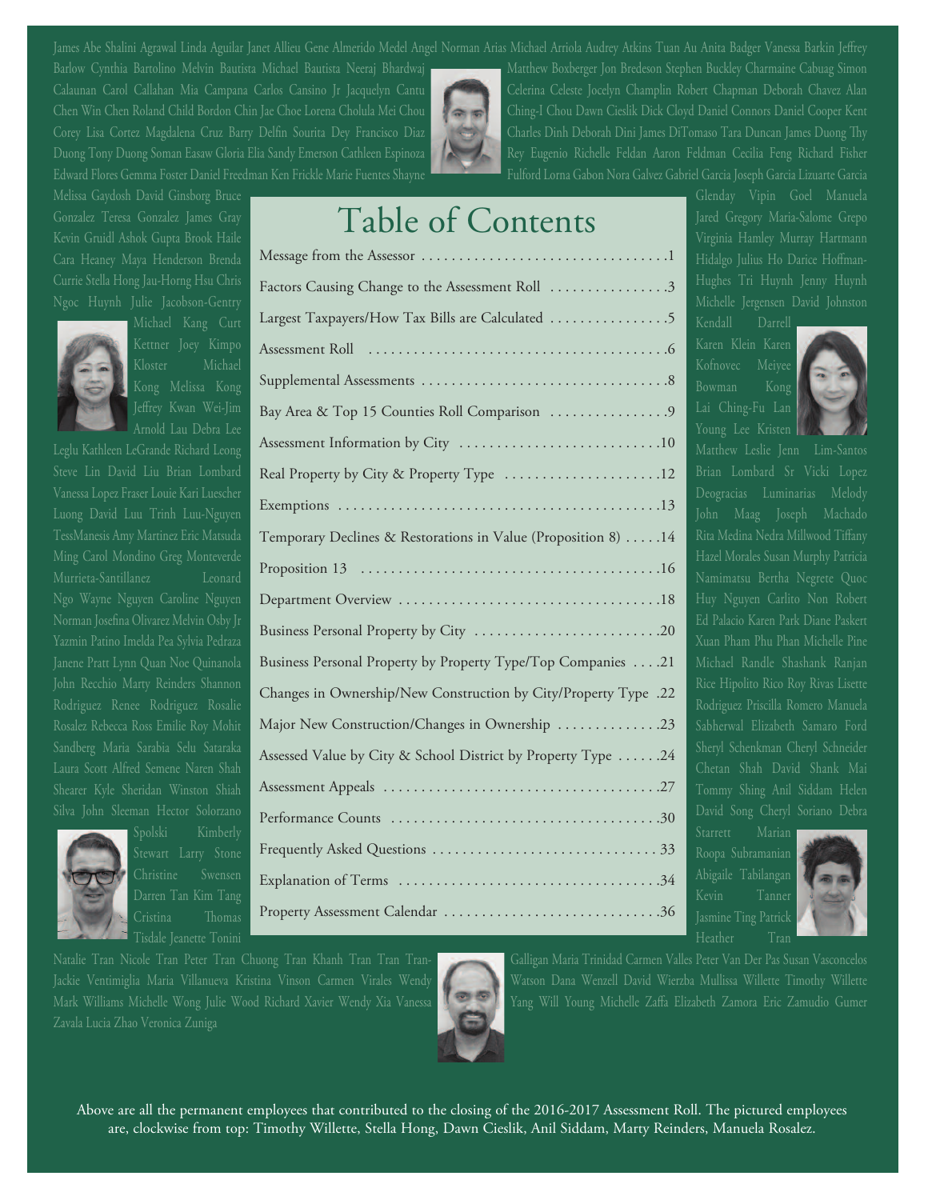James Abe Shalini Agrawal Linda Aguilar Janet Allieu Gene Almerido Medel Angel Norman Arias Michael Arriola Audrey Atkins Tuan Au Anita Badger Vanessa Barkin Jeffrey Barlow Cynthia Bartolino Melvin Bautista Michael Bautista Neeraj Bhardwaj Matthew Boxberger Jon Bredeson Stephen Buckley Charmaine Cabuag Simon Calaunan Carol Callahan Mia Campana Carlos Cansino Jr Jacquelyn Cantu Celerina Celeste Jocelyn Champlin Robert Chapman Deborah Chavez Alan Chen Win Chen Roland Child Bordon Chin Jae Choe Lorena Cholula Mei Chou Ching-I Chou Dawn Cieslik Dick Cloyd Daniel Connors Daniel Cooper Kent Corey Lisa Cortez Magdalena Cruz Barry Delfin Sourita Dey Francisco Diaz Charles Dinh Deborah Dini James DiTomaso Tara Duncan James Duong Thy Duong Tony Duong Soman Easaw Gloria Elia Sandy Emerson Cathleen Espinoza Rey Eugenio Richelle Feldan Aaron Feldman Cecilia Feng Richard Fisher Edward Flores Gemma Foster Daniel Freedman Ken Frickle Marie Fuentes Shayne Fulford Lorna Gabon Nora Galvez Gabriel Garcia Joseph Garcia Lizuarte Garcia Melissa Gaydosh David Ginsborg Bruce Glenday Vipin Goel Manuela Gonzalez Teresa Gonzalez James Gray Jared Gregory Maria-Salome Grepo Kevin Gruidl Ashok Gupta Brook Haile Virginia Hamley Murray Hartmann Cara Heaney Maya Henderson Brenda Hidalgo Julius Ho Darice Hoffman-Currie Stella Hong Jau-Horng Hsu Chris Hughes Tri Huynh Jenny Huynh Ngoc Huynh Julie Jacobson-Gentry Michelle Jergensen David Johnston Michael Kang Curt Kendall Darrell Kettner Joey Kimpo Karen Klein Karen Kloster Michael Kofnovec Meiyee Kong Melissa Kong Bowman Kong Jeffrey Kwan Wei-Jim Lai Ching-Fu Lan Arnold Lau Debra Lee Young Lee Kristen Leglu Kathleen LeGrande Richard Leong Matthew Leslie Jenn Lim-Santos Steve Lin David Liu Brian Lombard Brian Lombard Sr Vicki Lopez Vanessa Lopez Fraser Louie Kari Luescher Deogracias Luminarias Melody Luong David Luu Trinh Luu-Nguyen John Maag Joseph Machado TessManesis Amy Martinez Eric Matsuda Rita Medina Nedra Millwood Tiffany Ming Carol Mondino Greg Monteverde Hazel Morales Susan Murphy Patricia Murrieta-Santillanez Leonard Namimatsu Bertha Negrete Quoc Ngo Wayne Nguyen Caroline Nguyen Huy Nguyen Carlito Non Robert Norman Josefina Olivarez Melvin Osby Jr Ed Palacio Karen Park Diane Paskert Yazmin Patino Imelda Pea Sylvia Pedraza Xuan Pham Phu Phan Michelle Pine Janene Pratt Lynn Quan Noe Quinanola Michael Randle Shashank Ranjan John Recchio Marty Reinders Shannon Rice Hipolito Rico Roy Rivas Lisette Rodriguez Renee Rodriguez Rosalie Rodriguez Priscilla Romero Manuela Rosalez Rebecca Ross Emilie Roy Mohit Sabherwal Elizabeth Samaro Ford Sandberg Maria Sarabia Selu Sataraka Sheryl Schenkman Cheryl Schneider Laura Scott Alfred Semene Naren Shah Chetan Shah David Shank Mai Shearer Kyle Sheridan Winston Shiah Tommy Shing Anil Siddam Helen Silva John Sleeman Hector Solorzano David Song Cheryl Soriano Debra Spolski Kimberly Starrett Marian Stewart Larry Stone Roopa Subramanian Christine Swensen Abigaile Tabilangan Darren Tan Kim Tang Kevin Tanner Cristina Thomas Jasmine Ting Patrick Tisdale Jeanette Tonini Heather Tran Natalie Tran Nicole Tran Peter Tran Chuong Tran Khanh Tran Tran Tran-Galligan Maria Trinidad Carmen Valles Peter Van Der Pas Susan Vasconcelos Jackie Ventimiglia Maria Villanueva Kristina Vinson Carmen Virales Wendy Watson Dana Wenzell David Wierzba Mullissa Willette Timothy Willette Mark Williams Michelle Wong Julie Wood Richard Xavier Wendy Xia Vanessa Yang Will Young Michelle Zaffa Elizabeth Zamora Eric Zamudio Gumer Zavala Lucia Zhao Veronica Zuniga

# Table of Contents

| | |
|---|---|
| Message from the Assessor | 1 |
| Factors Causing Change to the Assessment Roll | 3 |
| Largest Taxpayers/How Tax Bills are Calculated | 5 |
| Assessment Roll | 6 |
| Supplemental Assessments | 8 |
| Bay Area & Top 15 Counties Roll Comparison | 9 |
| Assessment Information by City | 10 |
| Real Property by City & Property Type | 12 |
| Exemptions | 13 |
| Temporary Declines & Restorations in Value (Proposition 8) | 14 |
| Proposition 13 | 16 |
| Department Overview | 18 |
| Business Personal Property by City | 20 |
| Business Personal Property by Property Type/Top Companies | 21 |
| Changes in Ownership/New Construction by City/Property Type | 22 |
| Major New Construction/Changes in Ownership | 23 |
| Assessed Value by City & School District by Property Type | 24 |
| Assessment Appeals | 27 |
| Performance Counts | 30 |
| Frequently Asked Questions | 33 |
| Explanation of Terms | 34 |
| Property Assessment Calendar | 36 |

Above are all the permanent employees that contributed to the closing of the 2016-2017 Assessment Roll. The pictured employees are, clockwise from top: Timothy Willette, Stella Hong, Dawn Cieslik, Anil Siddam, Marty Reinders, Manuela Rosalez.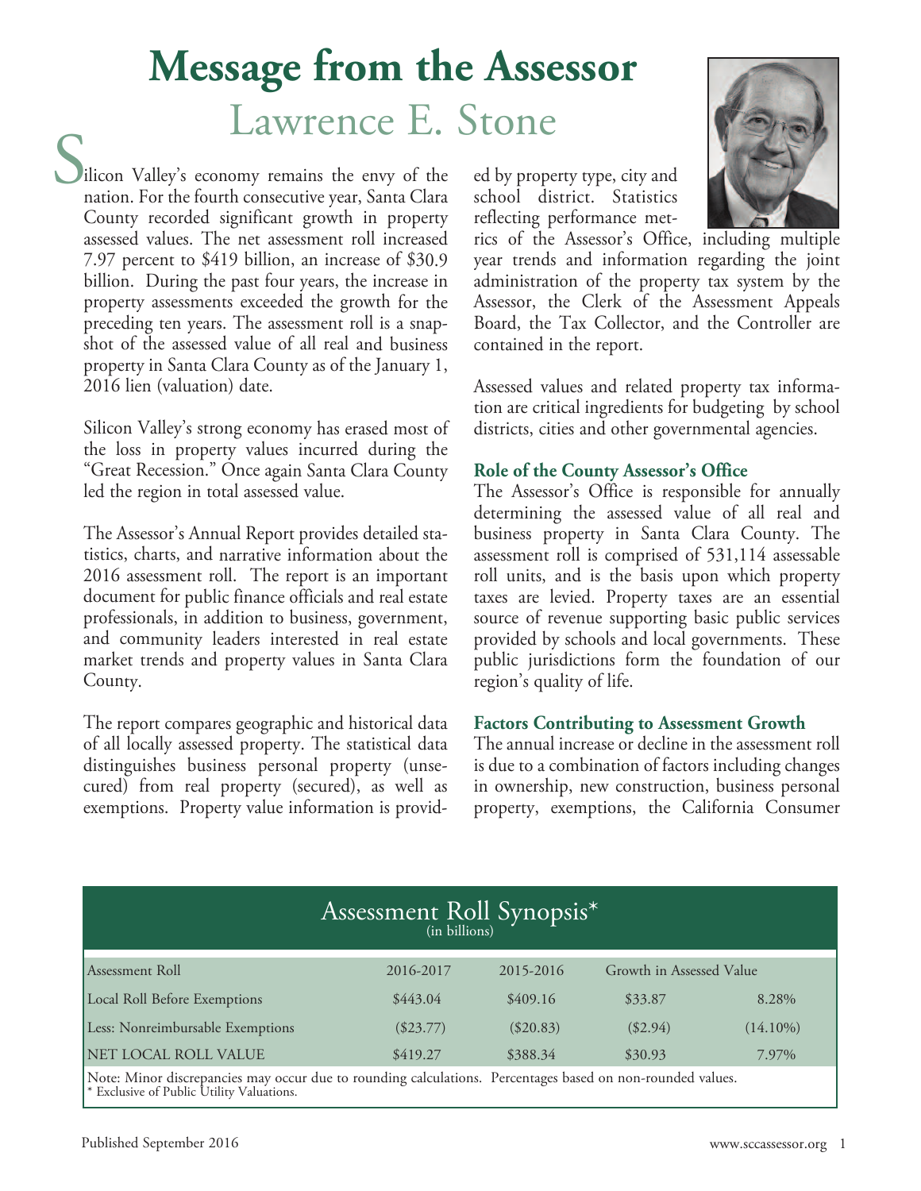# Message from the Assessor

## Lawrence E. Stone

Silicon Valley's economy remains the envy of the nation. For the fourth consecutive year, Santa Clara County recorded significant growth in property assessed values. The net assessment roll increased 7.97 percent to $419 billion, an increase of $30.9 billion. During the past four years, the increase in property assessments exceeded the growth for the preceding ten years. The assessment roll is a snapshot of the assessed value of all real and business property in Santa Clara County as of the January 1, 2016 lien (valuation) date.

Silicon Valley's strong economy has erased most of the loss in property values incurred during the "Great Recession." Once again Santa Clara County led the region in total assessed value.

The Assessor's Annual Report provides detailed statistics, charts, and narrative information about the 2016 assessment roll. The report is an important document for public finance officials and real estate professionals, in addition to business, government, and community leaders interested in real estate market trends and property values in Santa Clara County.

The report compares geographic and historical data of all locally assessed property. The statistical data distinguishes business personal property (unsecured) from real property (secured), as well as exemptions. Property value information is provided by property type, city and school district. Statistics reflecting performance metrics of the Assessor's Office, including multiple year trends and information regarding the joint administration of the property tax system by the Assessor, the Clerk of the Assessment Appeals Board, the Tax Collector, and the Controller are contained in the report.

Assessed values and related property tax information are critical ingredients for budgeting by school districts, cities and other governmental agencies.

### Role of the County Assessor's Office

The Assessor's Office is responsible for annually determining the assessed value of all real and business property in Santa Clara County. The assessment roll is comprised of 531,114 assessable roll units, and is the basis upon which property taxes are levied. Property taxes are an essential source of revenue supporting basic public services provided by schools and local governments. These public jurisdictions form the foundation of our region's quality of life.

### Factors Contributing to Assessment Growth

The annual increase or decline in the assessment roll is due to a combination of factors including changes in ownership, new construction, business personal property, exemptions, the California Consumer

**Assessment Roll Synopsis*** (in billions)

| Assessment Roll | 2016-2017 | 2015-2016 | Growth in Assessed Value | |
|---|---|---|---|---|
| Local Roll Before Exemptions | $443.04 | $409.16 | $33.87 | 8.28% |
| Less: Nonreimbursable Exemptions | ($23.77) | ($20.83) | ($2.94) | (14.10%) |
| NET LOCAL ROLL VALUE | $419.27 | $388.34 | $30.93 | 7.97% |

Note: Minor discrepancies may occur due to rounding calculations. Percentages based on non-rounded values.
* Exclusive of Public Utility Valuations.

Published September 2016

www.sccassessor.org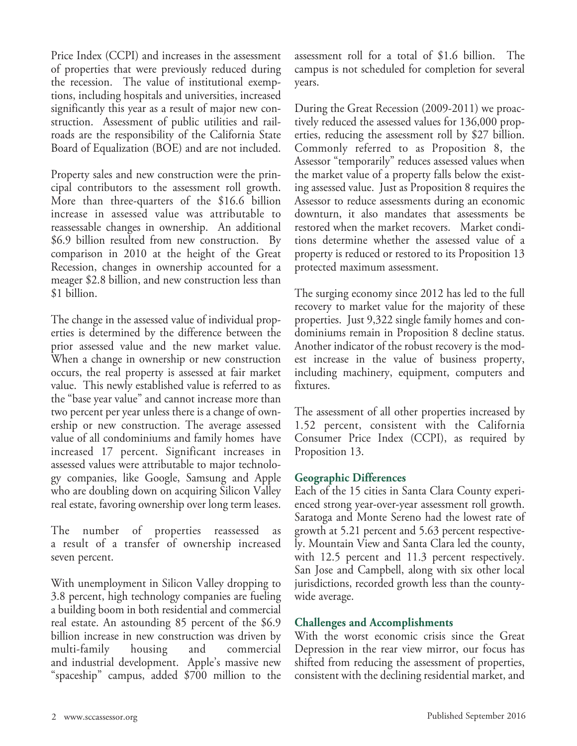Price Index (CCPI) and increases in the assessment of properties that were previously reduced during the recession. The value of institutional exemptions, including hospitals and universities, increased significantly this year as a result of major new construction. Assessment of public utilities and railroads are the responsibility of the California State Board of Equalization (BOE) and are not included.

Property sales and new construction were the principal contributors to the assessment roll growth. More than three-quarters of the $16.6 billion increase in assessed value was attributable to reassessable changes in ownership. An additional $6.9 billion resulted from new construction. By comparison in 2010 at the height of the Great Recession, changes in ownership accounted for a meager $2.8 billion, and new construction less than $1 billion.

The change in the assessed value of individual properties is determined by the difference between the prior assessed value and the new market value. When a change in ownership or new construction occurs, the real property is assessed at fair market value. This newly established value is referred to as the "base year value" and cannot increase more than two percent per year unless there is a change of ownership or new construction. The average assessed value of all condominiums and family homes have increased 17 percent. Significant increases in assessed values were attributable to major technology companies, like Google, Samsung and Apple who are doubling down on acquiring Silicon Valley real estate, favoring ownership over long term leases.

The number of properties reassessed as a result of a transfer of ownership increased seven percent.

With unemployment in Silicon Valley dropping to 3.8 percent, high technology companies are fueling a building boom in both residential and commercial real estate. An astounding 85 percent of the $6.9 billion increase in new construction was driven by multi-family housing and commercial and industrial development. Apple's massive new "spaceship" campus, added $700 million to the assessment roll for a total of $1.6 billion. The campus is not scheduled for completion for several years.

During the Great Recession (2009-2011) we proactively reduced the assessed values for 136,000 properties, reducing the assessment roll by $27 billion. Commonly referred to as Proposition 8, the Assessor "temporarily" reduces assessed values when the market value of a property falls below the existing assessed value. Just as Proposition 8 requires the Assessor to reduce assessments during an economic downturn, it also mandates that assessments be restored when the market recovers. Market conditions determine whether the assessed value of a property is reduced or restored to its Proposition 13 protected maximum assessment.

The surging economy since 2012 has led to the full recovery to market value for the majority of these properties. Just 9,322 single family homes and condominiums remain in Proposition 8 decline status. Another indicator of the robust recovery is the modest increase in the value of business property, including machinery, equipment, computers and fixtures.

The assessment of all other properties increased by 1.52 percent, consistent with the California Consumer Price Index (CCPI), as required by Proposition 13.

### Geographic Differences

Each of the 15 cities in Santa Clara County experienced strong year-over-year assessment roll growth. Saratoga and Monte Sereno had the lowest rate of growth at 5.21 percent and 5.63 percent respectively. Mountain View and Santa Clara led the county, with 12.5 percent and 11.3 percent respectively. San Jose and Campbell, along with six other local jurisdictions, recorded growth less than the countywide average.

### Challenges and Accomplishments

With the worst economic crisis since the Great Depression in the rear view mirror, our focus has shifted from reducing the assessment of properties, consistent with the declining residential market, and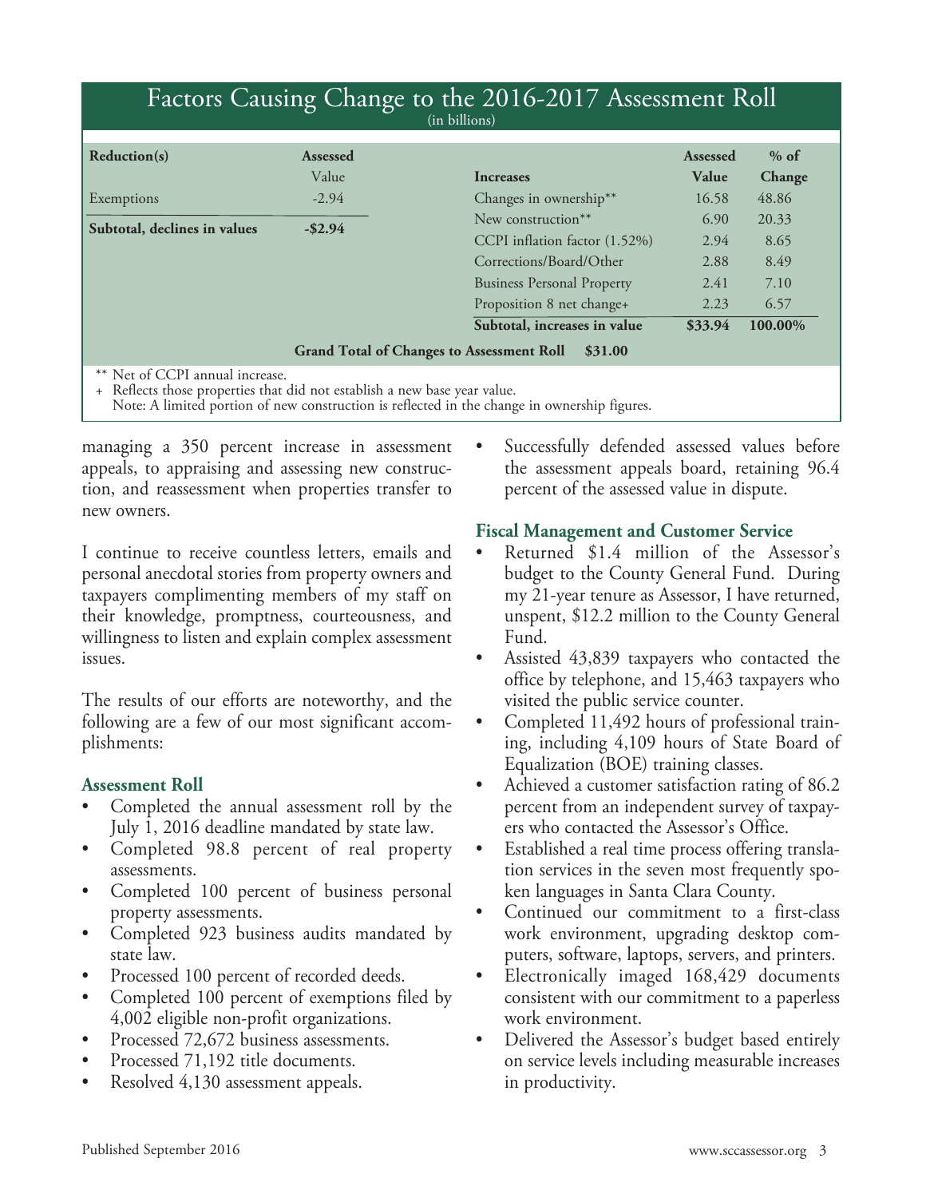## Factors Causing Change to the 2016-2017 Assessment Roll

(in billions)

| Reduction(s) | Assessed Value | Increases | Assessed Value | % of Change |
|---|---|---|---|---|
| Exemptions | -2.94 | Changes in ownership** | 16.58 | 48.86 |
| **Subtotal, declines in values** | **-$2.94** | New construction** | 6.90 | 20.33 |
| | | CCPI inflation factor (1.52%) | 2.94 | 8.65 |
| | | Corrections/Board/Other | 2.88 | 8.49 |
| | | Business Personal Property | 2.41 | 7.10 |
| | | Proposition 8 net change+ | 2.23 | 6.57 |
| | | **Subtotal, increases in value** | **$33.94** | **100.00%** |
| | | **Grand Total of Changes to Assessment Roll** | **$31.00** | |

** Net of CCPI annual increase.
+ Reflects those properties that did not establish a new base year value.
Note: A limited portion of new construction is reflected in the change in ownership figures.

managing a 350 percent increase in assessment appeals, to appraising and assessing new construction, and reassessment when properties transfer to new owners.

I continue to receive countless letters, emails and personal anecdotal stories from property owners and taxpayers complimenting members of my staff on their knowledge, promptness, courteousness, and willingness to listen and explain complex assessment issues.

The results of our efforts are noteworthy, and the following are a few of our most significant accomplishments:

### Assessment Roll

- Completed the annual assessment roll by the July 1, 2016 deadline mandated by state law.
- Completed 98.8 percent of real property assessments.
- Completed 100 percent of business personal property assessments.
- Completed 923 business audits mandated by state law.
- Processed 100 percent of recorded deeds.
- Completed 100 percent of exemptions filed by 4,002 eligible non-profit organizations.
- Processed 72,672 business assessments.
- Processed 71,192 title documents.
- Resolved 4,130 assessment appeals.
- Successfully defended assessed values before the assessment appeals board, retaining 96.4 percent of the assessed value in dispute.

### Fiscal Management and Customer Service

- Returned $1.4 million of the Assessor's budget to the County General Fund. During my 21-year tenure as Assessor, I have returned, unspent, $12.2 million to the County General Fund.
- Assisted 43,839 taxpayers who contacted the office by telephone, and 15,463 taxpayers who visited the public service counter.
- Completed 11,492 hours of professional training, including 4,109 hours of State Board of Equalization (BOE) training classes.
- Achieved a customer satisfaction rating of 86.2 percent from an independent survey of taxpayers who contacted the Assessor's Office.
- Established a real time process offering translation services in the seven most frequently spoken languages in Santa Clara County.
- Continued our commitment to a first-class work environment, upgrading desktop computers, software, laptops, servers, and printers.
- Electronically imaged 168,429 documents consistent with our commitment to a paperless work environment.
- Delivered the Assessor's budget based entirely on service levels including measurable increases in productivity.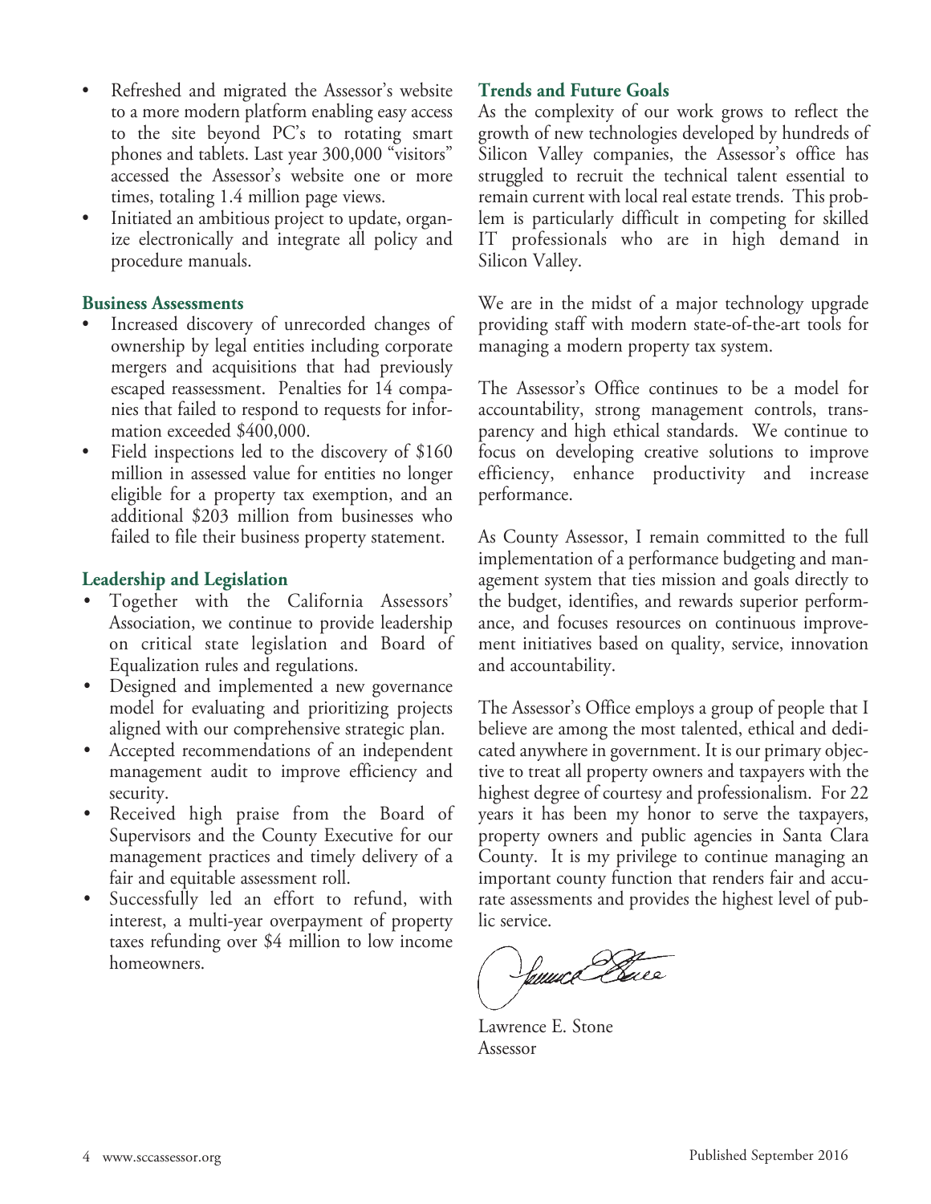- Refreshed and migrated the Assessor's website to a more modern platform enabling easy access to the site beyond PC's to rotating smart phones and tablets. Last year 300,000 "visitors" accessed the Assessor's website one or more times, totaling 1.4 million page views.
- Initiated an ambitious project to update, organize electronically and integrate all policy and procedure manuals.

### Business Assessments

- Increased discovery of unrecorded changes of ownership by legal entities including corporate mergers and acquisitions that had previously escaped reassessment. Penalties for 14 companies that failed to respond to requests for information exceeded $400,000.
- Field inspections led to the discovery of $160 million in assessed value for entities no longer eligible for a property tax exemption, and an additional $203 million from businesses who failed to file their business property statement.

### Leadership and Legislation

- Together with the California Assessors' Association, we continue to provide leadership on critical state legislation and Board of Equalization rules and regulations.
- Designed and implemented a new governance model for evaluating and prioritizing projects aligned with our comprehensive strategic plan.
- Accepted recommendations of an independent management audit to improve efficiency and security.
- Received high praise from the Board of Supervisors and the County Executive for our management practices and timely delivery of a fair and equitable assessment roll.
- Successfully led an effort to refund, with interest, a multi-year overpayment of property taxes refunding over $4 million to low income homeowners.

### Trends and Future Goals

As the complexity of our work grows to reflect the growth of new technologies developed by hundreds of Silicon Valley companies, the Assessor's office has struggled to recruit the technical talent essential to remain current with local real estate trends. This problem is particularly difficult in competing for skilled IT professionals who are in high demand in Silicon Valley.

We are in the midst of a major technology upgrade providing staff with modern state-of-the-art tools for managing a modern property tax system.

The Assessor's Office continues to be a model for accountability, strong management controls, transparency and high ethical standards. We continue to focus on developing creative solutions to improve efficiency, enhance productivity and increase performance.

As County Assessor, I remain committed to the full implementation of a performance budgeting and management system that ties mission and goals directly to the budget, identifies, and rewards superior performance, and focuses resources on continuous improvement initiatives based on quality, service, innovation and accountability.

The Assessor's Office employs a group of people that I believe are among the most talented, ethical and dedicated anywhere in government. It is our primary objective to treat all property owners and taxpayers with the highest degree of courtesy and professionalism. For 22 years it has been my honor to serve the taxpayers, property owners and public agencies in Santa Clara County. It is my privilege to continue managing an important county function that renders fair and accurate assessments and provides the highest level of public service.

Lawrence E. Stone
Assessor

Published September 2016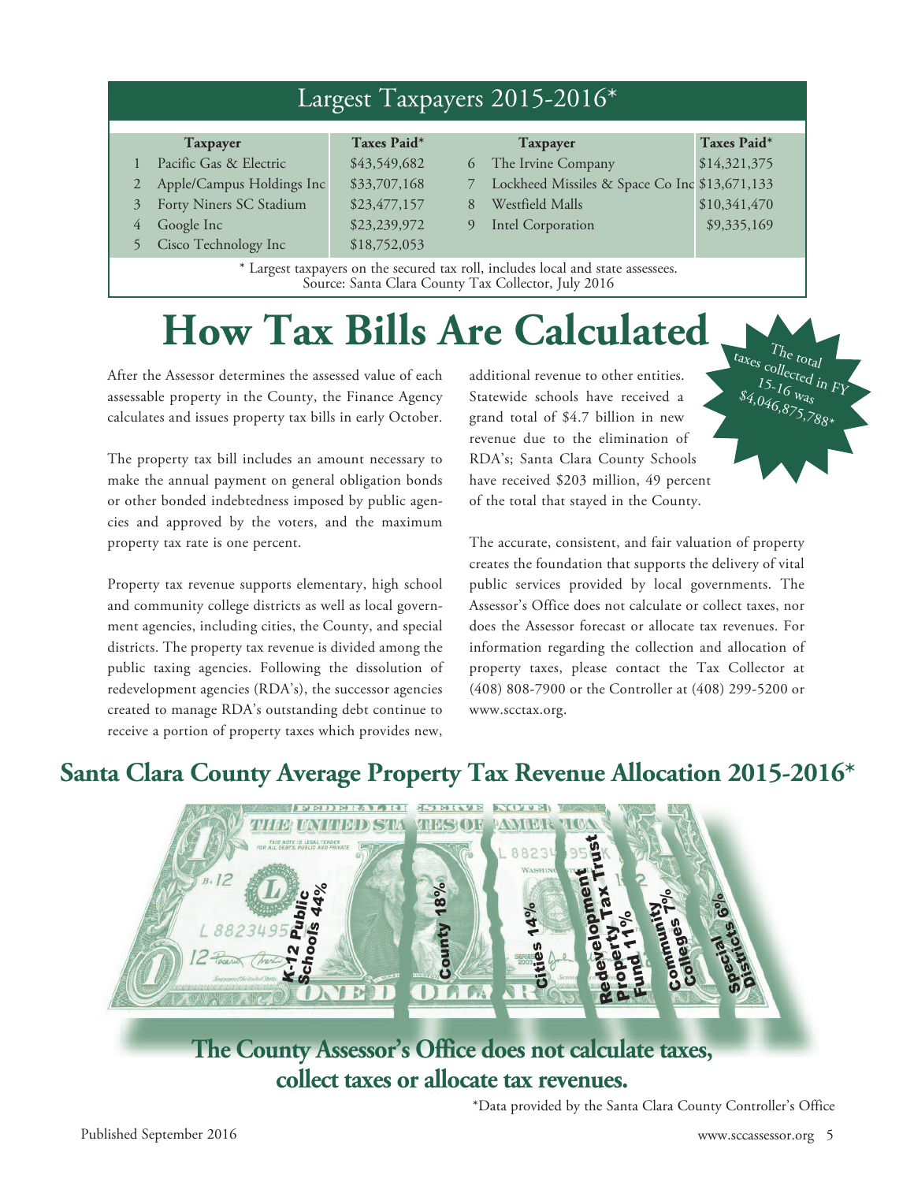## Largest Taxpayers 2015-2016*

| | Taxpayer | Taxes Paid* | | Taxpayer | Taxes Paid* |
|---|---|---|---|---|---|
| 1 | Pacific Gas & Electric | $43,549,682 | 6 | The Irvine Company | $14,321,375 |
| 2 | Apple/Campus Holdings Inc | $33,707,168 | 7 | Lockheed Missiles & Space Co Inc | $13,671,133 |
| 3 | Forty Niners SC Stadium | $23,477,157 | 8 | Westfield Malls | $10,341,470 |
| 4 | Google Inc | $23,239,972 | 9 | Intel Corporation | $9,335,169 |
| 5 | Cisco Technology Inc | $18,752,053 | | | |

* Largest taxpayers on the secured tax roll, includes local and state assessees.
Source: Santa Clara County Tax Collector, July 2016

# How Tax Bills Are Calculated

The total taxes collected in FY 15-16 was $4,046,875,788*

After the Assessor determines the assessed value of each assessable property in the County, the Finance Agency calculates and issues property tax bills in early October.

The property tax bill includes an amount necessary to make the annual payment on general obligation bonds or other bonded indebtedness imposed by public agencies and approved by the voters, and the maximum property tax rate is one percent.

Property tax revenue supports elementary, high school and community college districts as well as local government agencies, including cities, the County, and special districts. The property tax revenue is divided among the public taxing agencies. Following the dissolution of redevelopment agencies (RDA's), the successor agencies created to manage RDA's outstanding debt continue to receive a portion of property taxes which provides new, additional revenue to other entities. Statewide schools have received a grand total of $4.7 billion in new revenue due to the elimination of RDA's; Santa Clara County Schools have received $203 million, 49 percent of the total that stayed in the County.

The accurate, consistent, and fair valuation of property creates the foundation that supports the delivery of vital public services provided by local governments. The Assessor's Office does not calculate or collect taxes, nor does the Assessor forecast or allocate tax revenues. For information regarding the collection and allocation of property taxes, please contact the Tax Collector at (408) 808-7900 or the Controller at (408) 299-5200 or www.scctax.org.

## Santa Clara County Average Property Tax Revenue Allocation 2015-2016*

K-12 Public Schools 44%

County 18%

Cities 14%

Redevelopment Property Tax Trust Fund 11%

Community Colleges 7%

Special Districts 6%

**The County Assessor's Office does not calculate taxes, collect taxes or allocate tax revenues.**

*Data provided by the Santa Clara County Controller's Office

Published September 2016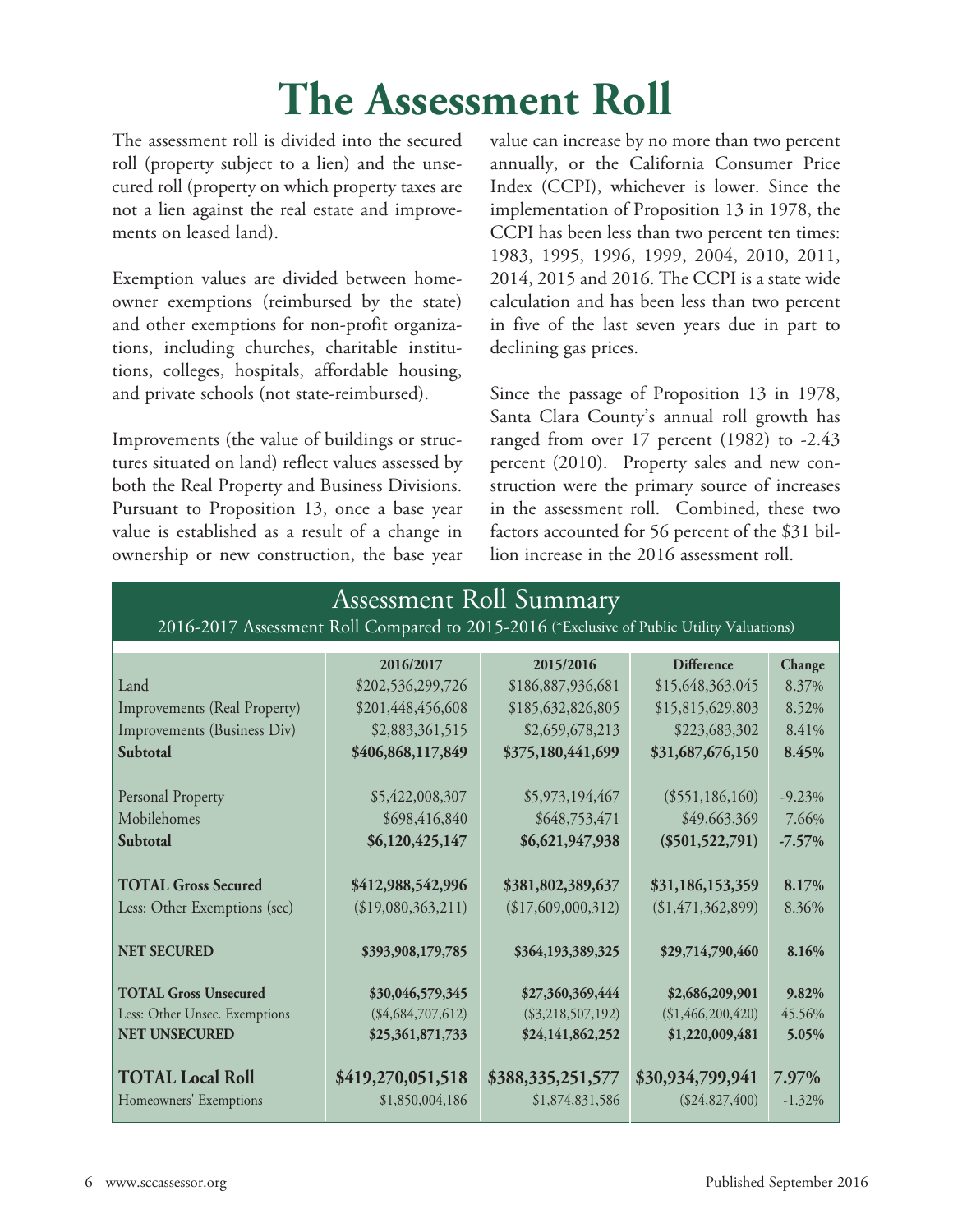# The Assessment Roll

The assessment roll is divided into the secured roll (property subject to a lien) and the unsecured roll (property on which property taxes are not a lien against the real estate and improvements on leased land).

Exemption values are divided between homeowner exemptions (reimbursed by the state) and other exemptions for non-profit organizations, including churches, charitable institutions, colleges, hospitals, affordable housing, and private schools (not state-reimbursed).

Improvements (the value of buildings or structures situated on land) reflect values assessed by both the Real Property and Business Divisions. Pursuant to Proposition 13, once a base year value is established as a result of a change in ownership or new construction, the base year value can increase by no more than two percent annually, or the California Consumer Price Index (CCPI), whichever is lower. Since the implementation of Proposition 13 in 1978, the CCPI has been less than two percent ten times: 1983, 1995, 1996, 1999, 2004, 2010, 2011, 2014, 2015 and 2016. The CCPI is a state wide calculation and has been less than two percent in five of the last seven years due in part to declining gas prices.

Since the passage of Proposition 13 in 1978, Santa Clara County's annual roll growth has ranged from over 17 percent (1982) to -2.43 percent (2010). Property sales and new construction were the primary source of increases in the assessment roll. Combined, these two factors accounted for 56 percent of the $31 billion increase in the 2016 assessment roll.

## Assessment Roll Summary

2016-2017 Assessment Roll Compared to 2015-2016 (*Exclusive of Public Utility Valuations)

| | 2016/2017 | 2015/2016 | Difference | Change |
|---|---|---|---|---|
| Land | $202,536,299,726 | $186,887,936,681 | $15,648,363,045 | 8.37% |
| Improvements (Real Property) | $201,448,456,608 | $185,632,826,805 | $15,815,629,803 | 8.52% |
| Improvements (Business Div) | $2,883,361,515 | $2,659,678,213 | $223,683,302 | 8.41% |
| **Subtotal** | **$406,868,117,849** | **$375,180,441,699** | **$31,687,676,150** | **8.45%** |
| Personal Property | $5,422,008,307 | $5,973,194,467 | ($551,186,160) | -9.23% |
| Mobilehomes | $698,416,840 | $648,753,471 | $49,663,369 | 7.66% |
| **Subtotal** | **$6,120,425,147** | **$6,621,947,938** | **($501,522,791)** | **-7.57%** |
| **TOTAL Gross Secured** | **$412,988,542,996** | **$381,802,389,637** | **$31,186,153,359** | **8.17%** |
| Less: Other Exemptions (sec) | ($19,080,363,211) | ($17,609,000,312) | ($1,471,362,899) | 8.36% |
| **NET SECURED** | **$393,908,179,785** | **$364,193,389,325** | **$29,714,790,460** | **8.16%** |
| **TOTAL Gross Unsecured** | **$30,046,579,345** | **$27,360,369,444** | **$2,686,209,901** | **9.82%** |
| Less: Other Unsec. Exemptions | ($4,684,707,612) | ($3,218,507,192) | ($1,466,200,420) | 45.56% |
| **NET UNSECURED** | **$25,361,871,733** | **$24,141,862,252** | **$1,220,009,481** | **5.05%** |
| **TOTAL Local Roll** | **$419,270,051,518** | **$388,335,251,577** | **$30,934,799,941** | **7.97%** |
| Homeowners' Exemptions | $1,850,004,186 | $1,874,831,586 | ($24,827,400) | -1.32% |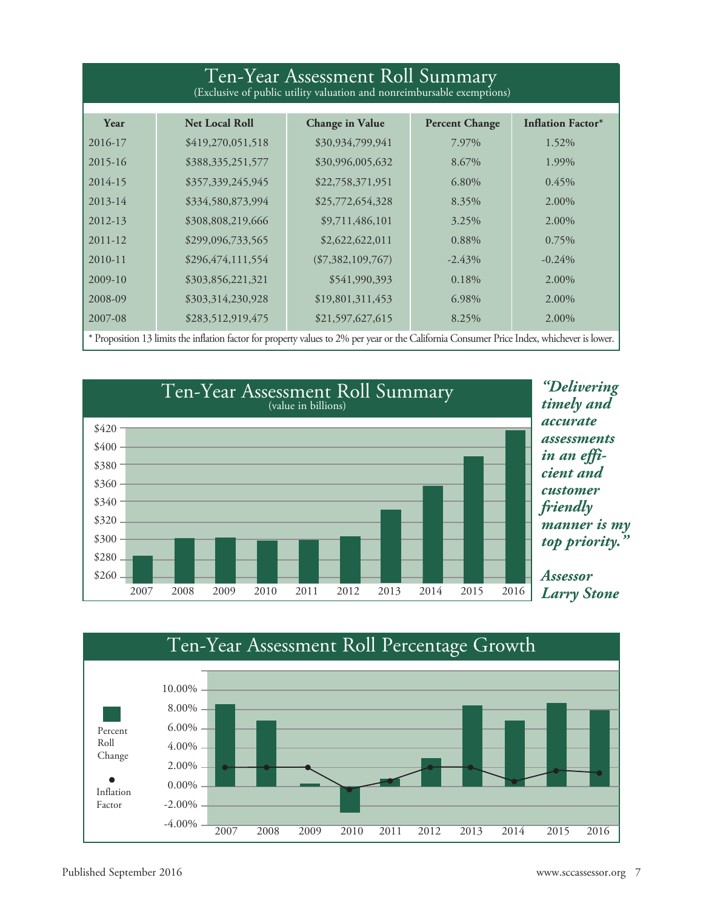## Ten-Year Assessment Roll Summary

(Exclusive of public utility valuation and nonreimbursable exemptions)

| Year | Net Local Roll | Change in Value | Percent Change | Inflation Factor* |
|---|---|---|---|---|
| 2016-17 | $419,270,051,518 | $30,934,799,941 | 7.97% | 1.52% |
| 2015-16 | $388,335,251,577 | $30,996,005,632 | 8.67% | 1.99% |
| 2014-15 | $357,339,245,945 | $22,758,371,951 | 6.80% | 0.45% |
| 2013-14 | $334,580,873,994 | $25,772,654,328 | 8.35% | 2.00% |
| 2012-13 | $308,808,219,666 | $9,711,486,101 | 3.25% | 2.00% |
| 2011-12 | $299,096,733,565 | $2,622,622,011 | 0.88% | 0.75% |
| 2010-11 | $296,474,111,554 | ($7,382,109,767) | -2.43% | -0.24% |
| 2009-10 | $303,856,221,321 | $541,990,393 | 0.18% | 2.00% |
| 2008-09 | $303,314,230,928 | $19,801,311,453 | 6.98% | 2.00% |
| 2007-08 | $283,512,919,475 | $21,597,627,615 | 8.25% | 2.00% |

* Proposition 13 limits the inflation factor for property values to 2% per year or the California Consumer Price Index, whichever is lower.

## Ten-Year Assessment Roll Summary

(value in billions)

*"Delivering timely and accurate assessments in an efficient and customer friendly manner is my top priority."*

***Assessor Larry Stone***

## Ten-Year Assessment Roll Percentage Growth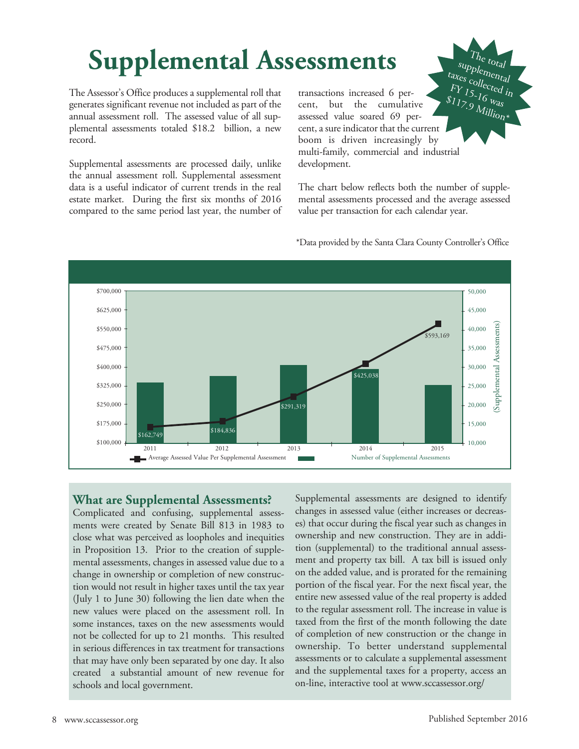# Supplemental Assessments

The Assessor's Office produces a supplemental roll that generates significant revenue not included as part of the annual assessment roll. The assessed value of all supplemental assessments totaled $18.2 billion, a new record.

Supplemental assessments are processed daily, unlike the annual assessment roll. Supplemental assessment data is a useful indicator of current trends in the real estate market. During the first six months of 2016 compared to the same period last year, the number of transactions increased 6 percent, but the cumulative assessed value soared 69 percent, a sure indicator that the current boom is driven increasingly by multi-family, commercial and industrial development.

The total supplemental taxes collected in FY 15-16 was $117.9 Million*

The chart below reflects both the number of supplemental assessments processed and the average assessed value per transaction for each calendar year.

*Data provided by the Santa Clara County Controller's Office

| Year | Average Assessed Value Per Supplemental Assessment |
|---|---|
| 2011 | $162,749 |
| 2012 | $184,836 |
| 2013 | $291,319 |
| 2014 | $425,038 |
| 2015 | $593,169 |

Legend: Average Assessed Value Per Supplemental Assessment; Number of Supplemental Assessments

## What are Supplemental Assessments?

Complicated and confusing, supplemental assessments were created by Senate Bill 813 in 1983 to close what was perceived as loopholes and inequities in Proposition 13. Prior to the creation of supplemental assessments, changes in assessed value due to a change in ownership or completion of new construction would not result in higher taxes until the tax year (July 1 to June 30) following the lien date when the new values were placed on the assessment roll. In some instances, taxes on the new assessments would not be collected for up to 21 months. This resulted in serious differences in tax treatment for transactions that may have only been separated by one day. It also created a substantial amount of new revenue for schools and local government.

Supplemental assessments are designed to identify changes in assessed value (either increases or decreases) that occur during the fiscal year such as changes in ownership and new construction. They are in addition (supplemental) to the traditional annual assessment and property tax bill. A tax bill is issued only on the added value, and is prorated for the remaining portion of the fiscal year. For the next fiscal year, the entire new assessed value of the real property is added to the regular assessment roll. The increase in value is taxed from the first of the month following the date of completion of new construction or the change in ownership. To better understand supplemental assessments or to calculate a supplemental assessment and the supplemental taxes for a property, access an on-line, interactive tool at www.sccassessor.org/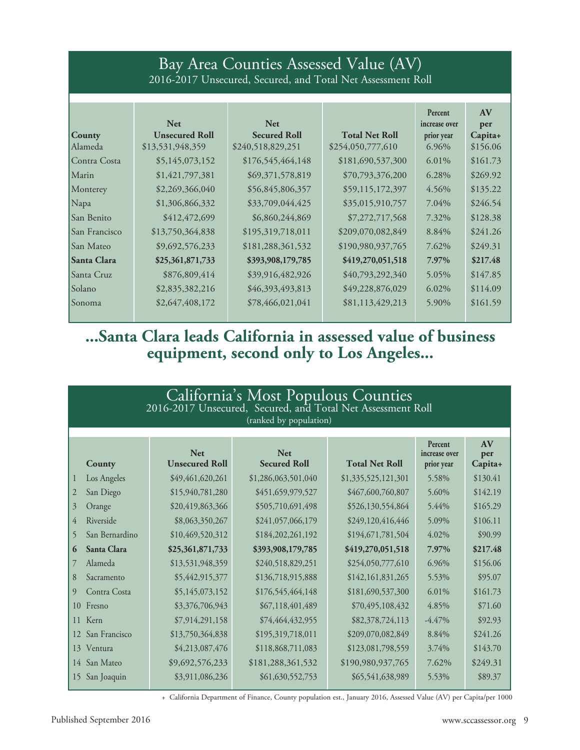## Bay Area Counties Assessed Value (AV)

2016-2017 Unsecured, Secured, and Total Net Assessment Roll

| County | Net Unsecured Roll | Net Secured Roll | Total Net Roll | Percent increase over prior year | AV per Capita+ |
|---|---|---|---|---|---|
| Alameda | $13,531,948,359 | $240,518,829,251 | $254,050,777,610 | 6.96% | $156.06 |
| Contra Costa | $5,145,073,152 | $176,545,464,148 | $181,690,537,300 | 6.01% | $161.73 |
| Marin | $1,421,797,381 | $69,371,578,819 | $70,793,376,200 | 6.28% | $269.92 |
| Monterey | $2,269,366,040 | $56,845,806,357 | $59,115,172,397 | 4.56% | $135.22 |
| Napa | $1,306,866,332 | $33,709,044,425 | $35,015,910,757 | 7.04% | $246.54 |
| San Benito | $412,472,699 | $6,860,244,869 | $7,272,717,568 | 7.32% | $128.38 |
| San Francisco | $13,750,364,838 | $195,319,718,011 | $209,070,082,849 | 8.84% | $241.26 |
| San Mateo | $9,692,576,233 | $181,288,361,532 | $190,980,937,765 | 7.62% | $249.31 |
| **Santa Clara** | **$25,361,871,733** | **$393,908,179,785** | **$419,270,051,518** | **7.97%** | **$217.48** |
| Santa Cruz | $876,809,414 | $39,916,482,926 | $40,793,292,340 | 5.05% | $147.85 |
| Solano | $2,835,382,216 | $46,393,493,813 | $49,228,876,029 | 6.02% | $114.09 |
| Sonoma | $2,647,408,172 | $78,466,021,041 | $81,113,429,213 | 5.90% | $161.59 |

## ...Santa Clara leads California in assessed value of business equipment, second only to Los Angeles...

## California's Most Populous Counties

2016-2017 Unsecured, Secured, and Total Net Assessment Roll
(ranked by population)

| | County | Net Unsecured Roll | Net Secured Roll | Total Net Roll | Percent increase over prior year | AV per Capita+ |
|---|---|---|---|---|---|---|
| 1 | Los Angeles | $49,461,620,261 | $1,286,063,501,040 | $1,335,525,121,301 | 5.58% | $130.41 |
| 2 | San Diego | $15,940,781,280 | $451,659,979,527 | $467,600,760,807 | 5.60% | $142.19 |
| 3 | Orange | $20,419,863,366 | $505,710,691,498 | $526,130,554,864 | 5.44% | $165.29 |
| 4 | Riverside | $8,063,350,267 | $241,057,066,179 | $249,120,416,446 | 5.09% | $106.11 |
| 5 | San Bernardino | $10,469,520,312 | $184,202,261,192 | $194,671,781,504 | 4.02% | $90.99 |
| **6** | **Santa Clara** | **$25,361,871,733** | **$393,908,179,785** | **$419,270,051,518** | **7.97%** | **$217.48** |
| 7 | Alameda | $13,531,948,359 | $240,518,829,251 | $254,050,777,610 | 6.96% | $156.06 |
| 8 | Sacramento | $5,442,915,377 | $136,718,915,888 | $142,161,831,265 | 5.53% | $95.07 |
| 9 | Contra Costa | $5,145,073,152 | $176,545,464,148 | $181,690,537,300 | 6.01% | $161.73 |
| 10 | Fresno | $3,376,706,943 | $67,118,401,489 | $70,495,108,432 | 4.85% | $71.60 |
| 11 | Kern | $7,914,291,158 | $74,464,432,955 | $82,378,724,113 | -4.47% | $92.93 |
| 12 | San Francisco | $13,750,364,838 | $195,319,718,011 | $209,070,082,849 | 8.84% | $241.26 |
| 13 | Ventura | $4,213,087,476 | $118,868,711,083 | $123,081,798,559 | 3.74% | $143.70 |
| 14 | San Mateo | $9,692,576,233 | $181,288,361,532 | $190,980,937,765 | 7.62% | $249.31 |
| 15 | San Joaquin | $3,911,086,236 | $61,630,552,753 | $65,541,638,989 | 5.53% | $89.37 |

+ California Department of Finance, County population est., January 2016, Assessed Value (AV) per Capita/per 1000

Published September 2016

www.sccassessor.org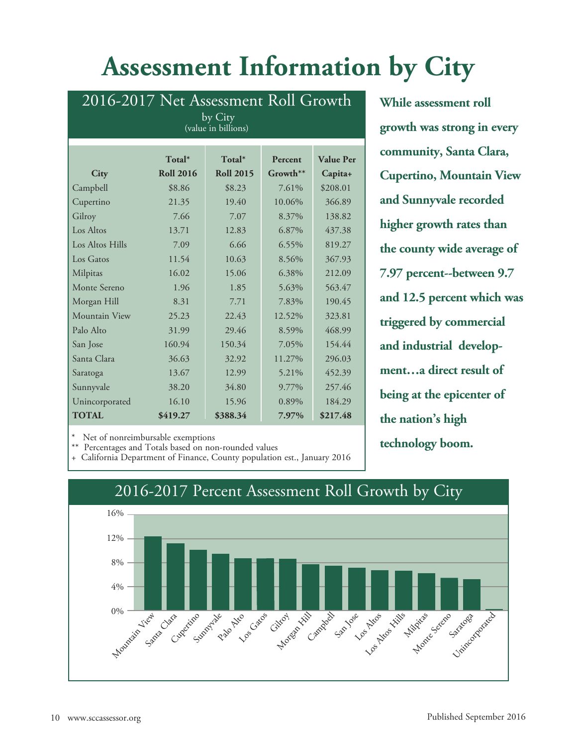# Assessment Information by City

## 2016-2017 Net Assessment Roll Growth

by City
(value in billions)

| City | Total* Roll 2016 | Total* Roll 2015 | Percent Growth** | Value Per Capita+ |
|---|---|---|---|---|
| Campbell | $8.86 | $8.23 | 7.61% | $208.01 |
| Cupertino | 21.35 | 19.40 | 10.06% | 366.89 |
| Gilroy | 7.66 | 7.07 | 8.37% | 138.82 |
| Los Altos | 13.71 | 12.83 | 6.87% | 437.38 |
| Los Altos Hills | 7.09 | 6.66 | 6.55% | 819.27 |
| Los Gatos | 11.54 | 10.63 | 8.56% | 367.93 |
| Milpitas | 16.02 | 15.06 | 6.38% | 212.09 |
| Monte Sereno | 1.96 | 1.85 | 5.63% | 563.47 |
| Morgan Hill | 8.31 | 7.71 | 7.83% | 190.45 |
| Mountain View | 25.23 | 22.43 | 12.52% | 323.81 |
| Palo Alto | 31.99 | 29.46 | 8.59% | 468.99 |
| San Jose | 160.94 | 150.34 | 7.05% | 154.44 |
| Santa Clara | 36.63 | 32.92 | 11.27% | 296.03 |
| Saratoga | 13.67 | 12.99 | 5.21% | 452.39 |
| Sunnyvale | 38.20 | 34.80 | 9.77% | 257.46 |
| Unincorporated | 16.10 | 15.96 | 0.89% | 184.29 |
| **TOTAL** | **$419.27** | **$388.34** | **7.97%** | **$217.48** |

\* Net of nonreimbursable exemptions
\** Percentages and Totals based on non-rounded values
\+ California Department of Finance, County population est., January 2016

**While assessment roll growth was strong in every community, Santa Clara, Cupertino, Mountain View and Sunnyvale recorded higher growth rates than the county wide average of 7.97 percent--between 9.7 and 12.5 percent which was triggered by commercial and industrial development…a direct result of being at the epicenter of the nation's high technology boom.**

## 2016-2017 Percent Assessment Roll Growth by City

| City | Percent Growth |
|---|---|
| Mountain View | 12.52% |
| Santa Clara | 11.27% |
| Cupertino | 10.06% |
| Sunnyvale | 9.77% |
| Palo Alto | 8.59% |
| Los Gatos | 8.56% |
| Gilroy | 8.37% |
| Morgan Hill | 7.83% |
| Campbell | 7.61% |
| San Jose | 7.05% |
| Los Altos | 6.87% |
| Los Altos Hills | 6.55% |
| Milpitas | 6.38% |
| Monte Sereno | 5.63% |
| Saratoga | 5.21% |
| Unincorporated | 0.89% |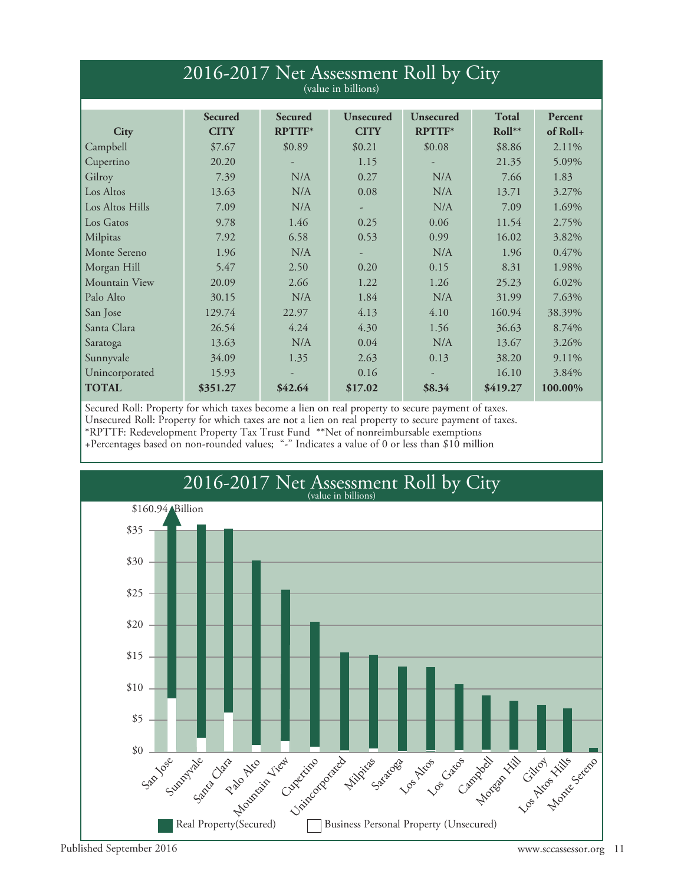## 2016-2017 Net Assessment Roll by City

(value in billions)

| City | Secured CITY | Secured RPTTF* | Unsecured CITY | Unsecured RPTTF* | Total Roll** | Percent of Roll+ |
|---|---|---|---|---|---|---|
| Campbell | $7.67 | $0.89 | $0.21 | $0.08 | $8.86 | 2.11% |
| Cupertino | 20.20 | - | 1.15 | - | 21.35 | 5.09% |
| Gilroy | 7.39 | N/A | 0.27 | N/A | 7.66 | 1.83 |
| Los Altos | 13.63 | N/A | 0.08 | N/A | 13.71 | 3.27% |
| Los Altos Hills | 7.09 | N/A | - | N/A | 7.09 | 1.69% |
| Los Gatos | 9.78 | 1.46 | 0.25 | 0.06 | 11.54 | 2.75% |
| Milpitas | 7.92 | 6.58 | 0.53 | 0.99 | 16.02 | 3.82% |
| Monte Sereno | 1.96 | N/A | - | N/A | 1.96 | 0.47% |
| Morgan Hill | 5.47 | 2.50 | 0.20 | 0.15 | 8.31 | 1.98% |
| Mountain View | 20.09 | 2.66 | 1.22 | 1.26 | 25.23 | 6.02% |
| Palo Alto | 30.15 | N/A | 1.84 | N/A | 31.99 | 7.63% |
| San Jose | 129.74 | 22.97 | 4.13 | 4.10 | 160.94 | 38.39% |
| Santa Clara | 26.54 | 4.24 | 4.30 | 1.56 | 36.63 | 8.74% |
| Saratoga | 13.63 | N/A | 0.04 | N/A | 13.67 | 3.26% |
| Sunnyvale | 34.09 | 1.35 | 2.63 | 0.13 | 38.20 | 9.11% |
| Unincorporated | 15.93 | - | 0.16 | - | 16.10 | 3.84% |
| **TOTAL** | **$351.27** | **$42.64** | **$17.02** | **$8.34** | **$419.27** | **100.00%** |

Secured Roll: Property for which taxes become a lien on real property to secure payment of taxes.
Unsecured Roll: Property for which taxes are not a lien on real property to secure payment of taxes.
*RPTTF: Redevelopment Property Tax Trust Fund **Net of nonreimbursable exemptions
+Percentages based on non-rounded values; "-" Indicates a value of 0 or less than $10 million

## 2016-2017 Net Assessment Roll by City

(value in billions)

$160.94 Billion

$35, $30, $25, $20, $15, $10, $5, $0

San Jose, Sunnyvale, Santa Clara, Palo Alto, Mountain View, Cupertino, Unincorporated, Milpitas, Saratoga, Los Altos, Los Gatos, Campbell, Morgan Hill, Gilroy, Los Altos Hills, Monte Sereno

Real Property(Secured) | Business Personal Property (Unsecured)

Published September 2016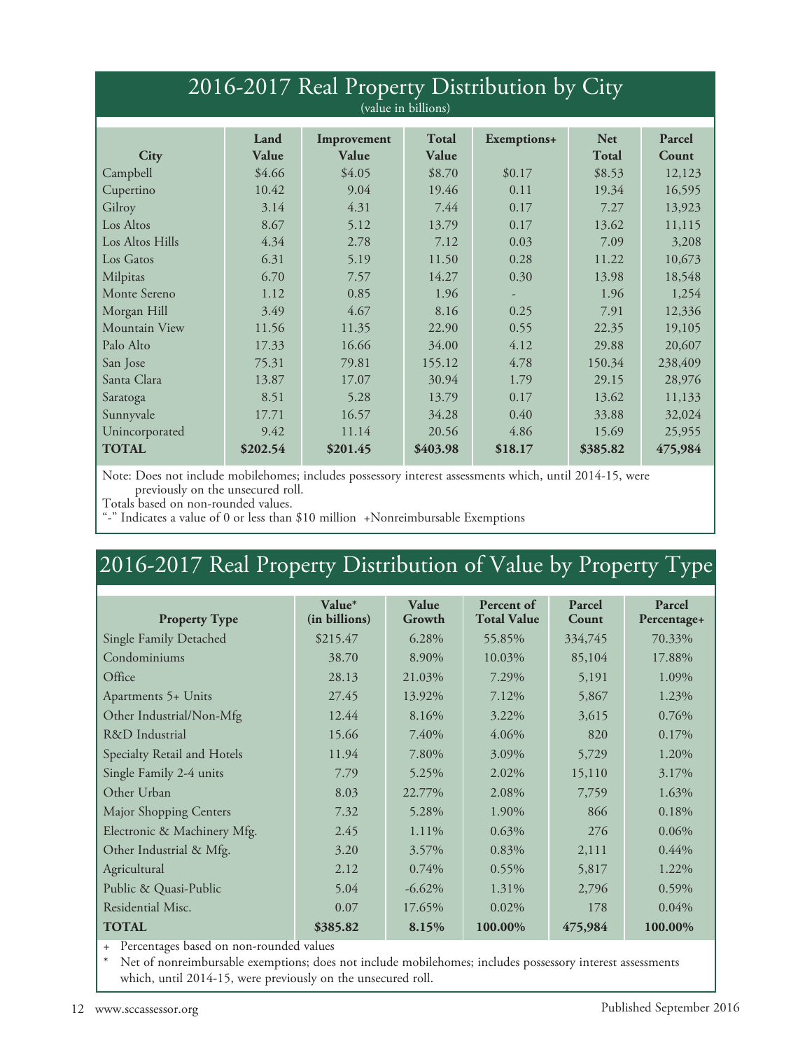## 2016-2017 Real Property Distribution by City

(value in billions)

| City | Land Value | Improvement Value | Total Value | Exemptions+ | Net Total | Parcel Count |
|---|---|---|---|---|---|---|
| Campbell | $4.66 | $4.05 | $8.70 | $0.17 | $8.53 | 12,123 |
| Cupertino | 10.42 | 9.04 | 19.46 | 0.11 | 19.34 | 16,595 |
| Gilroy | 3.14 | 4.31 | 7.44 | 0.17 | 7.27 | 13,923 |
| Los Altos | 8.67 | 5.12 | 13.79 | 0.17 | 13.62 | 11,115 |
| Los Altos Hills | 4.34 | 2.78 | 7.12 | 0.03 | 7.09 | 3,208 |
| Los Gatos | 6.31 | 5.19 | 11.50 | 0.28 | 11.22 | 10,673 |
| Milpitas | 6.70 | 7.57 | 14.27 | 0.30 | 13.98 | 18,548 |
| Monte Sereno | 1.12 | 0.85 | 1.96 | - | 1.96 | 1,254 |
| Morgan Hill | 3.49 | 4.67 | 8.16 | 0.25 | 7.91 | 12,336 |
| Mountain View | 11.56 | 11.35 | 22.90 | 0.55 | 22.35 | 19,105 |
| Palo Alto | 17.33 | 16.66 | 34.00 | 4.12 | 29.88 | 20,607 |
| San Jose | 75.31 | 79.81 | 155.12 | 4.78 | 150.34 | 238,409 |
| Santa Clara | 13.87 | 17.07 | 30.94 | 1.79 | 29.15 | 28,976 |
| Saratoga | 8.51 | 5.28 | 13.79 | 0.17 | 13.62 | 11,133 |
| Sunnyvale | 17.71 | 16.57 | 34.28 | 0.40 | 33.88 | 32,024 |
| Unincorporated | 9.42 | 11.14 | 20.56 | 4.86 | 15.69 | 25,955 |
| **TOTAL** | **$202.54** | **$201.45** | **$403.98** | **$18.17** | **$385.82** | **475,984** |

Note: Does not include mobilehomes; includes possessory interest assessments which, until 2014-15, were previously on the unsecured roll.
Totals based on non-rounded values.
"-" Indicates a value of 0 or less than $10 million +Nonreimbursable Exemptions

## 2016-2017 Real Property Distribution of Value by Property Type

| Property Type | Value* (in billions) | Value Growth | Percent of Total Value | Parcel Count | Parcel Percentage+ |
|---|---|---|---|---|---|
| Single Family Detached | $215.47 | 6.28% | 55.85% | 334,745 | 70.33% |
| Condominiums | 38.70 | 8.90% | 10.03% | 85,104 | 17.88% |
| Office | 28.13 | 21.03% | 7.29% | 5,191 | 1.09% |
| Apartments 5+ Units | 27.45 | 13.92% | 7.12% | 5,867 | 1.23% |
| Other Industrial/Non-Mfg | 12.44 | 8.16% | 3.22% | 3,615 | 0.76% |
| R&D Industrial | 15.66 | 7.40% | 4.06% | 820 | 0.17% |
| Specialty Retail and Hotels | 11.94 | 7.80% | 3.09% | 5,729 | 1.20% |
| Single Family 2-4 units | 7.79 | 5.25% | 2.02% | 15,110 | 3.17% |
| Other Urban | 8.03 | 22.77% | 2.08% | 7,759 | 1.63% |
| Major Shopping Centers | 7.32 | 5.28% | 1.90% | 866 | 0.18% |
| Electronic & Machinery Mfg. | 2.45 | 1.11% | 0.63% | 276 | 0.06% |
| Other Industrial & Mfg. | 3.20 | 3.57% | 0.83% | 2,111 | 0.44% |
| Agricultural | 2.12 | 0.74% | 0.55% | 5,817 | 1.22% |
| Public & Quasi-Public | 5.04 | -6.62% | 1.31% | 2,796 | 0.59% |
| Residential Misc. | 0.07 | 17.65% | 0.02% | 178 | 0.04% |
| **TOTAL** | **$385.82** | **8.15%** | **100.00%** | **475,984** | **100.00%** |

+ Percentages based on non-rounded values

* Net of nonreimbursable exemptions; does not include mobilehomes; includes possessory interest assessments which, until 2014-15, were previously on the unsecured roll.

www.sccassessor.org

Published September 2016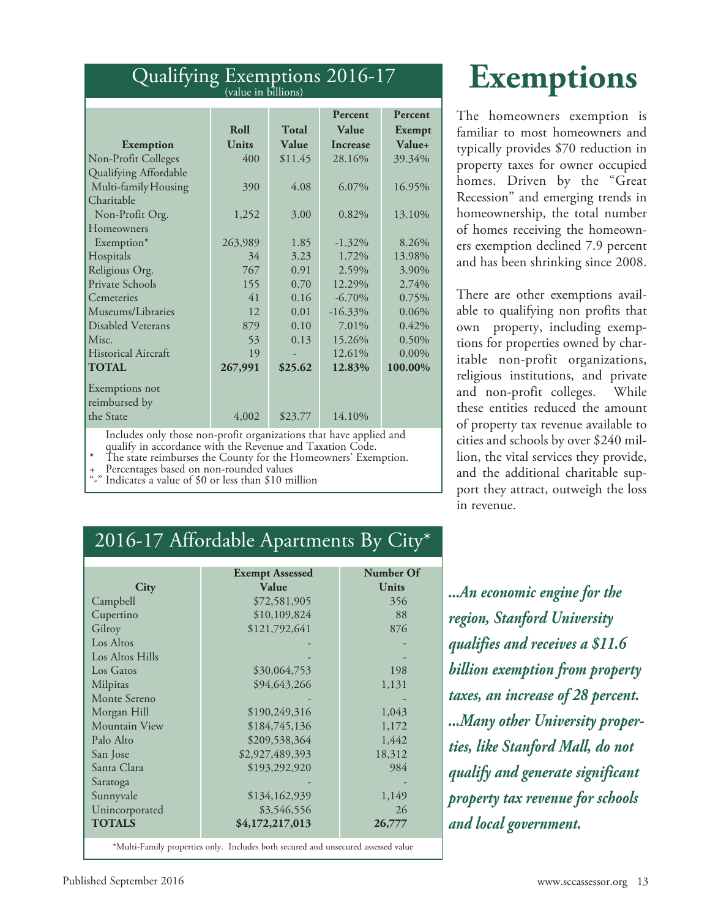# Exemptions

The homeowners exemption is familiar to most homeowners and typically provides $70 reduction in property taxes for owner occupied homes. Driven by the "Great Recession" and emerging trends in homeownership, the total number of homes receiving the homeowners exemption declined 7.9 percent and has been shrinking since 2008.

There are other exemptions available to qualifying non profits that own property, including exemptions for properties owned by charitable non-profit organizations, religious institutions, and private and non-profit colleges. While these entities reduced the amount of property tax revenue available to cities and schools by over $240 million, the vital services they provide, and the additional charitable support they attract, outweigh the loss in revenue.

## Qualifying Exemptions 2016-17

(value in billions)

| Exemption | Roll Units | Total Value | Percent Value Increase | Percent Exempt Value+ |
|---|---|---|---|---|
| Non-Profit Colleges | 400 | $11.45 | 28.16% | 39.34% |
| Qualifying Affordable Multi-family Housing | 390 | 4.08 | 6.07% | 16.95% |
| Charitable Non-Profit Org. | 1,252 | 3.00 | 0.82% | 13.10% |
| Homeowners Exemption* | 263,989 | 1.85 | -1.32% | 8.26% |
| Hospitals | 34 | 3.23 | 1.72% | 13.98% |
| Religious Org. | 767 | 0.91 | 2.59% | 3.90% |
| Private Schools | 155 | 0.70 | 12.29% | 2.74% |
| Cemeteries | 41 | 0.16 | -6.70% | 0.75% |
| Museums/Libraries | 12 | 0.01 | -16.33% | 0.06% |
| Disabled Veterans | 879 | 0.10 | 7.01% | 0.42% |
| Misc. | 53 | 0.13 | 15.26% | 0.50% |
| Historical Aircraft | 19 | - | 12.61% | 0.00% |
| **TOTAL** | **267,991** | **$25.62** | **12.83%** | **100.00%** |
| Exemptions not reimbursed by the State | 4,002 | $23.77 | 14.10% | |

Includes only those non-profit organizations that have applied and qualify in accordance with the Revenue and Taxation Code.

\* The state reimburses the County for the Homeowners' Exemption.

\+ Percentages based on non-rounded values

"-" Indicates a value of $0 or less than $10 million

## 2016-17 Affordable Apartments By City*

| City | Exempt Assessed Value | Number Of Units |
|---|---|---|
| Campbell | $72,581,905 | 356 |
| Cupertino | $10,109,824 | 88 |
| Gilroy | $121,792,641 | 876 |
| Los Altos | - | - |
| Los Altos Hills | - | - |
| Los Gatos | $30,064,753 | 198 |
| Milpitas | $94,643,266 | 1,131 |
| Monte Sereno | - | - |
| Morgan Hill | $190,249,316 | 1,043 |
| Mountain View | $184,745,136 | 1,172 |
| Palo Alto | $209,538,364 | 1,442 |
| San Jose | $2,927,489,393 | 18,312 |
| Santa Clara | $193,292,920 | 984 |
| Saratoga | - | - |
| Sunnyvale | $134,162,939 | 1,149 |
| Unincorporated | $3,546,556 | 26 |
| **TOTALS** | **$4,172,217,013** | **26,777** |

*Multi-Family properties only. Includes both secured and unsecured assessed value

***...An economic engine for the region, Stanford University qualifies and receives a $11.6 billion exemption from property taxes, an increase of 28 percent. ...Many other University properties, like Stanford Mall, do not qualify and generate significant property tax revenue for schools and local government.***

Published September 2016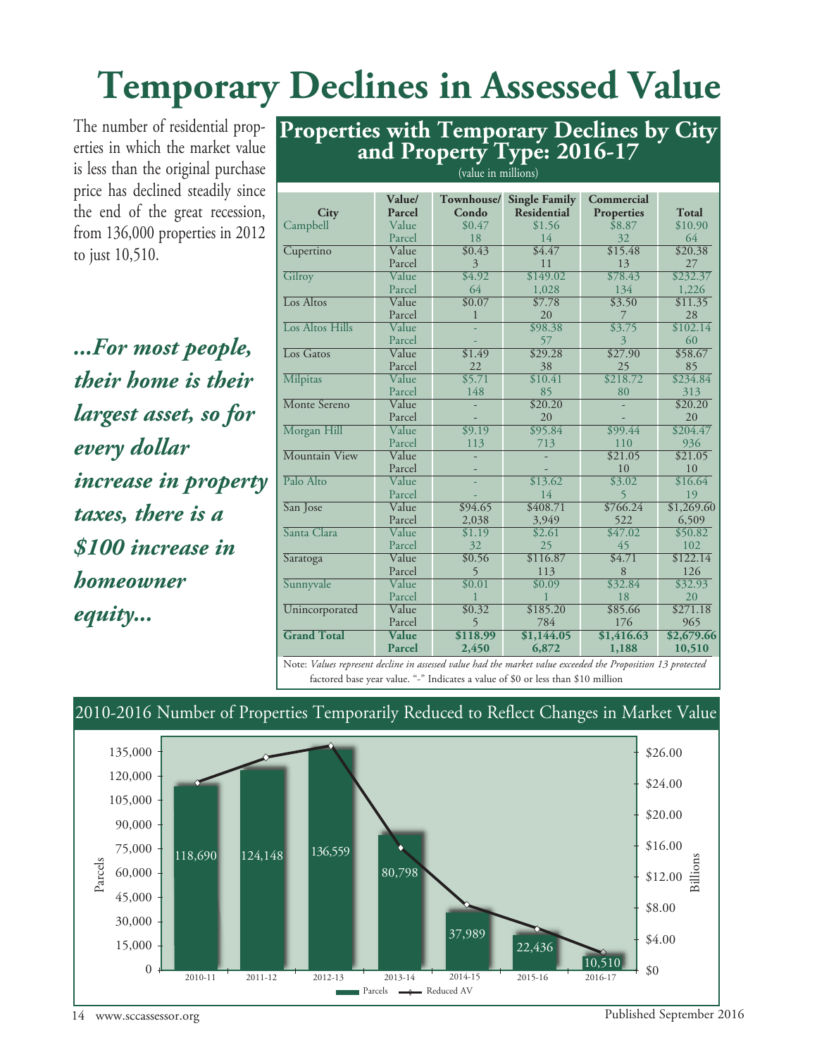# Temporary Declines in Assessed Value

The number of residential properties in which the market value is less than the original purchase price has declined steadily since the end of the great recession, from 136,000 properties in 2012 to just 10,510.

***...For most people, their home is their largest asset, so for every dollar increase in property taxes, there is a $100 increase in homeowner equity...***

## Properties with Temporary Declines by City and Property Type: 2016-17

(value in millions)

| City | Value/ Parcel | Townhouse/ Condo | Single Family Residential | Commercial Properties | Total |
|---|---|---|---|---|---|
| Campbell | Value | $0.47 | $1.56 | $8.87 | $10.90 |
| | Parcel | 18 | 14 | 32 | 64 |
| Cupertino | Value | $0.43 | $4.47 | $15.48 | $20.38 |
| | Parcel | 3 | 11 | 13 | 27 |
| Gilroy | Value | $4.92 | $149.02 | $78.43 | $232.37 |
| | Parcel | 64 | 1,028 | 134 | 1,226 |
| Los Altos | Value | $0.07 | $7.78 | $3.50 | $11.35 |
| | Parcel | 1 | 20 | 7 | 28 |
| Los Altos Hills | Value | - | $98.38 | $3.75 | $102.14 |
| | Parcel | - | 57 | 3 | 60 |
| Los Gatos | Value | $1.49 | $29.28 | $27.90 | $58.67 |
| | Parcel | 22 | 38 | 25 | 85 |
| Milpitas | Value | $5.71 | $10.41 | $218.72 | $234.84 |
| | Parcel | 148 | 85 | 80 | 313 |
| Monte Sereno | Value | - | $20.20 | - | $20.20 |
| | Parcel | - | 20 | - | 20 |
| Morgan Hill | Value | $9.19 | $95.84 | $99.44 | $204.47 |
| | Parcel | 113 | 713 | 110 | 936 |
| Mountain View | Value | - | - | $21.05 | $21.05 |
| | Parcel | - | - | 10 | 10 |
| Palo Alto | Value | - | $13.62 | $3.02 | $16.64 |
| | Parcel | - | 14 | 5 | 19 |
| San Jose | Value | $94.65 | $408.71 | $766.24 | $1,269.60 |
| | Parcel | 2,038 | 3,949 | 522 | 6,509 |
| Santa Clara | Value | $1.19 | $2.61 | $47.02 | $50.82 |
| | Parcel | 32 | 25 | 45 | 102 |
| Saratoga | Value | $0.56 | $116.87 | $4.71 | $122.14 |
| | Parcel | 5 | 113 | 8 | 126 |
| Sunnyvale | Value | $0.01 | $0.09 | $32.84 | $32.93 |
| | Parcel | 1 | 1 | 18 | 20 |
| Unincorporated | Value | $0.32 | $185.20 | $85.66 | $271.18 |
| | Parcel | 5 | 784 | 176 | 965 |
| **Grand Total** | **Value** | **$118.99** | **$1,144.05** | **$1,416.63** | **$2,679.66** |
| | **Parcel** | **2,450** | **6,872** | **1,188** | **10,510** |

Note: *Values represent decline in assessed value had the market value exceeded the Proposition 13 protected factored base year value.* "-" Indicates a value of $0 or less than $10 million

## 2010-2016 Number of Properties Temporarily Reduced to Reflect Changes in Market Value

| Year | Parcels |
|---|---|
| 2010-11 | 118,690 |
| 2011-12 | 124,148 |
| 2012-13 | 136,559 |
| 2013-14 | 80,798 |
| 2014-15 | 37,989 |
| 2015-16 | 22,436 |
| 2016-17 | 10,510 |

Parcels — Reduced AV (Billions)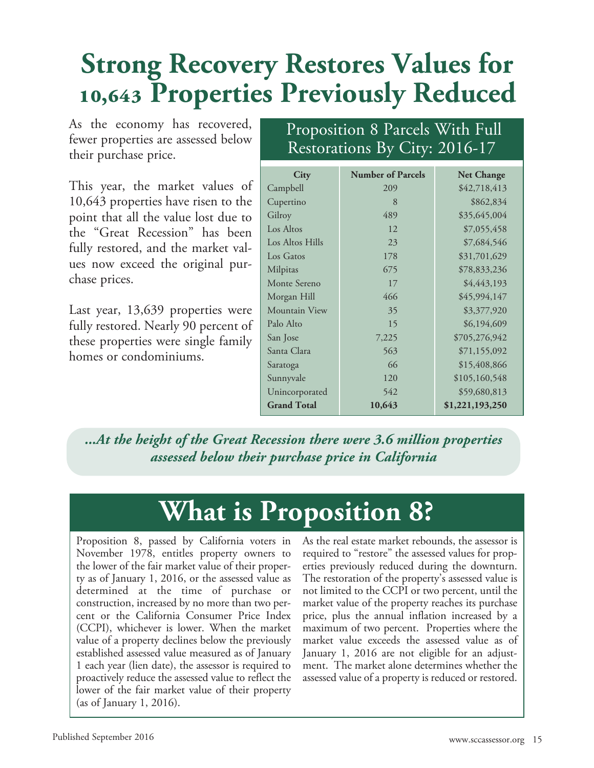# Strong Recovery Restores Values for 10,643 Properties Previously Reduced

As the economy has recovered, fewer properties are assessed below their purchase price.

This year, the market values of 10,643 properties have risen to the point that all the value lost due to the "Great Recession" has been fully restored, and the market values now exceed the original purchase prices.

Last year, 13,639 properties were fully restored. Nearly 90 percent of these properties were single family homes or condominiums.

## Proposition 8 Parcels With Full Restorations By City: 2016-17

| City | Number of Parcels | Net Change |
|---|---|---|
| Campbell | 209 | $42,718,413 |
| Cupertino | 8 | $862,834 |
| Gilroy | 489 | $35,645,004 |
| Los Altos | 12 | $7,055,458 |
| Los Altos Hills | 23 | $7,684,546 |
| Los Gatos | 178 | $31,701,629 |
| Milpitas | 675 | $78,833,236 |
| Monte Sereno | 17 | $4,443,193 |
| Morgan Hill | 466 | $45,994,147 |
| Mountain View | 35 | $3,377,920 |
| Palo Alto | 15 | $6,194,609 |
| San Jose | 7,225 | $705,276,942 |
| Santa Clara | 563 | $71,155,092 |
| Saratoga | 66 | $15,408,866 |
| Sunnyvale | 120 | $105,160,548 |
| Unincorporated | 542 | $59,680,813 |
| **Grand Total** | **10,643** | **$1,221,193,250** |

***...At the height of the Great Recession there were 3.6 million properties assessed below their purchase price in California***

# What is Proposition 8?

Proposition 8, passed by California voters in November 1978, entitles property owners to the lower of the fair market value of their property as of January 1, 2016, or the assessed value as determined at the time of purchase or construction, increased by no more than two percent or the California Consumer Price Index (CCPI), whichever is lower. When the market value of a property declines below the previously established assessed value measured as of January 1 each year (lien date), the assessor is required to proactively reduce the assessed value to reflect the lower of the fair market value of their property (as of January 1, 2016).

As the real estate market rebounds, the assessor is required to "restore" the assessed values for properties previously reduced during the downturn. The restoration of the property's assessed value is not limited to the CCPI or two percent, until the market value of the property reaches its purchase price, plus the annual inflation increased by a maximum of two percent. Properties where the market value exceeds the assessed value as of January 1, 2016 are not eligible for an adjustment. The market alone determines whether the assessed value of a property is reduced or restored.

Published September 2016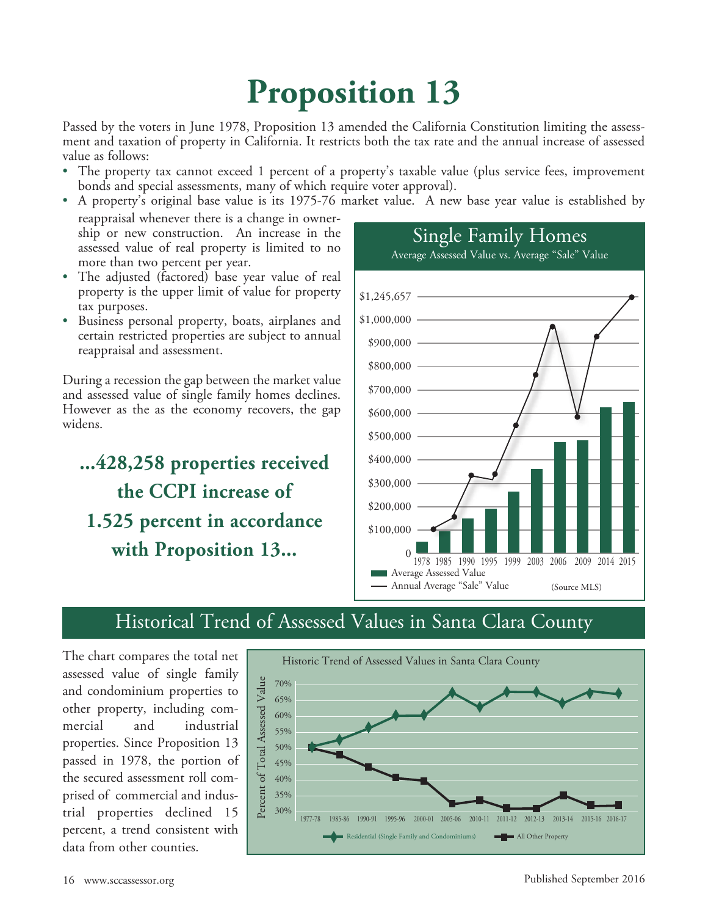# Proposition 13

Passed by the voters in June 1978, Proposition 13 amended the California Constitution limiting the assessment and taxation of property in California. It restricts both the tax rate and the annual increase of assessed value as follows:

- The property tax cannot exceed 1 percent of a property's taxable value (plus service fees, improvement bonds and special assessments, many of which require voter approval).
- A property's original base value is its 1975-76 market value. A new base year value is established by reappraisal whenever there is a change in ownership or new construction. An increase in the assessed value of real property is limited to no more than two percent per year.
- The adjusted (factored) base year value of real property is the upper limit of value for property tax purposes.
- Business personal property, boats, airplanes and certain restricted properties are subject to annual reappraisal and assessment.

During a recession the gap between the market value and assessed value of single family homes declines. However as the as the economy recovers, the gap widens.

**...428,258 properties received the CCPI increase of 1.525 percent in accordance with Proposition 13...**

## Single Family Homes

Average Assessed Value vs. Average "Sale" Value

(Source MLS)

## Historical Trend of Assessed Values in Santa Clara County

The chart compares the total net assessed value of single family and condominium properties to other property, including commercial and industrial properties. Since Proposition 13 passed in 1978, the portion of the secured assessment roll comprised of commercial and industrial properties declined 15 percent, a trend consistent with data from other counties.

Historic Trend of Assessed Values in Santa Clara County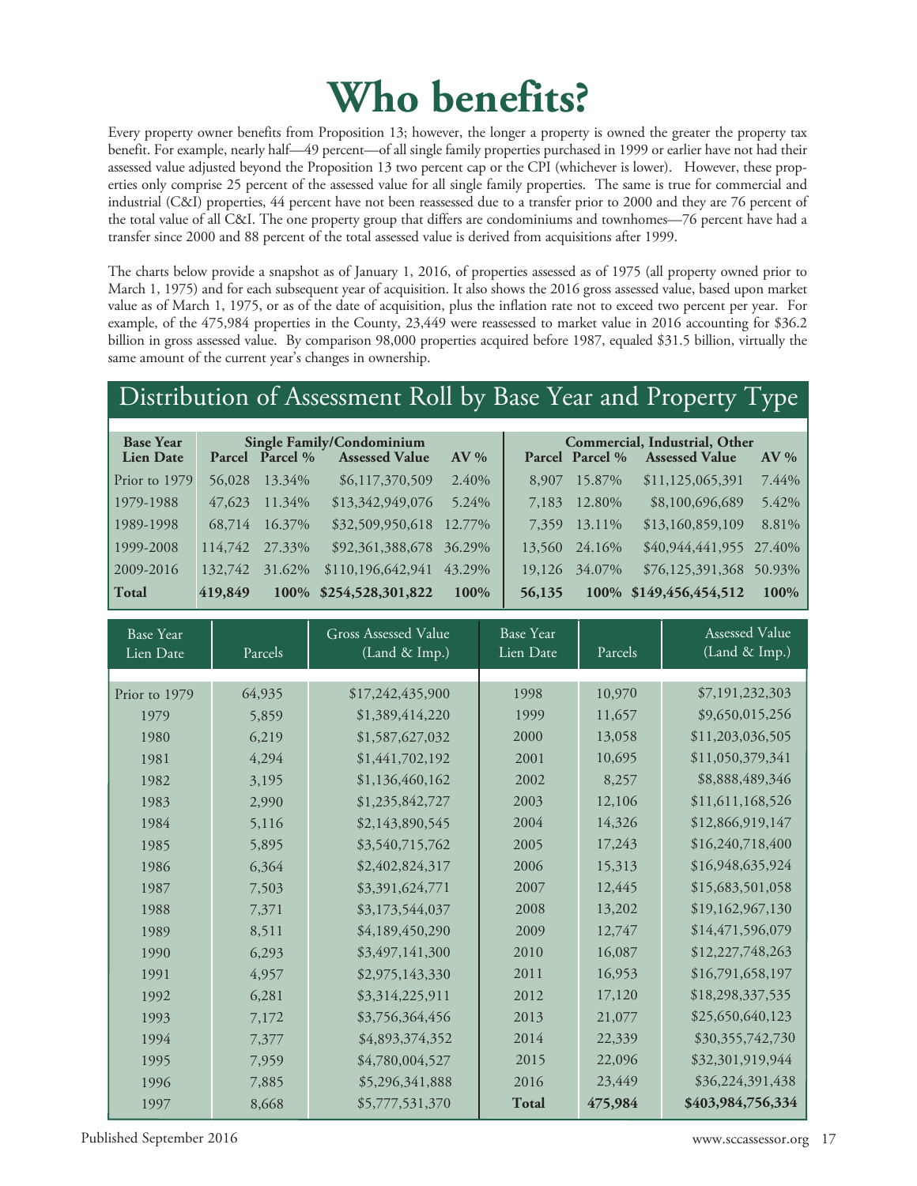# Who benefits?

Every property owner benefits from Proposition 13; however, the longer a property is owned the greater the property tax benefit. For example, nearly half—49 percent—of all single family properties purchased in 1999 or earlier have not had their assessed value adjusted beyond the Proposition 13 two percent cap or the CPI (whichever is lower). However, these properties only comprise 25 percent of the assessed value for all single family properties. The same is true for commercial and industrial (C&I) properties, 44 percent have not been reassessed due to a transfer prior to 2000 and they are 76 percent of the total value of all C&I. The one property group that differs are condominiums and townhomes—76 percent have had a transfer since 2000 and 88 percent of the total assessed value is derived from acquisitions after 1999.

The charts below provide a snapshot as of January 1, 2016, of properties assessed as of 1975 (all property owned prior to March 1, 1975) and for each subsequent year of acquisition. It also shows the 2016 gross assessed value, based upon market value as of March 1, 1975, or as of the date of acquisition, plus the inflation rate not to exceed two percent per year. For example, of the 475,984 properties in the County, 23,449 were reassessed to market value in 2016 accounting for $36.2 billion in gross assessed value. By comparison 98,000 properties acquired before 1987, equaled $31.5 billion, virtually the same amount of the current year's changes in ownership.

## Distribution of Assessment Roll by Base Year and Property Type

| Base Year Lien Date | Single Family/Condominium Parcel | Parcel % | Assessed Value | AV % | Commercial, Industrial, Other Parcel | Parcel % | Assessed Value | AV % |
|---|---|---|---|---|---|---|---|---|
| Prior to 1979 | 56,028 | 13.34% | $6,117,370,509 | 2.40% | 8,907 | 15.87% | $11,125,065,391 | 7.44% |
| 1979-1988 | 47,623 | 11.34% | $13,342,949,076 | 5.24% | 7,183 | 12.80% | $8,100,696,689 | 5.42% |
| 1989-1998 | 68,714 | 16.37% | $32,509,950,618 | 12.77% | 7,359 | 13.11% | $13,160,859,109 | 8.81% |
| 1999-2008 | 114,742 | 27.33% | $92,361,388,678 | 36.29% | 13,560 | 24.16% | $40,944,441,955 | 27.40% |
| 2009-2016 | 132,742 | 31.62% | $110,196,642,941 | 43.29% | 19,126 | 34.07% | $76,125,391,368 | 50.93% |
| **Total** | **419,849** | **100%** | **$254,528,301,822** | **100%** | **56,135** | **100%** | **$149,456,454,512** | **100%** |

| Base Year Lien Date | Parcels | Gross Assessed Value (Land & Imp.) | Base Year Lien Date | Parcels | Assessed Value (Land & Imp.) |
|---|---|---|---|---|---|
| Prior to 1979 | 64,935 | $17,242,435,900 | 1998 | 10,970 | $7,191,232,303 |
| 1979 | 5,859 | $1,389,414,220 | 1999 | 11,657 | $9,650,015,256 |
| 1980 | 6,219 | $1,587,627,032 | 2000 | 13,058 | $11,203,036,505 |
| 1981 | 4,294 | $1,441,702,192 | 2001 | 10,695 | $11,050,379,341 |
| 1982 | 3,195 | $1,136,460,162 | 2002 | 8,257 | $8,888,489,346 |
| 1983 | 2,990 | $1,235,842,727 | 2003 | 12,106 | $11,611,168,526 |
| 1984 | 5,116 | $2,143,890,545 | 2004 | 14,326 | $12,866,919,147 |
| 1985 | 5,895 | $3,540,715,762 | 2005 | 17,243 | $16,240,718,400 |
| 1986 | 6,364 | $2,402,824,317 | 2006 | 15,313 | $16,948,635,924 |
| 1987 | 7,503 | $3,391,624,771 | 2007 | 12,445 | $15,683,501,058 |
| 1988 | 7,371 | $3,173,544,037 | 2008 | 13,202 | $19,162,967,130 |
| 1989 | 8,511 | $4,189,450,290 | 2009 | 12,747 | $14,471,596,079 |
| 1990 | 6,293 | $3,497,141,300 | 2010 | 16,087 | $12,227,748,263 |
| 1991 | 4,957 | $2,975,143,330 | 2011 | 16,953 | $16,791,658,197 |
| 1992 | 6,281 | $3,314,225,911 | 2012 | 17,120 | $18,298,337,535 |
| 1993 | 7,172 | $3,756,364,456 | 2013 | 21,077 | $25,650,640,123 |
| 1994 | 7,377 | $4,893,374,352 | 2014 | 22,339 | $30,355,742,730 |
| 1995 | 7,959 | $4,780,004,527 | 2015 | 22,096 | $32,301,919,944 |
| 1996 | 7,885 | $5,296,341,888 | 2016 | 23,449 | $36,224,391,438 |
| 1997 | 8,668 | $5,777,531,370 | **Total** | **475,984** | **$403,984,756,334** |

Published September 2016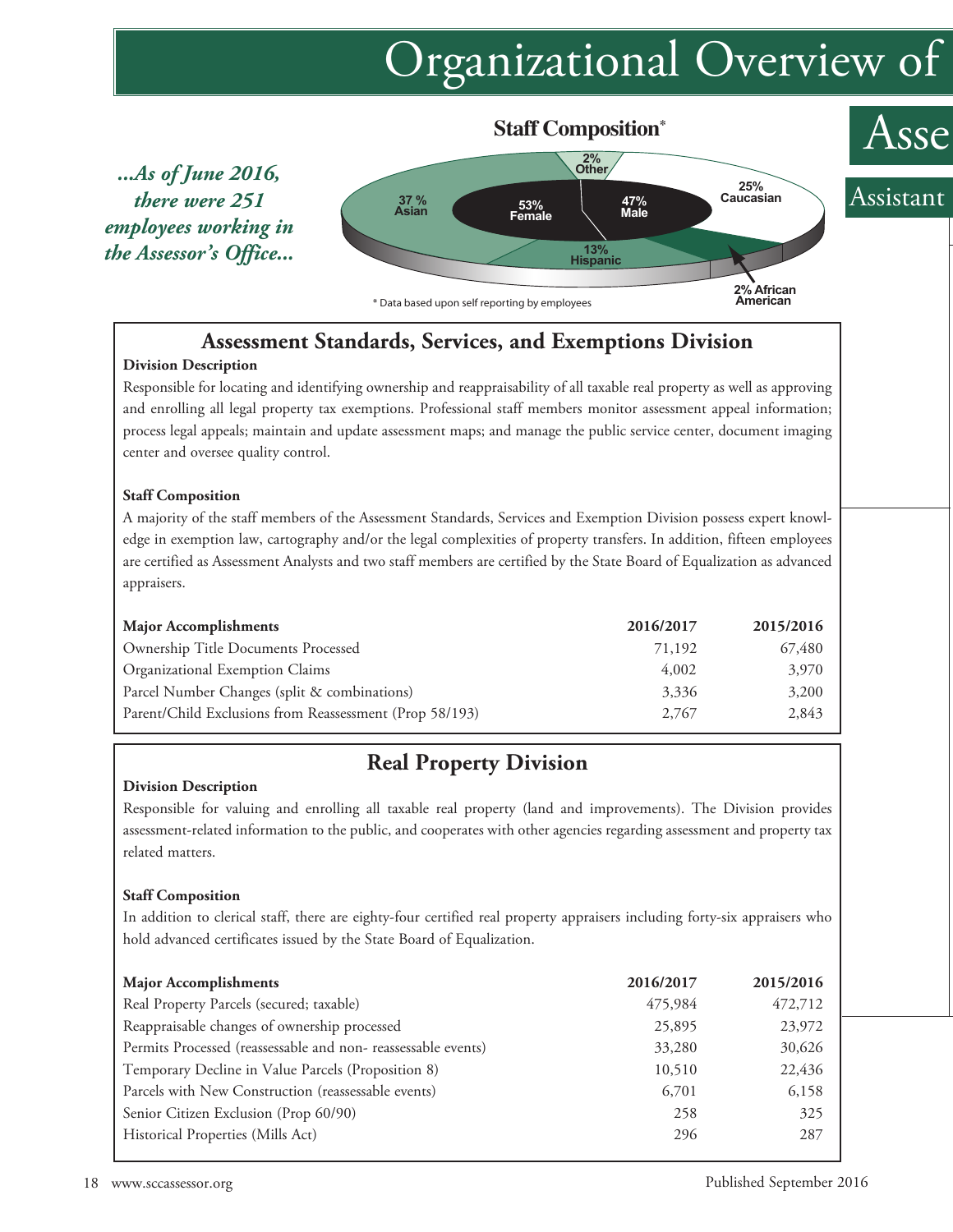# Organizational Overview of

## Staff Composition*

*...As of June 2016, there were 251 employees working in the Assessor's Office...*

37 % Asian
2% Other
25% Caucasian
53% Female
47% Male
13% Hispanic
2% African American

\* Data based upon self reporting by employees

Asse

Assistant

## Assessment Standards, Services, and Exemptions Division

**Division Description**

Responsible for locating and identifying ownership and reappraisability of all taxable real property as well as approving and enrolling all legal property tax exemptions. Professional staff members monitor assessment appeal information; process legal appeals; maintain and update assessment maps; and manage the public service center, document imaging center and oversee quality control.

**Staff Composition**

A majority of the staff members of the Assessment Standards, Services and Exemption Division possess expert knowledge in exemption law, cartography and/or the legal complexities of property transfers. In addition, fifteen employees are certified as Assessment Analysts and two staff members are certified by the State Board of Equalization as advanced appraisers.

| Major Accomplishments | 2016/2017 | 2015/2016 |
|---|---|---|
| Ownership Title Documents Processed | 71,192 | 67,480 |
| Organizational Exemption Claims | 4,002 | 3,970 |
| Parcel Number Changes (split & combinations) | 3,336 | 3,200 |
| Parent/Child Exclusions from Reassessment (Prop 58/193) | 2,767 | 2,843 |

## Real Property Division

**Division Description**

Responsible for valuing and enrolling all taxable real property (land and improvements). The Division provides assessment-related information to the public, and cooperates with other agencies regarding assessment and property tax related matters.

**Staff Composition**

In addition to clerical staff, there are eighty-four certified real property appraisers including forty-six appraisers who hold advanced certificates issued by the State Board of Equalization.

| Major Accomplishments | 2016/2017 | 2015/2016 |
|---|---|---|
| Real Property Parcels (secured; taxable) | 475,984 | 472,712 |
| Reappraisable changes of ownership processed | 25,895 | 23,972 |
| Permits Processed (reassessable and non- reassessable events) | 33,280 | 30,626 |
| Temporary Decline in Value Parcels (Proposition 8) | 10,510 | 22,436 |
| Parcels with New Construction (reassessable events) | 6,701 | 6,158 |
| Senior Citizen Exclusion (Prop 60/90) | 258 | 325 |
| Historical Properties (Mills Act) | 296 | 287 |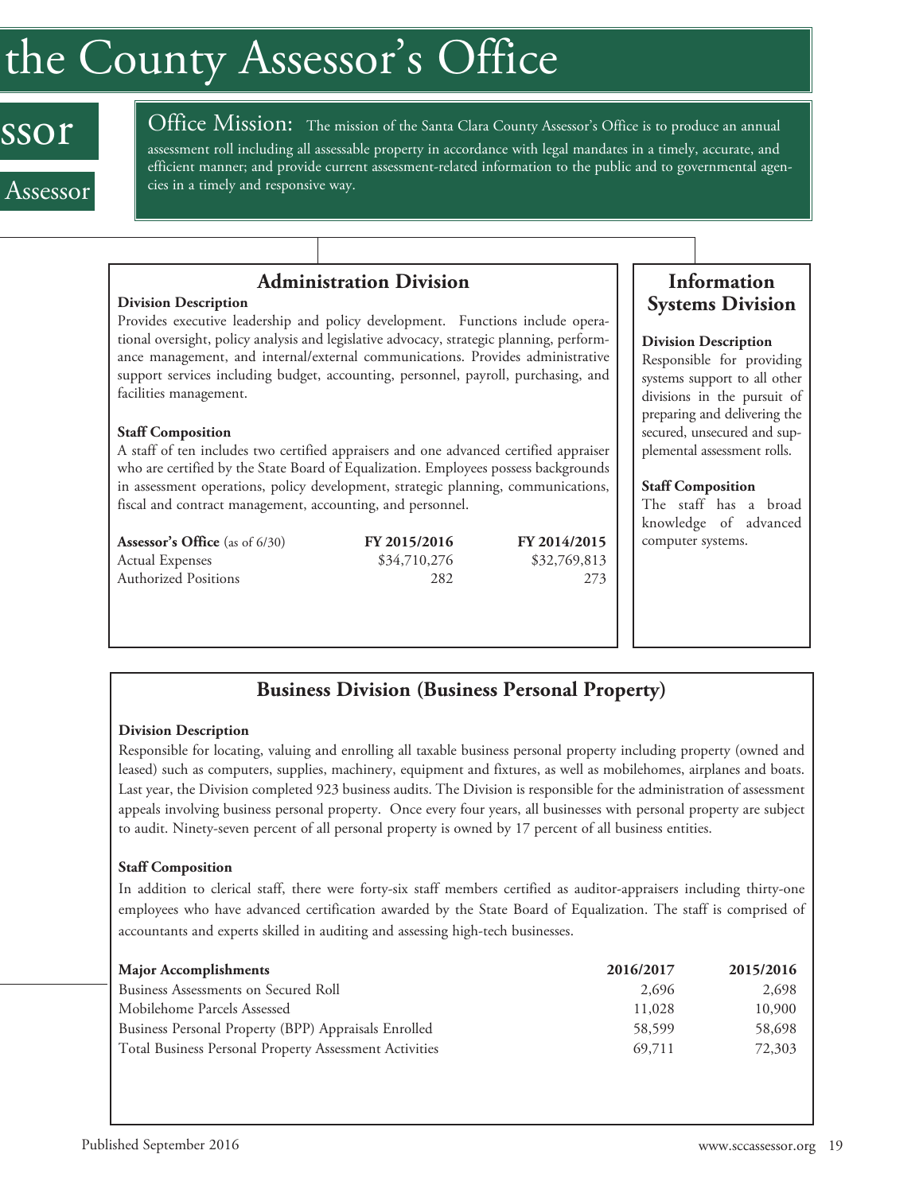# the County Assessor's Office

ssor

Assessor

**Office Mission:** The mission of the Santa Clara County Assessor's Office is to produce an annual assessment roll including all assessable property in accordance with legal mandates in a timely, accurate, and efficient manner; and provide current assessment-related information to the public and to governmental agencies in a timely and responsive way.

## Administration Division

**Division Description**

Provides executive leadership and policy development. Functions include operational oversight, policy analysis and legislative advocacy, strategic planning, performance management, and internal/external communications. Provides administrative support services including budget, accounting, personnel, payroll, purchasing, and facilities management.

**Staff Composition**

A staff of ten includes two certified appraisers and one advanced certified appraiser who are certified by the State Board of Equalization. Employees possess backgrounds in assessment operations, policy development, strategic planning, communications, fiscal and contract management, accounting, and personnel.

| **Assessor's Office** (as of 6/30) | **FY 2015/2016** | **FY 2014/2015** |
|---|---|---|
| Actual Expenses | $34,710,276 | $32,769,813 |
| Authorized Positions | 282 | 273 |

## Information Systems Division

**Division Description**

Responsible for providing systems support to all other divisions in the pursuit of preparing and delivering the secured, unsecured and supplemental assessment rolls.

**Staff Composition**

The staff has a broad knowledge of advanced computer systems.

## Business Division (Business Personal Property)

**Division Description**

Responsible for locating, valuing and enrolling all taxable business personal property including property (owned and leased) such as computers, supplies, machinery, equipment and fixtures, as well as mobilehomes, airplanes and boats. Last year, the Division completed 923 business audits. The Division is responsible for the administration of assessment appeals involving business personal property. Once every four years, all businesses with personal property are subject to audit. Ninety-seven percent of all personal property is owned by 17 percent of all business entities.

**Staff Composition**

In addition to clerical staff, there were forty-six staff members certified as auditor-appraisers including thirty-one employees who have advanced certification awarded by the State Board of Equalization. The staff is comprised of accountants and experts skilled in auditing and assessing high-tech businesses.

| **Major Accomplishments** | **2016/2017** | **2015/2016** |
|---|---|---|
| Business Assessments on Secured Roll | 2,696 | 2,698 |
| Mobilehome Parcels Assessed | 11,028 | 10,900 |
| Business Personal Property (BPP) Appraisals Enrolled | 58,599 | 58,698 |
| Total Business Personal Property Assessment Activities | 69,711 | 72,303 |

Published September 2016 www.sccassessor.org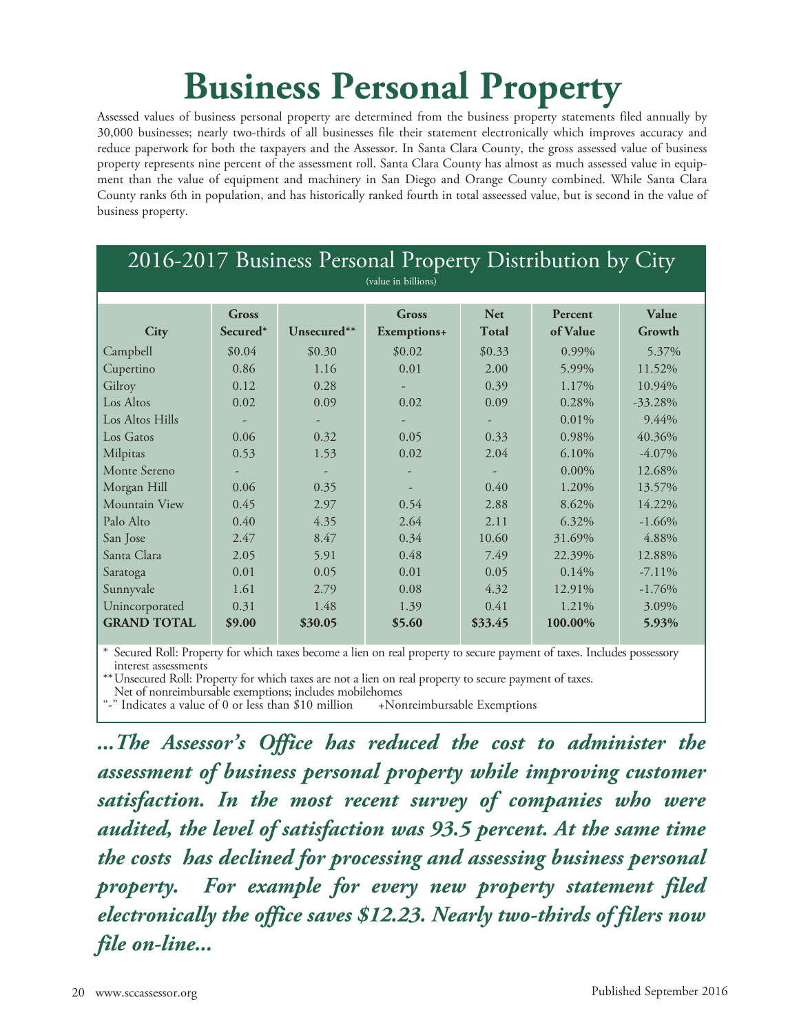# Business Personal Property

Assessed values of business personal property are determined from the business property statements filed annually by 30,000 businesses; nearly two-thirds of all businesses file their statement electronically which improves accuracy and reduce paperwork for both the taxpayers and the Assessor. In Santa Clara County, the gross assessed value of business property represents nine percent of the assessment roll. Santa Clara County has almost as much assessed value in equipment than the value of equipment and machinery in San Diego and Orange County combined. While Santa Clara County ranks 6th in population, and has historically ranked fourth in total asseessed value, but is second in the value of business property.

## 2016-2017 Business Personal Property Distribution by City

(value in billions)

| City | Gross Secured* | Unsecured** | Gross Exemptions+ | Net Total | Percent of Value | Value Growth |
|---|---|---|---|---|---|---|
| Campbell | $0.04 | $0.30 | $0.02 | $0.33 | 0.99% | 5.37% |
| Cupertino | 0.86 | 1.16 | 0.01 | 2.00 | 5.99% | 11.52% |
| Gilroy | 0.12 | 0.28 | - | 0.39 | 1.17% | 10.94% |
| Los Altos | 0.02 | 0.09 | 0.02 | 0.09 | 0.28% | -33.28% |
| Los Altos Hills | - | - | - | - | 0.01% | 9.44% |
| Los Gatos | 0.06 | 0.32 | 0.05 | 0.33 | 0.98% | 40.36% |
| Milpitas | 0.53 | 1.53 | 0.02 | 2.04 | 6.10% | -4.07% |
| Monte Sereno | - | - | - | - | 0.00% | 12.68% |
| Morgan Hill | 0.06 | 0.35 | - | 0.40 | 1.20% | 13.57% |
| Mountain View | 0.45 | 2.97 | 0.54 | 2.88 | 8.62% | 14.22% |
| Palo Alto | 0.40 | 4.35 | 2.64 | 2.11 | 6.32% | -1.66% |
| San Jose | 2.47 | 8.47 | 0.34 | 10.60 | 31.69% | 4.88% |
| Santa Clara | 2.05 | 5.91 | 0.48 | 7.49 | 22.39% | 12.88% |
| Saratoga | 0.01 | 0.05 | 0.01 | 0.05 | 0.14% | -7.11% |
| Sunnyvale | 1.61 | 2.79 | 0.08 | 4.32 | 12.91% | -1.76% |
| Unincorporated | 0.31 | 1.48 | 1.39 | 0.41 | 1.21% | 3.09% |
| **GRAND TOTAL** | **$9.00** | **$30.05** | **$5.60** | **$33.45** | **100.00%** | **5.93%** |

\* Secured Roll: Property for which taxes become a lien on real property to secure payment of taxes. Includes possessory interest assessments

** Unsecured Roll: Property for which taxes are not a lien on real property to secure payment of taxes.
Net of nonreimbursable exemptions; includes mobilehomes

"-" Indicates a value of 0 or less than $10 million +Nonreimbursable Exemptions

***...The Assessor's Office has reduced the cost to administer the assessment of business personal property while improving customer satisfaction. In the most recent survey of companies who were audited, the level of satisfaction was 93.5 percent. At the same time the costs has declined for processing and assessing business personal property. For example for every new property statement filed electronically the office saves $12.23. Nearly two-thirds of filers now file on-line...***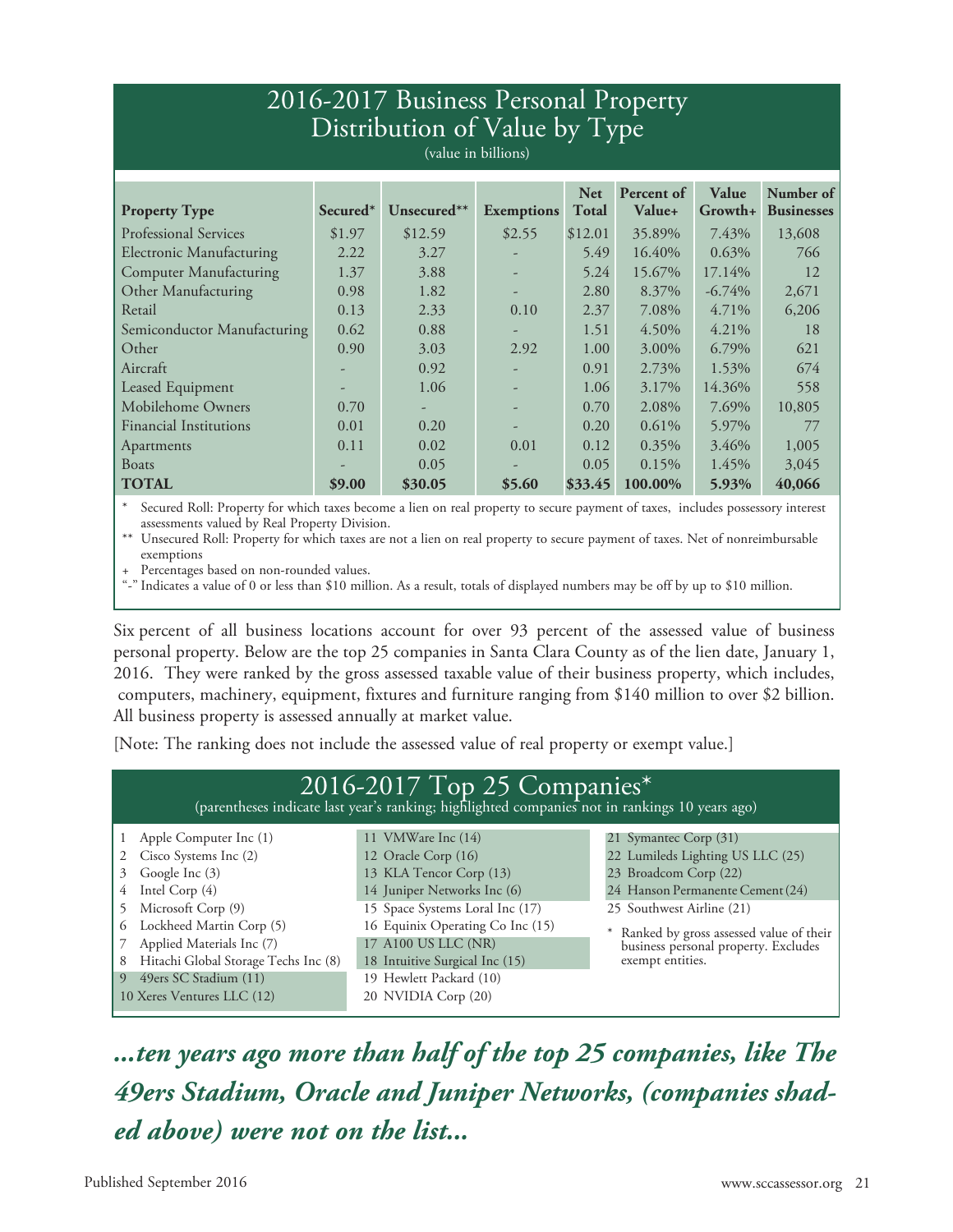## 2016-2017 Business Personal Property Distribution of Value by Type

(value in billions)

| Property Type | Secured* | Unsecured** | Exemptions | Net Total | Percent of Value+ | Value Growth+ | Number of Businesses |
|---|---|---|---|---|---|---|---|
| Professional Services | $1.97 | $12.59 | $2.55 | $12.01 | 35.89% | 7.43% | 13,608 |
| Electronic Manufacturing | 2.22 | 3.27 | - | 5.49 | 16.40% | 0.63% | 766 |
| Computer Manufacturing | 1.37 | 3.88 | - | 5.24 | 15.67% | 17.14% | 12 |
| Other Manufacturing | 0.98 | 1.82 | - | 2.80 | 8.37% | -6.74% | 2,671 |
| Retail | 0.13 | 2.33 | 0.10 | 2.37 | 7.08% | 4.71% | 6,206 |
| Semiconductor Manufacturing | 0.62 | 0.88 | - | 1.51 | 4.50% | 4.21% | 18 |
| Other | 0.90 | 3.03 | 2.92 | 1.00 | 3.00% | 6.79% | 621 |
| Aircraft | - | 0.92 | - | 0.91 | 2.73% | 1.53% | 674 |
| Leased Equipment | - | 1.06 | - | 1.06 | 3.17% | 14.36% | 558 |
| Mobilehome Owners | 0.70 | - | - | 0.70 | 2.08% | 7.69% | 10,805 |
| Financial Institutions | 0.01 | 0.20 | - | 0.20 | 0.61% | 5.97% | 77 |
| Apartments | 0.11 | 0.02 | 0.01 | 0.12 | 0.35% | 3.46% | 1,005 |
| Boats | - | 0.05 | - | 0.05 | 0.15% | 1.45% | 3,045 |
| **TOTAL** | **$9.00** | **$30.05** | **$5.60** | **$33.45** | **100.00%** | **5.93%** | **40,066** |

* Secured Roll: Property for which taxes become a lien on real property to secure payment of taxes, includes possessory interest assessments valued by Real Property Division.

** Unsecured Roll: Property for which taxes are not a lien on real property to secure payment of taxes. Net of nonreimbursable exemptions

+ Percentages based on non-rounded values.

"-" Indicates a value of 0 or less than $10 million. As a result, totals of displayed numbers may be off by up to $10 million.

Six percent of all business locations account for over 93 percent of the assessed value of business personal property. Below are the top 25 companies in Santa Clara County as of the lien date, January 1, 2016. They were ranked by the gross assessed taxable value of their business property, which includes, computers, machinery, equipment, fixtures and furniture ranging from $140 million to over $2 billion. All business property is assessed annually at market value.

[Note: The ranking does not include the assessed value of real property or exempt value.]

## 2016-2017 Top 25 Companies*

(parentheses indicate last year's ranking; highlighted companies not in rankings 10 years ago)

1. Apple Computer Inc (1)
2. Cisco Systems Inc (2)
3. Google Inc (3)
4. Intel Corp (4)
5. Microsoft Corp (9)
6. Lockheed Martin Corp (5)
7. Applied Materials Inc (7)
8. Hitachi Global Storage Techs Inc (8)
9. 49ers SC Stadium (11)
10. Xeres Ventures LLC (12)
11. VMWare Inc (14)
12. Oracle Corp (16)
13. KLA Tencor Corp (13)
14. Juniper Networks Inc (6)
15. Space Systems Loral Inc (17)
16. Equinix Operating Co Inc (15)
17. A100 US LLC (NR)
18. Intuitive Surgical Inc (15)
19. Hewlett Packard (10)
20. NVIDIA Corp (20)
21. Symantec Corp (31)
22. Lumileds Lighting US LLC (25)
23. Broadcom Corp (22)
24. Hanson Permanente Cement (24)
25. Southwest Airline (21)

* Ranked by gross assessed value of their business personal property. Excludes exempt entities.

***...ten years ago more than half of the top 25 companies, like The 49ers Stadium, Oracle and Juniper Networks, (companies shaded above) were not on the list...***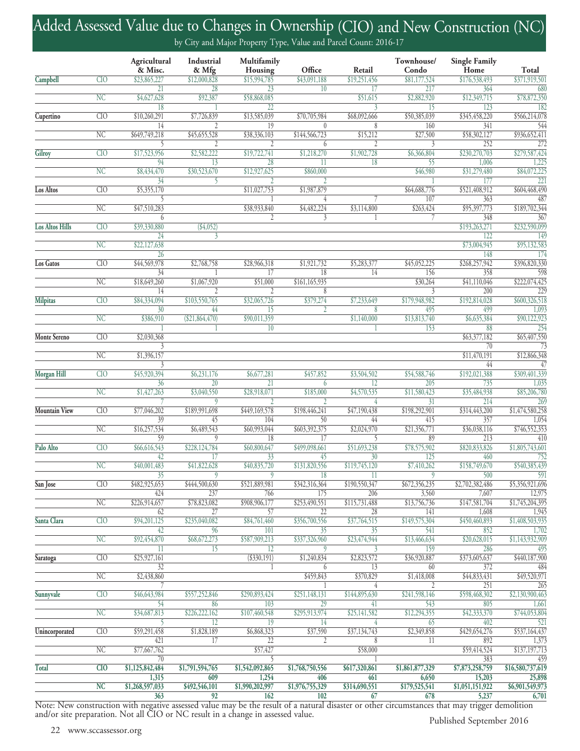# Added Assessed Value due to Changes in Ownership (CIO) and New Construction (NC)

by City and Major Property Type, Value and Parcel Count: 2016-17

| | | Agricultural & Misc. | Industrial & Mfg | Multifamily Housing | Office | Retail | Townhouse/ Condo | Single Family Home | Total |
|---|---|---|---|---|---|---|---|---|---|
| Campbell | CIO | $23,865,227 | $12,000,828 | $15,994,785 | $43,091,188 | $19,251,456 | $81,177,524 | $176,538,493 | $371,919,501 |
| | | 21 | 28 | 23 | 10 | 17 | 217 | 364 | 680 |
| | NC | $4,627,628 | $92,387 | $58,868,085 | | $51,615 | $2,882,920 | $12,349,715 | $78,872,350 |
| | | 18 | 1 | 22 | | 3 | 15 | 123 | 182 |
| Cupertino | CIO | $10,260,291 | $7,726,839 | $13,585,039 | $70,705,984 | $68,092,666 | $50,385,039 | $345,458,220 | $566,214,078 |
| | | 14 | 2 | 19 | 0 | 8 | 160 | 341 | 544 |
| | NC | $649,749,218 | $45,655,528 | $38,336,103 | $144,566,723 | $15,212 | $27,500 | $58,302,127 | $936,652,411 |
| | | 5 | 2 | 2 | 6 | 2 | 3 | 252 | 272 |
| Gilroy | CIO | $17,523,956 | $2,582,222 | $19,722,741 | $1,218,270 | $1,902,728 | $6,366,804 | $230,270,703 | $279,587,424 |
| | | 94 | 13 | 28 | 11 | 18 | 55 | 1,006 | 1,225 |
| | NC | $8,434,470 | $30,523,670 | $12,927,625 | $860,000 | | $46,980 | $31,279,480 | $84,072,225 |
| | | 34 | 5 | 2 | 2 | | 1 | 177 | 221 |
| Los Altos | CIO | $5,355,170 | | $11,027,753 | $1,987,879 | | $64,688,776 | $521,408,912 | $604,468,490 |
| | | 5 | | 1 | 4 | 7 | 107 | 363 | 487 |
| | NC | $47,510,283 | | $38,933,840 | $4,482,224 | $3,114,800 | $263,424 | $95,397,773 | $189,702,344 |
| | | 6 | | 2 | 3 | 1 | 7 | 348 | 367 |
| Los Altos Hills | CIO | $39,330,880 | ($4,052) | | | | | $193,263,271 | $232,590,099 |
| | | 24 | 3 | | | | | 122 | 149 |
| | NC | $22,127,638 | | | | | | $73,004,945 | $95,132,583 |
| | | 26 | | | | | | 148 | 174 |
| Los Gatos | CIO | $44,569,978 | $2,768,758 | $28,966,318 | $1,921,732 | $5,283,377 | $45,052,225 | $268,257,942 | $396,820,330 |
| | | 34 | 1 | 17 | 18 | 14 | 156 | 358 | 598 |
| | NC | $18,649,260 | $1,067,920 | $51,000 | $161,165,935 | | $30,264 | $41,110,046 | $222,074,425 |
| | | 14 | 2 | 2 | 8 | | 3 | 200 | 229 |
| Milpitas | CIO | $84,334,094 | $103,550,765 | $32,065,726 | $379,274 | $7,233,649 | $179,948,982 | $192,814,028 | $600,326,518 |
| | | 30 | 44 | 15 | 2 | 8 | 495 | 499 | 1,093 |
| | NC | $386,910 | ($21,864,470) | $90,011,359 | | $1,140,000 | $13,813,740 | $6,635,384 | $90,122,923 |
| | | 1 | 1 | 10 | | 1 | 153 | 88 | 254 |
| Monte Sereno | CIO | $2,030,368 | | | | | | $63,377,182 | $65,407,550 |
| | | 3 | | | | | | 70 | 73 |
| | NC | $1,396,157 | | | | | | $11,470,191 | $12,866,348 |
| | | 3 | | | | | | 44 | 47 |
| Morgan Hill | CIO | $45,920,394 | $6,231,176 | $6,677,281 | $457,852 | $3,504,502 | $54,588,746 | $192,021,388 | $309,401,339 |
| | | 36 | 20 | 21 | 6 | 12 | 205 | 735 | 1,035 |
| | NC | $1,427,263 | $3,040,550 | $28,918,071 | $185,000 | $4,570,535 | $11,580,423 | $35,484,938 | $85,206,780 |
| | | 7 | 9 | 2 | 2 | 4 | 31 | 214 | 269 |
| Mountain View | CIO | $77,046,202 | $189,991,698 | $449,169,578 | $198,446,241 | $47,190,438 | $198,292,901 | $314,443,200 | $1,474,580,258 |
| | | 39 | 45 | 104 | 50 | 44 | 415 | 357 | 1,054 |
| | NC | $16,257,534 | $6,489,543 | $60,993,044 | $603,392,375 | $2,024,970 | $21,356,771 | $36,038,116 | $746,552,353 |
| | | 59 | 9 | 18 | 17 | 5 | 89 | 213 | 410 |
| Palo Alto | CIO | $66,616,543 | $228,124,784 | $60,800,647 | $499,098,661 | $51,693,238 | $78,575,902 | $820,833,826 | $1,805,743,601 |
| | | 42 | 17 | 33 | 45 | 30 | 125 | 460 | 752 |
| | NC | $40,001,483 | $41,822,628 | $40,835,720 | $131,820,556 | $119,745,120 | $7,410,262 | $158,749,670 | $540,385,439 |
| | | 35 | 9 | 9 | 18 | 11 | 9 | 500 | 591 |
| San Jose | CIO | $482,925,653 | $444,500,630 | $521,889,981 | $342,316,364 | $190,550,347 | $672,356,235 | $2,702,382,486 | $5,356,921,696 |
| | | 424 | 237 | 766 | 175 | 206 | 3,560 | 7,607 | 12,975 |
| | NC | $226,914,657 | $78,823,082 | $908,906,177 | $253,490,551 | $115,731,488 | $13,756,736 | $147,581,704 | $1,745,204,395 |
| | | 62 | 27 | 57 | 22 | 28 | 141 | 1,608 | 1,945 |
| Santa Clara | CIO | $94,201,125 | $235,040,082 | $84,761,460 | $356,700,556 | $37,764,515 | $149,575,304 | $450,460,893 | $1,408,503,935 |
| | | 42 | 96 | 101 | 35 | 35 | 541 | 852 | 1,702 |
| | NC | $92,454,870 | $68,672,273 | $587,909,213 | $337,326,960 | $23,474,944 | $13,466,634 | $20,628,015 | $1,143,932,909 |
| | | 11 | 15 | 12 | 9 | 3 | 159 | 286 | 495 |
| Saratoga | CIO | $25,927,161 | | ($330,191) | $1,240,834 | $2,823,572 | $36,920,887 | $373,605,637 | $440,187,900 |
| | | 32 | | 1 | 6 | 13 | 60 | 372 | 484 |
| | NC | $2,438,860 | | | $459,843 | $370,829 | $1,418,008 | $44,833,431 | $49,520,971 |
| | | 7 | | | 1 | 4 | 2 | 251 | 265 |
| Sunnyvale | CIO | $46,643,984 | $557,252,846 | $290,893,424 | $251,148,131 | $144,895,630 | $241,598,146 | $598,468,302 | $2,130,900,463 |
| | | 54 | 86 | 103 | 29 | 41 | 543 | 805 | 1,661 |
| | NC | $34,687,813 | $226,222,162 | $107,460,548 | $295,913,974 | $25,141,582 | $12,294,355 | $42,333,370 | $744,053,804 |
| | | 5 | 12 | 19 | 14 | 4 | 65 | 402 | 521 |
| Unincorporated | CIO | $59,291,458 | $1,828,189 | $6,868,323 | $37,590 | $37,134,743 | $2,349,858 | $429,654,276 | $537,164,437 |
| | | 421 | 17 | 22 | 2 | 8 | 11 | 892 | 1,373 |
| | NC | $77,667,762 | | $57,427 | | $58,000 | | $59,414,524 | $137,197,713 |
| | | 70 | | 5 | | 1 | | 383 | 459 |
| **Total** | **CIO** | **$1,125,842,484** | **$1,791,594,765** | **$1,542,092,865** | **$1,768,750,556** | **$617,320,861** | **$1,861,877,329** | **$7,873,258,759** | **$16,580,737,619** |
| | | **1,315** | **609** | **1,254** | **406** | **461** | **6,650** | **15,203** | **25,898** |
| | **NC** | **$1,268,597,033** | **$492,546,101** | **$1,990,202,997** | **$1,976,755,329** | **$314,690,551** | **$179,525,541** | **$1,051,151,922** | **$6,901,549,973** |
| | | **363** | **92** | **162** | **102** | **67** | **678** | **5,237** | **6,701** |

Note: New construction with negative assessed value may be the result of a natural disaster or other circumstances that may trigger demolition and/or site preparation. Not all CIO or NC result in a change in assessed value.

Published September 2016

www.sccassessor.org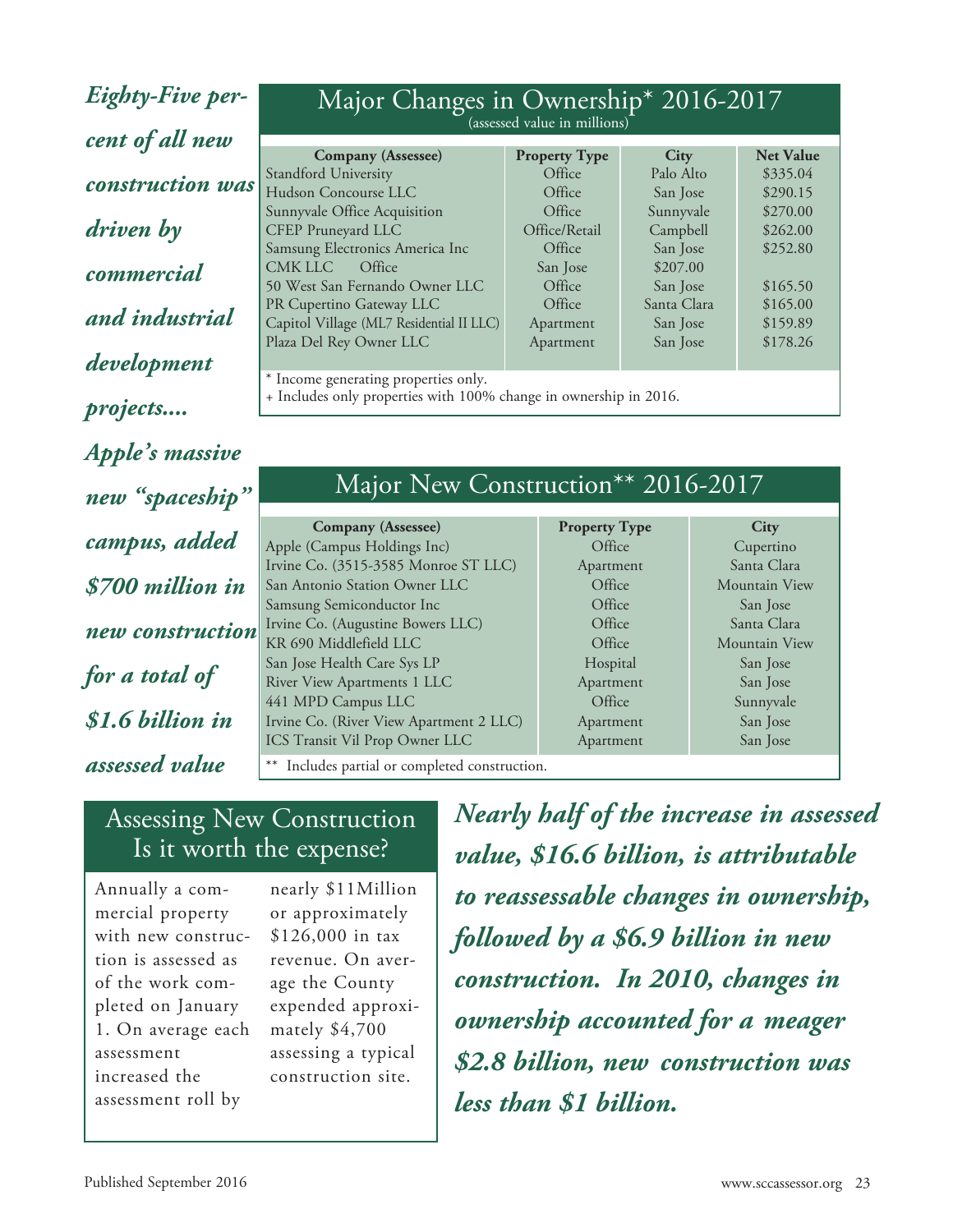*Eighty-Five percent of all new construction was driven by commercial and industrial development projects.... Apple's massive new "spaceship" campus, added $700 million in new construction for a total of $1.6 billion in assessed value*

## Major Changes in Ownership* 2016-2017

(assessed value in millions)

| Company (Assessee) | Property Type | City | Net Value |
|---|---|---|---|
| Standford University | Office | Palo Alto | $335.04 |
| Hudson Concourse LLC | Office | San Jose | $290.15 |
| Sunnyvale Office Acquisition | Office | Sunnyvale | $270.00 |
| CFEP Pruneyard LLC | Office/Retail | Campbell | $262.00 |
| Samsung Electronics America Inc | Office | San Jose | $252.80 |
| CMK LLC Office | San Jose | $207.00 | |
| 50 West San Fernando Owner LLC | Office | San Jose | $165.50 |
| PR Cupertino Gateway LLC | Office | Santa Clara | $165.00 |
| Capitol Village (ML7 Residential II LLC) | Apartment | San Jose | $159.89 |
| Plaza Del Rey Owner LLC | Apartment | San Jose | $178.26 |

\* Income generating properties only.
+ Includes only properties with 100% change in ownership in 2016.

## Major New Construction** 2016-2017

| Company (Assessee) | Property Type | City |
|---|---|---|
| Apple (Campus Holdings Inc) | Office | Cupertino |
| Irvine Co. (3515-3585 Monroe ST LLC) | Apartment | Santa Clara |
| San Antonio Station Owner LLC | Office | Mountain View |
| Samsung Semiconductor Inc | Office | San Jose |
| Irvine Co. (Augustine Bowers LLC) | Office | Santa Clara |
| KR 690 Middlefield LLC | Office | Mountain View |
| San Jose Health Care Sys LP | Hospital | San Jose |
| River View Apartments 1 LLC | Apartment | San Jose |
| 441 MPD Campus LLC | Office | Sunnyvale |
| Irvine Co. (River View Apartment 2 LLC) | Apartment | San Jose |
| ICS Transit Vil Prop Owner LLC | Apartment | San Jose |

\** Includes partial or completed construction.

## Assessing New Construction Is it worth the expense?

Annually a commercial property with new construction is assessed as of the work completed on January 1. On average each assessment increased the assessment roll by nearly $11Million or approximately $126,000 in tax revenue. On average the County expended approximately $4,700 assessing a typical construction site.

***Nearly half of the increase in assessed value, $16.6 billion, is attributable to reassessable changes in ownership, followed by a $6.9 billion in new construction. In 2010, changes in ownership accounted for a meager $2.8 billion, new construction was less than $1 billion.***

Published September 2016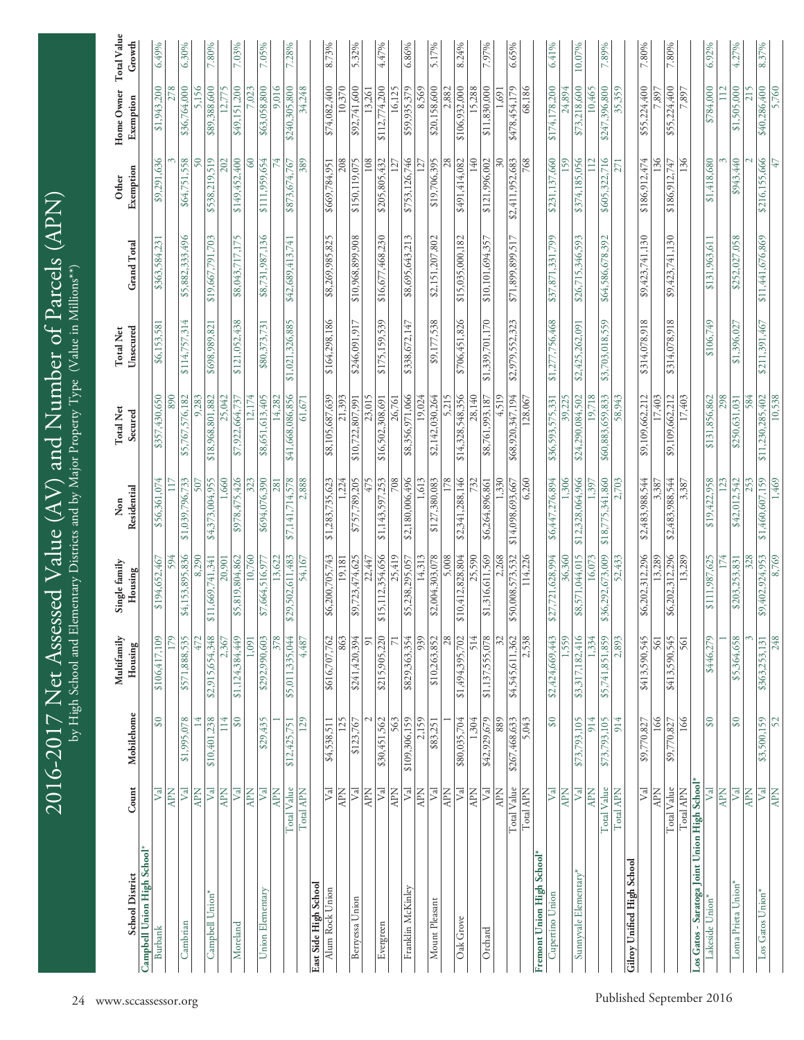# 2016-2017 Net Assessed Value (AV) and Number of Parcels (APN)

by High School and Elementary Districts and by Major Property Type (Value in Millions**)

| School District | Count | Mobilehome | Multifamily Housing | Single family Housing | Non Residential | Total Net Secured | Total Net Unsecured | Grand Total | Other Exemption | Home Owner Exemption | Total Value Growth |
|---|---|---|---|---|---|---|---|---|---|---|---|
| **Campbell Union High School*** | | | | | | | | | | | |
| Burbank | Val | $0 | $106,417,109 | $194,652,467 | $56,361,074 | $357,430,650 | $6,153,581 | $363,584,231 | $9,291,636 | $1,943,200 | 6.49% |
| | APN | | 179 | 594 | 117 | 890 | | | 3 | 278 | |
| Cambrian | Val | $1,995,078 | $571,888,535 | $4,153,895,836 | $1,039,796,733 | $5,767,576,182 | $114,757,314 | $5,882,333,496 | $64,751,558 | $36,764,000 | 6.30% |
| | APN | 14 | 472 | 8,290 | 507 | 9,283 | | | 50 | 5,156 | |
| Campbell Union* | Val | $10,401,238 | $2,915,654,348 | $11,669,741,341 | $4,373,004,955 | $18,968,801,882 | $698,989,821 | $19,667,791,703 | $538,219,519 | $89,388,600 | 7.80% |
| | APN | 114 | 2,367 | 20,901 | 1,660 | 25,042 | | | 202 | 12,775 | |
| Moreland | Val | $0 | $1,124,384,449 | $5,819,804,862 | $978,475,426 | $7,922,664,737 | $121,052,438 | $8,043,717,175 | $149,452,400 | $49,151,200 | 7.03% |
| | APN | | 1,091 | 10,760 | 323 | 12,174 | | | 60 | 7,023 | |
| Union Elementary | Val | $29,435 | $292,990,603 | $7,664,516,977 | $694,076,390 | $8,651,613,405 | $80,373,731 | $8,731,987,136 | $111,959,654 | $63,058,800 | 7.05% |
| | APN | 1 | 378 | 13,622 | 281 | 14,282 | | | 74 | 9,016 | |
| | Total Value | $12,425,751 | $5,011,335,044 | $29,502,611,483 | $7,141,714,578 | $41,668,086,856 | $1,021,326,885 | $42,689,413,741 | $873,674,767 | $240,305,800 | 7.28% |
| | Total APN | 129 | 4,487 | 54,167 | 2,888 | 61,671 | | | 389 | 34,248 | |
| **East Side High School** | | | | | | | | | | | |
| Alum Rock Union | Val | $4,538,511 | $616,707,762 | $6,200,705,743 | $1,283,735,623 | $8,105,687,639 | $164,298,186 | $8,269,985,825 | $669,784,951 | $74,082,400 | 8.73% |
| | APN | 125 | 863 | 19,181 | 1,224 | 21,393 | | | 208 | 10,370 | |
| Berryessa Union | Val | $123,767 | $241,420,394 | $9,723,474,625 | $757,789,205 | $10,722,807,991 | $246,091,917 | $10,968,899,908 | $150,119,075 | $92,741,600 | 5.32% |
| | APN | 2 | 91 | 22,447 | 475 | 23,015 | | | 108 | 13,261 | |
| Evergreen | Val | $30,451,562 | $215,905,220 | $15,112,354,656 | $1,143,597,253 | $16,502,308,691 | $175,159,539 | $16,677,468,230 | $205,805,432 | $112,774,200 | 4.47% |
| | APN | 563 | 71 | 25,419 | 708 | 26,761 | | | 127 | 16,125 | |
| Franklin McKinley | Val | $109,306,159 | $829,363,354 | $5,238,295,057 | $2,180,006,496 | $8,356,971,066 | $338,672,147 | $8,695,643,213 | $753,126,746 | $59,935,379 | 6.86% |
| | APN | 2,159 | 939 | 14,313 | 1,613 | 19,024 | | | 127 | 8,569 | |
| Mount Pleasant | Val | $83,251 | $10,263,852 | $2,004,303,078 | $127,380,083 | $2,142,030,264 | $9,177,538 | $2,151,207,802 | $19,706,395 | $20,158,600 | 5.17% |
| | APN | 1 | 28 | 5,008 | 178 | 5,215 | | | 28 | 2,882 | |
| Oak Grove | Val | $80,035,704 | $1,494,395,702 | $10,412,828,804 | $2,341,288,146 | $14,328,548,356 | $706,451,826 | $15,035,000,182 | $491,414,082 | $106,932,000 | 8.24% |
| | APN | 1,304 | 514 | 25,590 | 732 | 28,140 | | | 140 | 15,288 | |
| Orchard | Val | $42,929,679 | $1,137,555,078 | $1,316,611,569 | $6,264,896,861 | $8,761,993,187 | $1,339,701,170 | $10,101,694,357 | $121,996,002 | $11,830,000 | 7.97% |
| | APN | 889 | 32 | 2,268 | 1,330 | 4,519 | | | 30 | 1,691 | |
| | Total Value | $267,468,633 | $4,545,611,362 | $50,008,573,532 | $14,098,693,667 | $68,920,347,194 | $2,979,552,323 | $71,899,899,517 | $2,411,952,683 | $478,454,179 | 6.65% |
| | Total APN | 5,043 | 2,538 | 114,226 | 6,260 | 128,067 | | | 768 | 68,186 | |
| **Fremont Union High School*** | | | | | | | | | | | |
| Cupertino Union | Val | $0 | $2,424,669,443 | $27,721,628,994 | $6,447,276,894 | $36,593,575,331 | $1,277,756,468 | $37,871,331,799 | $231,137,660 | $174,178,200 | 6.41% |
| | APN | | 1,559 | 36,360 | 1,306 | 39,225 | | | 159 | 24,894 | |
| Sunnyvale Elementary* | Val | $73,793,105 | $3,317,182,416 | $8,571,044,015 | $12,328,064,966 | $24,290,084,502 | $2,425,262,091 | $26,715,346,593 | $374,185,056 | $73,218,600 | 10.07% |
| | APN | 914 | 1,334 | 16,073 | 1,397 | 19,718 | | | 112 | 10,465 | |
| | Total Value | $73,793,105 | $5,741,851,859 | $36,292,673,009 | $18,775,341,860 | $60,883,659,833 | $3,703,018,559 | $64,586,678,392 | $605,322,716 | $247,396,800 | 7.89% |
| | Total APN | 914 | 2,893 | 52,433 | 2,703 | 58,943 | | | 271 | 35,359 | |
| **Gilroy Unified High School** | | | | | | | | | | | |
| | Val | $9,770,827 | $413,590,545 | $6,202,312,296 | $2,483,988,544 | $9,109,662,212 | $314,078,918 | $9,423,741,130 | $186,912,474 | $55,224,400 | 7.80% |
| | APN | 166 | 561 | 13,289 | 3,387 | 17,403 | | | 136 | 7,897 | |
| | Total Value | $9,770,827 | $413,590,545 | $6,202,312,296 | $2,483,988,544 | $9,109,662,212 | $314,078,918 | $9,423,741,130 | $186,912,747 | $55,224,400 | 7.80% |
| | Total APN | 166 | 561 | 13,289 | 3,387 | 17,403 | | | 136 | 7,897 | |
| **Los Gatos - Saratoga Joint Union High School*** | | | | | | | | | | | |
| Lakeside Union* | Val | $0 | $446,279 | $111,987,625 | $19,422,958 | $131,856,862 | $106,749 | $131,963,611 | $1,418,680 | $784,000 | 6.92% |
| | APN | | 1 | 174 | 123 | 298 | | | 3 | 112 | |
| Loma Prieta Union* | Val | $0 | $5,364,658 | $203,253,831 | $42,012,542 | $250,631,031 | $1,396,027 | $252,027,058 | $943,440 | $1,505,000 | 4.27% |
| | APN | | 3 | 328 | 253 | 584 | | | 2 | 215 | |
| Los Gatos Union* | Val | $3,500,159 | $363,253,131 | $9,402,924,953 | $1,460,607,159 | $11,230,285,402 | $211,391,467 | $11,441,676,869 | $216,155,666 | $40,286,400 | 8.37% |
| | APN | 52 | 248 | 8,769 | 1,469 | 10,538 | | | 47 | 5,760 | |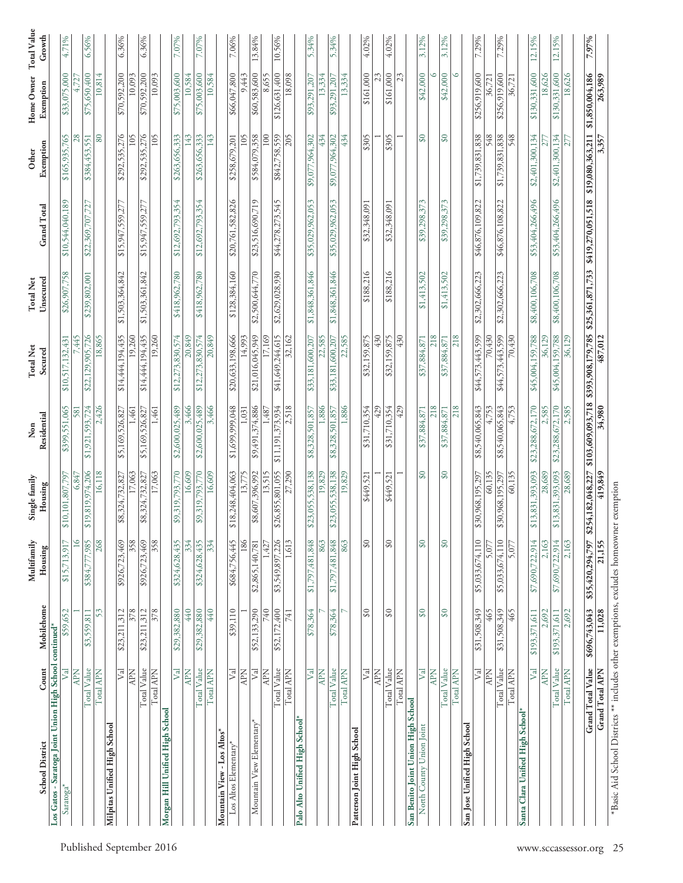| School District | Count | Mobilehome | Mulifamily Housing | Single family Housing | Non Residential | Total Net Secured | Total Net Unsecured | Grand Total | Other Exemption | Home Owner Exemption | Total Value Growth |
|---|---|---|---|---|---|---|---|---|---|---|---|
| **Los Gatos - Saratoga Joint Union High School continued*** | | | | | | | | | | | |
| Saratoga* | Val | $59,652 | $15,713,917 | $10,101,807,797 | $399,551,065 | $10,517,132,431 | $26,907,758 | $10,544,040,189 | $165,935,765 | $33,075,000 | 4.71% |
| | APN | 1 | 16 | 6,847 | 581 | 7,445 | | | 28 | 4,727 | |
| | Total Value | $3,559,811 | $384,777,985 | $19,819,974,206 | $1,921,593,724 | $22,129,905,726 | $239,802,001 | $22,369,707,727 | $384,453,551 | $75,650,400 | 6.56% |
| | Total APN | 53 | 268 | 16,118 | 2,426 | 18,865 | | | 80 | 10,814 | |
| **Milpitas Unified High School** | | | | | | | | | | | |
| | Val | $23,211,312 | $926,723,469 | $8,324,732,827 | $5,169,526,827 | $14,444,194,435 | $1,503,364,842 | $15,947,559,277 | $292,535,276 | $70,592,200 | 6.36% |
| | APN | 378 | 358 | 17,063 | 1,461 | 19,260 | | | 105 | 10,093 | |
| | Total Value | $23,211,312 | $926,723,469 | $8,324,732,827 | $5,169,526,827 | $14,444,194,435 | $1,503,361,842 | $15,947,559,277 | $292,535,276 | $70,592,200 | 6.36% |
| | Total APN | 378 | 358 | 17,063 | 1,461 | 19,260 | | | 105 | 10,093 | |
| **Morgan Hill Unified High School** | | | | | | | | | | | |
| | Val | $29,382,880 | $324,628,435 | $9,319,793,770 | $2,600,025,489 | $12,273,830,574 | $418,962,780 | $12,692,793,354 | $263,656,333 | $75,003,600 | 7.07% |
| | APN | 440 | 334 | 16,609 | 3,466 | 20,849 | | | 143 | 10,584 | |
| | Total Value | $29,382,880 | $324,628,435 | $9,319,793,770 | $2,600,025,489 | $12,273,830,574 | $418,962,780 | $12,692,793,354 | $263,656,333 | $75,003,600 | 7.07% |
| | Total APN | 440 | 334 | 16,609 | 3,466 | 20,849 | | | 143 | 10,584 | |
| **Mountain View - Los Altos*** | | | | | | | | | | | |
| Los Altos Elementary* | Val | $39,110 | $684,756,445 | $18,248,404,063 | $1,699,999,048 | $20,633,198,666 | $128,384,160 | $20,761,582,826 | $258,679,201 | $66,047,800 | 7.06% |
| | APN | 1 | 186 | 13,775 | 1,031 | 14,993 | | | 105 | 9,443 | |
| Mountain View Elementary* | Val | $52,133,290 | $2,865,140,781 | $8,607,396,992 | $9,491,374,886 | $21,016,045,949 | $2,500,644,770 | $23,516,690,719 | $584,079,358 | $60,583,600 | 13.84% |
| | APN | 740 | 1,427 | 13,515 | 1,487 | 17,169 | | | 100 | 8,655 | |
| | Total Value | $52,172,400 | $3,549,897,226 | $26,855,801,055 | $11,191,373,934 | $41,649,244,615 | $2,629,028,930 | $44,278,273,545 | $842,758,559 | $126,631,400 | 10.56% |
| | Total APN | 741 | 1,613 | 27,290 | 2,518 | 32,162 | | | 205 | 18,098 | |
| **Palo Alto Unified High School*** | | | | | | | | | | | |
| | Val | $78,364 | $1,797,481,848 | $23,055,538,138 | $8,328,501,857 | $33,181,600,207 | $1,848,361,846 | $35,029,962,053 | $9,077,964,302 | $93,291,207 | 5.34% |
| | APN | 7 | 863 | 19,829 | 1,886 | 22,585 | | | 434 | 13,334 | |
| | Total Value | $78,364 | $1,797,481,848 | $23,055,538,138 | $8,328,501,857 | $33,181,600,207 | $1,848,361,846 | $35,029,962,053 | $9,077,964,302 | $93,291,207 | 5.34% |
| | Total APN | 7 | 863 | 19,829 | 1,886 | 22,585 | | | 434 | 13,334 | |
| **Patterson Joint High School** | | | | | | | | | | | |
| | Val | $0 | $0 | $449,521 | $31,710,354 | $32,159,875 | $188,216 | $32,348,091 | $305 | $161,000 | 4.02% |
| | APN | | | 1 | 429 | 430 | | | 1 | 23 | |
| | Total Value | $0 | $0 | $449,521 | $31,710,354 | $32,159,875 | $188,216 | $32,348,091 | $305 | $161,000 | 4.02% |
| | Total APN | | | 1 | 429 | 430 | | | 1 | 23 | |
| **San Benito Joint Union High School** | | | | | | | | | | | |
| North County Union Joint | Val | $0 | $0 | $0 | $37,884,871 | $37,884,871 | $1,413,502 | $39,298,373 | $0 | $42,000 | 3.12% |
| | APN | | | | 218 | 218 | | | | 6 | |
| | Total Value | $0 | $0 | $0 | $37,884,871 | $37,884,871 | $1,413,502 | $39,298,373 | $0 | $42,000 | 3.12% |
| | Total APN | | | | 218 | 218 | | | | 6 | |
| **San Jose Unified High School** | | | | | | | | | | | |
| | Val | $31,508,349 | $5,033,674,110 | $30,968,195,297 | $8,540,065,843 | $44,573,443,599 | $2,302,666,223 | $46,876,109,822 | $1,739,831,838 | $256,919,600 | 7.29% |
| | APN | 465 | 5,077 | 60,135 | 4,753 | 70,430 | | | 548 | 36,721 | |
| | Total Value | $31,508,349 | $5,033,674,110 | $30,968,195,297 | $8,540,065,843 | $44,573,443,599 | $2,302,666,223 | $46,876,108,822 | $1,739,831,838 | $256,919,600 | 7.29% |
| | Total APN | 465 | 5,077 | 60,135 | 4,753 | 70,430 | | | 548 | 36,721 | |
| **Santa Clara Unified High School*** | | | | | | | | | | | |
| | Val | $193,371,611 | $7,690,722,914 | $13,831,393,093 | $23,288,672,170 | $45,004,159,788 | $8,400,106,708 | $53,404,266,496 | $2,401,300,134 | $130,331,600 | 12.15% |
| | APN | 2,692 | 2,163 | 28,689 | 2,585 | 36,129 | | | 277 | 18,626 | |
| | Total Value | $193,371,611 | $7,690,722,914 | $13,831,393,093 | $23,288,672,170 | $45,004,159,788 | $8,400,106,708 | $53,404,266,496 | $2,401,300,134 | $130,331,600 | 12.15% |
| | Total APN | 2,692 | 2,163 | 28,689 | 2,585 | 36,129 | | | 277 | 18,626 | |
| | **Grand Total Value** | **$696,743,043** | **$35,420,294,797** | **$254,182,048,227** | **$103,609,093,718** | **$393,908,179,785** | **$25,361,871,733** | **$419,270,051,518** | **$19,080,363,211** | **$1,850,004,186** | **7.97%** |
| | **Grand Total APN** | **11,028** | **21,155** | **419,849** | **34,980** | **487,012** | | | **3,357** | **263,989** | |

*Basic Aid School Districts ** includes other exemptions, excludes homeowner exemption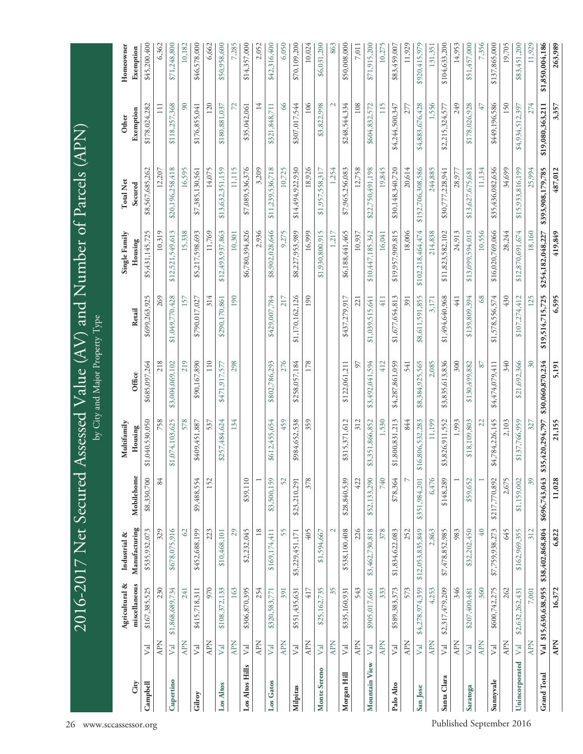# 2016-2017 Net Secured Assessed Value (AV) and Number of Parcels (APN)

## by City and Major Property Type

| City | | Agricultural & miscellaneous | Industrial & Manufacturing | Mobilehome | Multifamily Housing | Office | Retail | Single Family Housing | Total Net Secured | Other Exemption | Homeowner Exemption |
|---|---|---|---|---|---|---|---|---|---|---|---|
| **Campbell** | Val | $167,385,525 | $535,932,073 | $8,330,700 | $1,040,530,050 | $685,097,264 | $699,263,925 | $5,431,145,725 | $8,567,685,262 | $178,024,282 | $45,200,400 |
| | APN | 230 | 329 | 84 | 758 | 218 | 269 | 10,319 | 12,207 | 111 | 6,362 |
| **Cupertino** | Val | $1,868,689,734 | $678,075,916 | | $1,074,103,625 | $3,004,069,102 | $1,049,770,428 | $12,521,549,613 | $20,196,258,418 | $118,257,368 | $71,248,800 |
| | APN | 241 | 62 | | 578 | 219 | 157 | 15,338 | 16,595 | 90 | 10,182 |
| **Gilroy** | Val | $415,718,311 | $452,688,199 | $9,488,554 | $409,451,887 | $90,167,890 | $790,017,027 | $5,217,598,693 | $7,385,130,561 | $176,855,041 | $46,578,000 |
| | APN | 970 | 223 | 152 | 537 | 110 | 314 | 11,769 | 14,075 | 120 | 6,662 |
| **Los Altos** | Val | $108,372,133 | $10,468,101 | | $257,484,624 | $471,917,577 | $290,170,861 | $12,493,937,863 | $13,632,351,159 | $180,881,037 | $50,958,600 |
| | APN | 163 | 29 | | 134 | 298 | 190 | 10,301 | 11,115 | 72 | 7,285 |
| **Los Altos Hills** | Val | $306,870,395 | $2,232,045 | $39,110 | | | | $6,780,394,826 | $7,089,536,376 | $35,042,061 | $14,357,000 |
| | APN | 254 | 18 | 1 | | | | 2,936 | 3,209 | 14 | 2,052 |
| **Los Gatos** | Val | $320,583,771 | $169,174,411 | $3,500,159 | $612,455,654 | $802,786,293 | $429,007,784 | $8,902,028,646 | $11,239,536,718 | $321,848,711 | $42,316,400 |
| | APN | 391 | 55 | 52 | 459 | 276 | 217 | 9,275 | 10,725 | 66 | 6,050 |
| **Milpitas** | Val | $551,435,631 | $3,229,451,171 | $23,210,291 | $984,652,538 | $258,057,184 | $1,170,162,126 | $8,227,953,989 | $14,494,922,930 | $307,017,544 | $70,109,200 |
| | APN | 417 | 405 | 378 | 359 | 178 | 190 | 16,999 | 18,926 | 106 | 10,024 |
| **Monte Sereno** | Val | $25,162,735 | $1,594,667 | | | | | $1,930,800,915 | $1,957,558,317 | $3,822,998 | $6,031,200 |
| | APN | 35 | 2 | | | | | 1,217 | 1,254 | 2 | 863 |
| **Morgan Hill** | Val | $335,160,931 | $538,100,408 | $28,840,539 | $315,371,612 | $122,061,211 | $437,279,917 | $6,188,441,465 | $7,965,256,083 | $248,544,334 | $50,008,000 |
| | APN | 543 | 226 | 422 | 312 | 97 | 221 | 10,937 | 12,758 | 108 | 7,011 |
| **Mountain View** | Val | $905,017,661 | $3,462,730,818 | $52,133,290 | $3,351,866,852 | $3,492,041,594 | $1,039,515,641 | $10,447,185,342 | $22,750,491,198 | $604,832,572 | $71,915,200 |
| | APN | 333 | 378 | 740 | 1,530 | 412 | 411 | 16,041 | 19,845 | 115 | 10,275 |
| **Palo Alto** | Val | $589,383,373 | $1,834,622,083 | $78,364 | $1,800,831,213 | $4,287,861,059 | $1,677,654,813 | $19,957,909,815 | $30,148,340,720 | $4,244,500,347 | $83,459,007 |
| | APN | 573 | 252 | 7 | 844 | 541 | 391 | 18,006 | 20,614 | 277 | 11,929 |
| **San Jose** | Val | $4,278,974,359 | $12,053,835,849 | $351,984,201 | $16,806,532,283 | $8,384,925,565 | $8,611,591,855 | $102,218,464,474 | $152,706,308,586 | $4,883,676,428 | $920,415,979 |
| | APN | 4,253 | 2,863 | 6,476 | 11,199 | 2,085 | 3,171 | 214,838 | 244,885 | 1,556 | 131,351 |
| **Santa Clara** | Val | $2,317,479,209 | $7,478,852,985 | $148,289 | $3,826,911,552 | $3,835,613,836 | $1,494,640,968 | $11,823,582,102 | $30,777,228,941 | $2,215,324,577 | $104,633,200 |
| | APN | 346 | 983 | 1 | 1,993 | 300 | 441 | 24,913 | 28,977 | 249 | 14,953 |
| **Saratoga** | Val | $207,400,481 | $32,202,450 | $59,652 | $18,109,803 | $130,499,882 | $139,809,394 | $13,099,594,019 | $13,627,675,681 | $178,026,928 | $51,457,000 |
| | APN | 360 | 40 | 1 | 22 | 87 | 68 | 10,556 | 11,134 | 47 | 7,356 |
| **Sunnyvale** | Val | $600,742,275 | $7,759,938,273 | $217,770,892 | $4,784,226,145 | $4,474,079,411 | $1,578,556,574 | $16,020,769,066 | $35,436,082,636 | $449,196,586 | $137,865,000 |
| | APN | 262 | 645 | 2,675 | 2,103 | 340 | 430 | 28,244 | 34,699 | 150 | 19,705 |
| **Unincorporated** | Val | $2,632,262,431 | $162,969,355 | $1,159,002 | $137,766,959 | $21,692,366 | $107,274,412 | $12,870,691,674 | $15,933,816,199 | $4,934,512,397 | $83,451,200 |
| | APN | 7,001 | 312 | 39 | 327 | 30 | 125 | 18,160 | 25,994 | 274 | 11,929 |
| **Grand Total** | **Val** | **$15,630,638,955** | **$38,402,868,804** | **$696,743,043** | **$35,420,294,797** | **$30,060,870,234** | **$19,514,715,725** | **$254,182,048,227** | **$393,908,179,785** | **$19,080,363,211** | **$1,850,004,186** |
| | **APN** | **16,372** | **6,822** | **11,028** | **21,155** | **5,191** | **6,595** | **419,849** | **487,012** | **3,357** | **263,989** |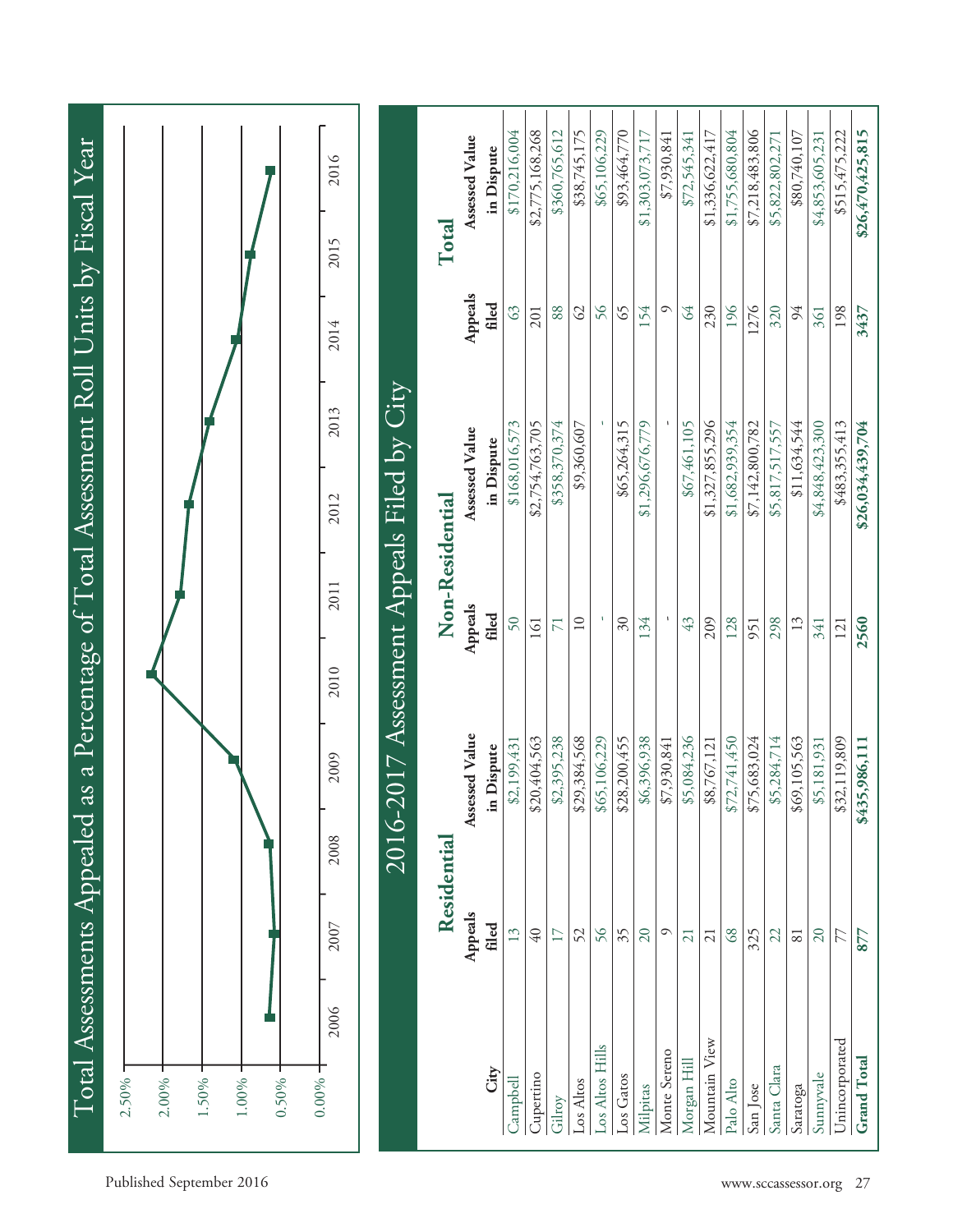## Total Assessments Appealed as a Percentage of Total Assessment Roll Units by Fiscal Year

| Fiscal Year | 2006 | 2007 | 2008 | 2009 | 2010 | 2011 | 2012 | 2013 | 2014 | 2015 | 2016 |
|---|---|---|---|---|---|---|---|---|---|---|---|

## 2016-2017 Assessment Appeals Filed by City

| City | Residential | | Non-Residential | | Total | |
|---|---|---|---|---|---|---|
| | Appeals filed | Assessed Value in Dispute | Appeals filed | Assessed Value in Dispute | Appeals filed | Assessed Value in Dispute |
| Campbell | 13 | $2,199,431 | 50 | $168,016,573 | 63 | $170,216,004 |
| Cupertino | 40 | $20,404,563 | 161 | $2,754,763,705 | 201 | $2,775,168,268 |
| Gilroy | 17 | $2,395,238 | 71 | $358,370,374 | 88 | $360,765,612 |
| Los Altos | 52 | $29,384,568 | 10 | $9,360,607 | 62 | $38,745,175 |
| Los Altos Hills | 56 | $65,106,229 | - | - | 56 | $65,106,229 |
| Los Gatos | 35 | $28,200,455 | 30 | $65,264,315 | 65 | $93,464,770 |
| Milpitas | 20 | $6,396,938 | 134 | $1,296,676,779 | 154 | $1,303,073,717 |
| Monte Sereno | 9 | $7,930,841 | - | - | 9 | $7,930,841 |
| Morgan Hill | 21 | $5,084,236 | 43 | $67,461,105 | 64 | $72,545,341 |
| Mountain View | 21 | $8,767,121 | 209 | $1,327,855,296 | 230 | $1,336,622,417 |
| Palo Alto | 68 | $72,741,450 | 128 | $1,682,939,354 | 196 | $1,755,680,804 |
| San Jose | 325 | $75,683,024 | 951 | $7,142,800,782 | 1276 | $7,218,483,806 |
| Santa Clara | 22 | $5,284,714 | 298 | $5,817,517,557 | 320 | $5,822,802,271 |
| Saratoga | 81 | $69,105,563 | 13 | $11,634,544 | 94 | $80,740,107 |
| Sunnyvale | 20 | $5,181,931 | 341 | $4,848,423,300 | 361 | $4,853,605,231 |
| Unincorporated | 77 | $32,119,809 | 121 | $483,355,413 | 198 | $515,475,222 |
| **Grand Total** | **877** | **$435,986,111** | **2560** | **$26,034,439,704** | **3437** | **$26,470,425,815** |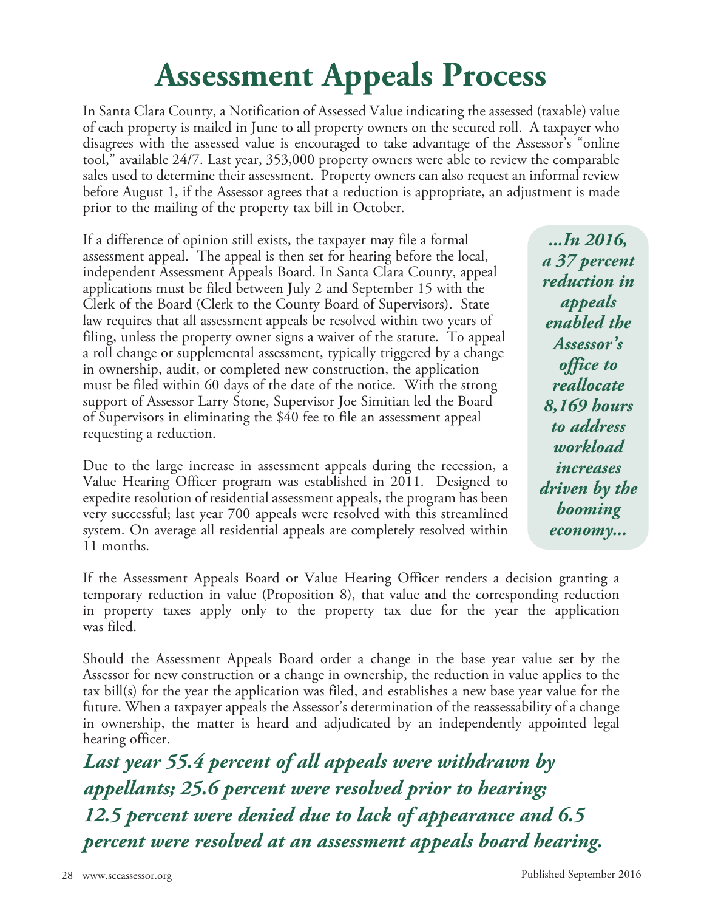# Assessment Appeals Process

In Santa Clara County, a Notification of Assessed Value indicating the assessed (taxable) value of each property is mailed in June to all property owners on the secured roll. A taxpayer who disagrees with the assessed value is encouraged to take advantage of the Assessor's "online tool," available 24/7. Last year, 353,000 property owners were able to review the comparable sales used to determine their assessment. Property owners can also request an informal review before August 1, if the Assessor agrees that a reduction is appropriate, an adjustment is made prior to the mailing of the property tax bill in October.

If a difference of opinion still exists, the taxpayer may file a formal assessment appeal. The appeal is then set for hearing before the local, independent Assessment Appeals Board. In Santa Clara County, appeal applications must be filed between July 2 and September 15 with the Clerk of the Board (Clerk to the County Board of Supervisors). State law requires that all assessment appeals be resolved within two years of filing, unless the property owner signs a waiver of the statute. To appeal a roll change or supplemental assessment, typically triggered by a change in ownership, audit, or completed new construction, the application must be filed within 60 days of the date of the notice. With the strong support of Assessor Larry Stone, Supervisor Joe Simitian led the Board of Supervisors in eliminating the $40 fee to file an assessment appeal requesting a reduction.

***...In 2016, a 37 percent reduction in appeals enabled the Assessor's office to reallocate 8,169 hours to address workload increases driven by the booming economy...***

Due to the large increase in assessment appeals during the recession, a Value Hearing Officer program was established in 2011. Designed to expedite resolution of residential assessment appeals, the program has been very successful; last year 700 appeals were resolved with this streamlined system. On average all residential appeals are completely resolved within 11 months.

If the Assessment Appeals Board or Value Hearing Officer renders a decision granting a temporary reduction in value (Proposition 8), that value and the corresponding reduction in property taxes apply only to the property tax due for the year the application was filed.

Should the Assessment Appeals Board order a change in the base year value set by the Assessor for new construction or a change in ownership, the reduction in value applies to the tax bill(s) for the year the application was filed, and establishes a new base year value for the future. When a taxpayer appeals the Assessor's determination of the reassessability of a change in ownership, the matter is heard and adjudicated by an independently appointed legal hearing officer.

***Last year 55.4 percent of all appeals were withdrawn by appellants; 25.6 percent were resolved prior to hearing; 12.5 percent were denied due to lack of appearance and 6.5 percent were resolved at an assessment appeals board hearing.***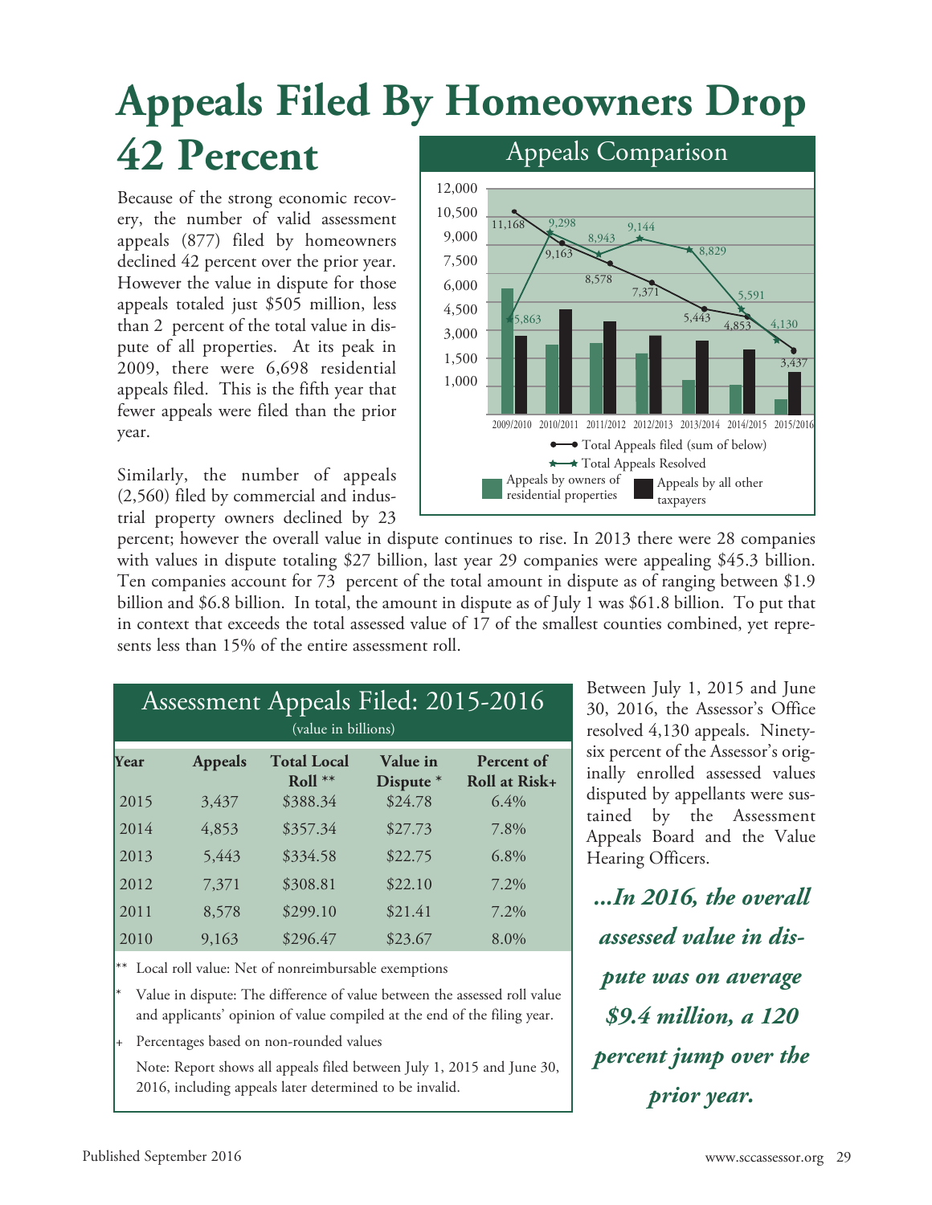# Appeals Filed By Homeowners Drop 42 Percent

Because of the strong economic recovery, the number of valid assessment appeals (877) filed by homeowners declined 42 percent over the prior year. However the value in dispute for those appeals totaled just $505 million, less than 2 percent of the total value in dispute of all properties. At its peak in 2009, there were 6,698 residential appeals filed. This is the fifth year that fewer appeals were filed than the prior year.

Similarly, the number of appeals (2,560) filed by commercial and industrial property owners declined by 23 percent; however the overall value in dispute continues to rise. In 2013 there were 28 companies with values in dispute totaling $27 billion, last year 29 companies were appealing $45.3 billion. Ten companies account for 73 percent of the total amount in dispute as of ranging between $1.9 billion and $6.8 billion. In total, the amount in dispute as of July 1 was $61.8 billion. To put that in context that exceeds the total assessed value of 17 of the smallest counties combined, yet represents less than 15% of the entire assessment roll.

## Appeals Comparison

| Year | Total Appeals filed (sum of below) | Total Appeals Resolved |
|---|---|---|
| 2009/2010 | 11,168 | 5,863 |
| 2010/2011 | 9,163 | 9,298 |
| 2011/2012 | 8,578 | 8,943 |
| 2012/2013 | 7,371 | 9,144 |
| 2013/2014 | 5,443 | 8,829 |
| 2014/2015 | 4,853 | 5,591 |
| 2015/2016 | 3,437 | 4,130 |

Legend: Total Appeals filed (sum of below); Total Appeals Resolved; Appeals by owners of residential properties; Appeals by all other taxpayers

## Assessment Appeals Filed: 2015-2016

(value in billions)

| Year | Appeals | Total Local Roll ** | Value in Dispute * | Percent of Roll at Risk+ |
|---|---|---|---|---|
| 2015 | 3,437 | $388.34 | $24.78 | 6.4% |
| 2014 | 4,853 | $357.34 | $27.73 | 7.8% |
| 2013 | 5,443 | $334.58 | $22.75 | 6.8% |
| 2012 | 7,371 | $308.81 | $22.10 | 7.2% |
| 2011 | 8,578 | $299.10 | $21.41 | 7.2% |
| 2010 | 9,163 | $296.47 | $23.67 | 8.0% |

** Local roll value: Net of nonreimbursable exemptions

* Value in dispute: The difference of value between the assessed roll value and applicants' opinion of value compiled at the end of the filing year.

+ Percentages based on non-rounded values

Note: Report shows all appeals filed between July 1, 2015 and June 30, 2016, including appeals later determined to be invalid.

Between July 1, 2015 and June 30, 2016, the Assessor's Office resolved 4,130 appeals. Ninety-six percent of the Assessor's originally enrolled assessed values disputed by appellants were sustained by the Assessment Appeals Board and the Value Hearing Officers.

***...In 2016, the overall assessed value in dispute was on average $9.4 million, a 120 percent jump over the prior year.***

Published September 2016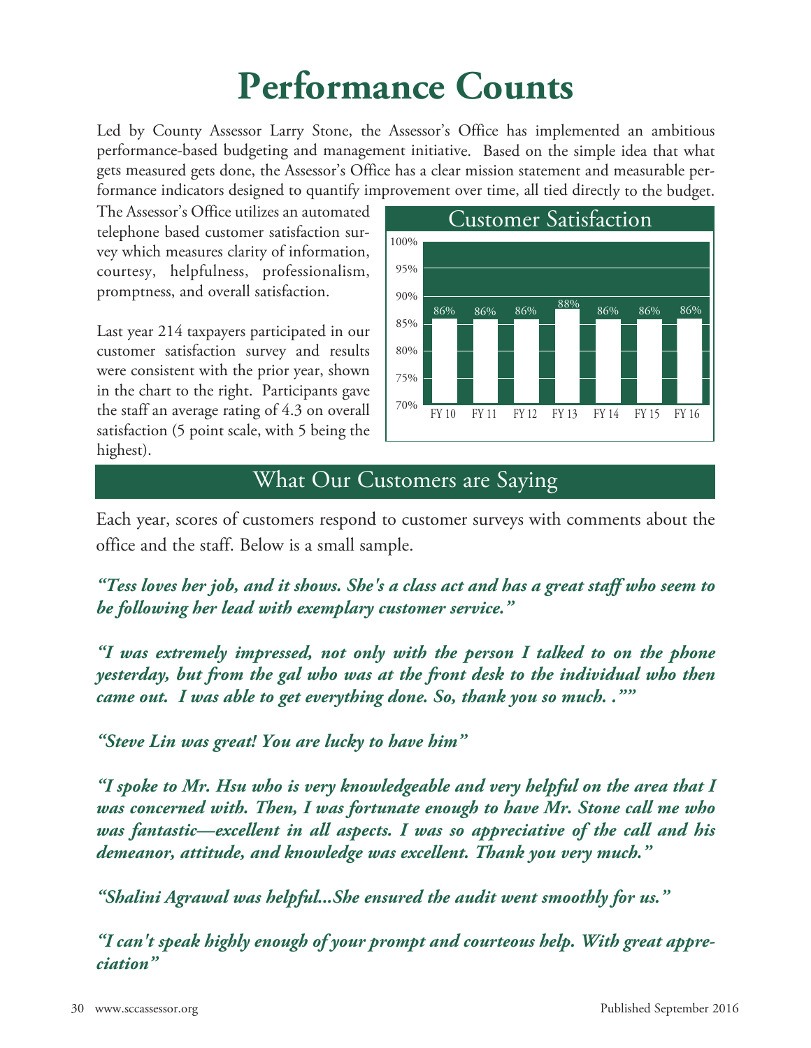# Performance Counts

Led by County Assessor Larry Stone, the Assessor's Office has implemented an ambitious performance-based budgeting and management initiative. Based on the simple idea that what gets measured gets done, the Assessor's Office has a clear mission statement and measurable performance indicators designed to quantify improvement over time, all tied directly to the budget.

The Assessor's Office utilizes an automated telephone based customer satisfaction survey which measures clarity of information, courtesy, helpfulness, professionalism, promptness, and overall satisfaction.

Last year 214 taxpayers participated in our customer satisfaction survey and results were consistent with the prior year, shown in the chart to the right. Participants gave the staff an average rating of 4.3 on overall satisfaction (5 point scale, with 5 being the highest).

**Customer Satisfaction**

| FY 10 | FY 11 | FY 12 | FY 13 | FY 14 | FY 15 | FY 16 |
|---|---|---|---|---|---|---|
| 86% | 86% | 86% | 88% | 86% | 86% | 86% |

## What Our Customers are Saying

Each year, scores of customers respond to customer surveys with comments about the office and the staff. Below is a small sample.

***"Tess loves her job, and it shows. She's a class act and has a great staff who seem to be following her lead with exemplary customer service."***

***"I was extremely impressed, not only with the person I talked to on the phone yesterday, but from the gal who was at the front desk to the individual who then came out. I was able to get everything done. So, thank you so much. .""***

***"Steve Lin was great! You are lucky to have him"***

***"I spoke to Mr. Hsu who is very knowledgeable and very helpful on the area that I was concerned with. Then, I was fortunate enough to have Mr. Stone call me who was fantastic—excellent in all aspects. I was so appreciative of the call and his demeanor, attitude, and knowledge was excellent. Thank you very much."***

***"Shalini Agrawal was helpful...She ensured the audit went smoothly for us."***

***"I can't speak highly enough of your prompt and courteous help. With great appreciation"***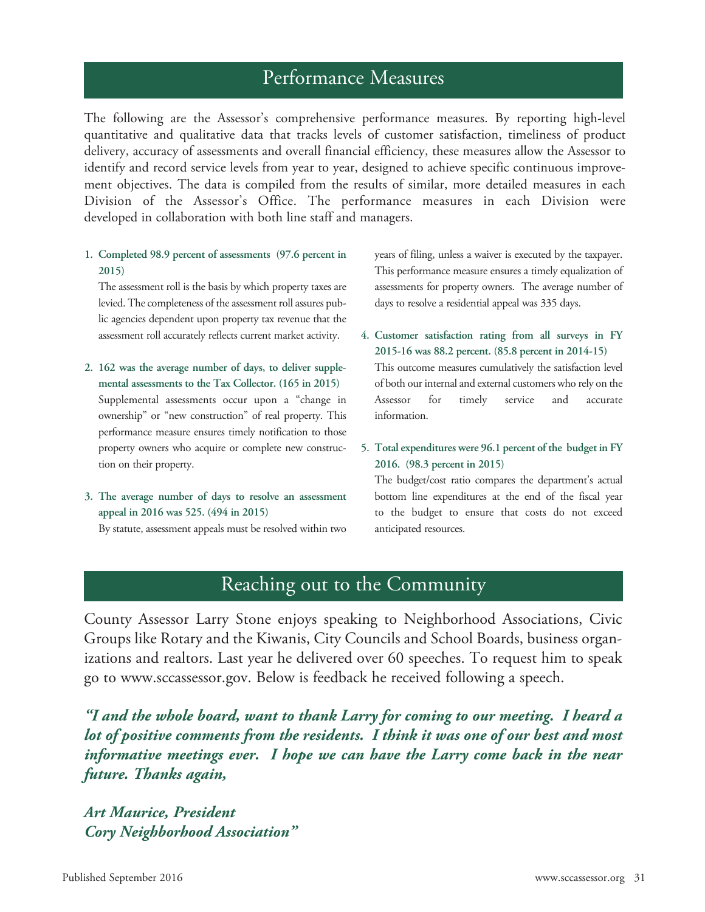## Performance Measures

The following are the Assessor's comprehensive performance measures. By reporting high-level quantitative and qualitative data that tracks levels of customer satisfaction, timeliness of product delivery, accuracy of assessments and overall financial efficiency, these measures allow the Assessor to identify and record service levels from year to year, designed to achieve specific continuous improvement objectives. The data is compiled from the results of similar, more detailed measures in each Division of the Assessor's Office. The performance measures in each Division were developed in collaboration with both line staff and managers.

1. **Completed 98.9 percent of assessments (97.6 percent in 2015)**

   The assessment roll is the basis by which property taxes are levied. The completeness of the assessment roll assures public agencies dependent upon property tax revenue that the assessment roll accurately reflects current market activity.

2. **162 was the average number of days, to deliver supplemental assessments to the Tax Collector. (165 in 2015)**

   Supplemental assessments occur upon a "change in ownership" or "new construction" of real property. This performance measure ensures timely notification to those property owners who acquire or complete new construction on their property.

3. **The average number of days to resolve an assessment appeal in 2016 was 525. (494 in 2015)**

   By statute, assessment appeals must be resolved within two years of filing, unless a waiver is executed by the taxpayer. This performance measure ensures a timely equalization of assessments for property owners. The average number of days to resolve a residential appeal was 335 days.

4. **Customer satisfaction rating from all surveys in FY 2015-16 was 88.2 percent. (85.8 percent in 2014-15)**

   This outcome measures cumulatively the satisfaction level of both our internal and external customers who rely on the Assessor for timely service and accurate information.

5. **Total expenditures were 96.1 percent of the budget in FY 2016. (98.3 percent in 2015)**

   The budget/cost ratio compares the department's actual bottom line expenditures at the end of the fiscal year to the budget to ensure that costs do not exceed anticipated resources.

## Reaching out to the Community

County Assessor Larry Stone enjoys speaking to Neighborhood Associations, Civic Groups like Rotary and the Kiwanis, City Councils and School Boards, business organizations and realtors. Last year he delivered over 60 speeches. To request him to speak go to www.sccassessor.gov. Below is feedback he received following a speech.

***"I and the whole board, want to thank Larry for coming to our meeting. I heard a lot of positive comments from the residents. I think it was one of our best and most informative meetings ever. I hope we can have the Larry come back in the near future. Thanks again,***

***Art Maurice, President***
***Cory Neighborhood Association"***

Published September 2016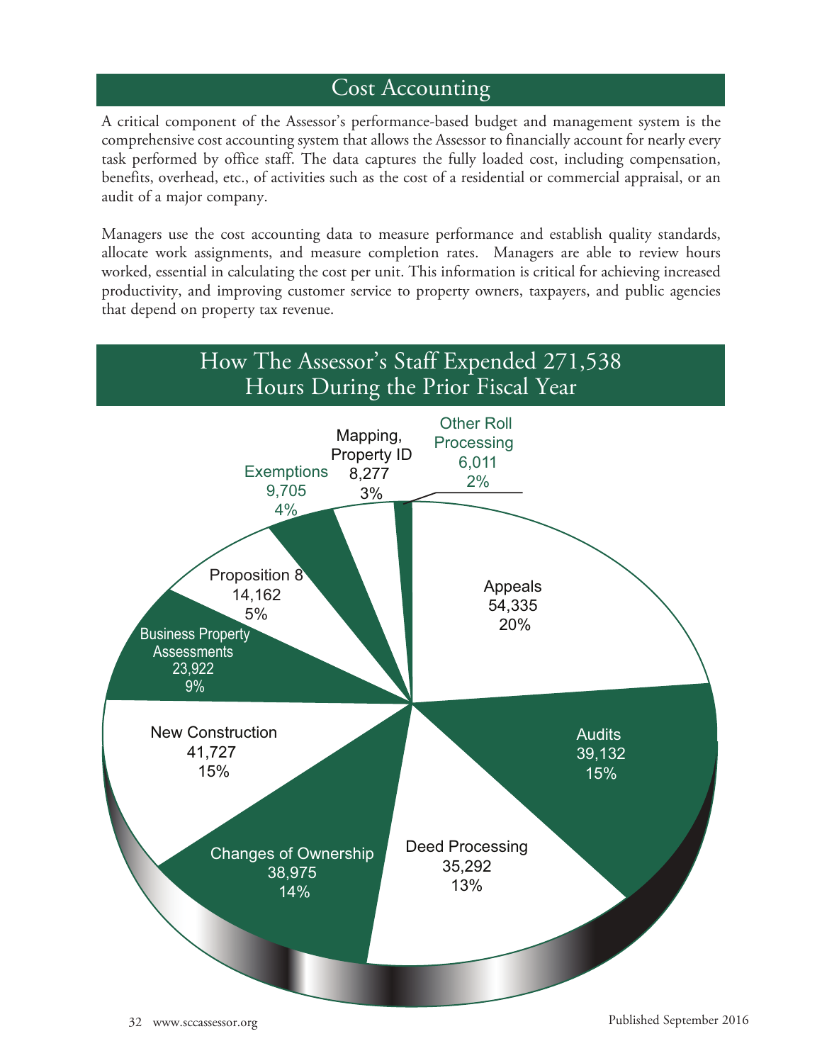## Cost Accounting

A critical component of the Assessor's performance-based budget and management system is the comprehensive cost accounting system that allows the Assessor to financially account for nearly every task performed by office staff. The data captures the fully loaded cost, including compensation, benefits, overhead, etc., of activities such as the cost of a residential or commercial appraisal, or an audit of a major company.

Managers use the cost accounting data to measure performance and establish quality standards, allocate work assignments, and measure completion rates. Managers are able to review hours worked, essential in calculating the cost per unit. This information is critical for achieving increased productivity, and improving customer service to property owners, taxpayers, and public agencies that depend on property tax revenue.

## How The Assessor's Staff Expended 271,538 Hours During the Prior Fiscal Year

| Activity | Hours | Percent |
|---|---|---|
| Appeals | 54,335 | 20% |
| Audits | 39,132 | 15% |
| Deed Processing | 35,292 | 13% |
| Changes of Ownership | 38,975 | 14% |
| New Construction | 41,727 | 15% |
| Business Property Assessments | 23,922 | 9% |
| Proposition 8 | 14,162 | 5% |
| Exemptions | 9,705 | 4% |
| Mapping, Property ID | 8,277 | 3% |
| Other Roll Processing | 6,011 | 2% |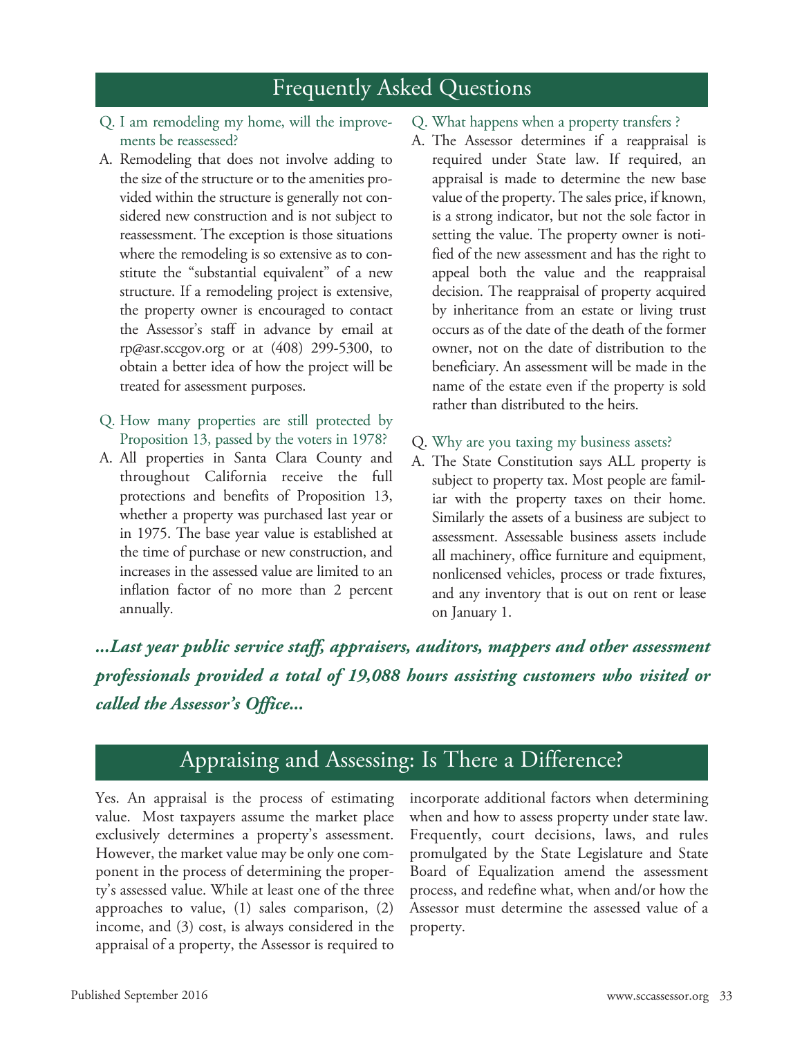## Frequently Asked Questions

Q. I am remodeling my home, will the improvements be reassessed?

A. Remodeling that does not involve adding to the size of the structure or to the amenities provided within the structure is generally not considered new construction and is not subject to reassessment. The exception is those situations where the remodeling is so extensive as to constitute the "substantial equivalent" of a new structure. If a remodeling project is extensive, the property owner is encouraged to contact the Assessor's staff in advance by email at rp@asr.sccgov.org or at (408) 299-5300, to obtain a better idea of how the project will be treated for assessment purposes.

Q. How many properties are still protected by Proposition 13, passed by the voters in 1978?

A. All properties in Santa Clara County and throughout California receive the full protections and benefits of Proposition 13, whether a property was purchased last year or in 1975. The base year value is established at the time of purchase or new construction, and increases in the assessed value are limited to an inflation factor of no more than 2 percent annually.

Q. What happens when a property transfers ?

A. The Assessor determines if a reappraisal is required under State law. If required, an appraisal is made to determine the new base value of the property. The sales price, if known, is a strong indicator, but not the sole factor in setting the value. The property owner is notified of the new assessment and has the right to appeal both the value and the reappraisal decision. The reappraisal of property acquired by inheritance from an estate or living trust occurs as of the date of the death of the former owner, not on the date of distribution to the beneficiary. An assessment will be made in the name of the estate even if the property is sold rather than distributed to the heirs.

Q. Why are you taxing my business assets?

A. The State Constitution says ALL property is subject to property tax. Most people are familiar with the property taxes on their home. Similarly the assets of a business are subject to assessment. Assessable business assets include all machinery, office furniture and equipment, nonlicensed vehicles, process or trade fixtures, and any inventory that is out on rent or lease on January 1.

***...Last year public service staff, appraisers, auditors, mappers and other assessment professionals provided a total of 19,088 hours assisting customers who visited or called the Assessor's Office...***

## Appraising and Assessing: Is There a Difference?

Yes. An appraisal is the process of estimating value. Most taxpayers assume the market place exclusively determines a property's assessment. However, the market value may be only one component in the process of determining the property's assessed value. While at least one of the three approaches to value, (1) sales comparison, (2) income, and (3) cost, is always considered in the appraisal of a property, the Assessor is required to incorporate additional factors when determining when and how to assess property under state law. Frequently, court decisions, laws, and rules promulgated by the State Legislature and State Board of Equalization amend the assessment process, and redefine what, when and/or how the Assessor must determine the assessed value of a property.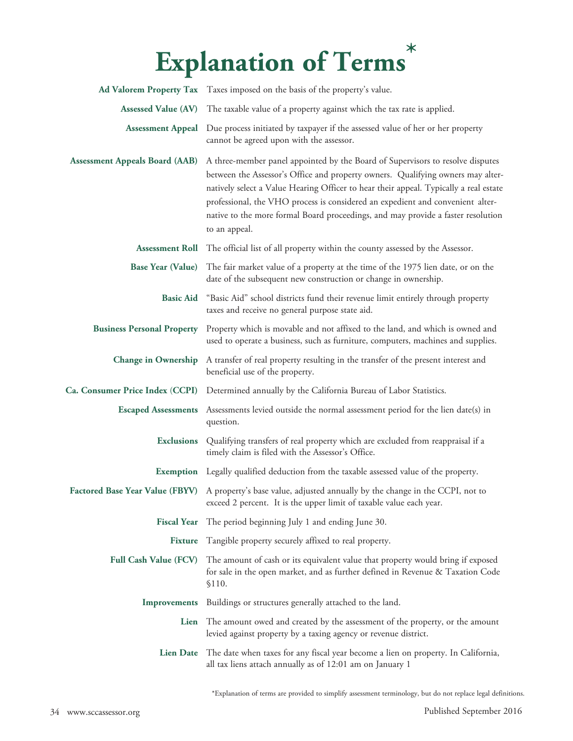# Explanation of Terms*

**Ad Valorem Property Tax** Taxes imposed on the basis of the property's value.

**Assessed Value (AV)** The taxable value of a property against which the tax rate is applied.

**Assessment Appeal** Due process initiated by taxpayer if the assessed value of her or her property cannot be agreed upon with the assessor.

**Assessment Appeals Board (AAB)** A three-member panel appointed by the Board of Supervisors to resolve disputes between the Assessor's Office and property owners. Qualifying owners may alternatively select a Value Hearing Officer to hear their appeal. Typically a real estate professional, the VHO process is considered an expedient and convenient alternative to the more formal Board proceedings, and may provide a faster resolution to an appeal.

**Assessment Roll** The official list of all property within the county assessed by the Assessor.

**Base Year (Value)** The fair market value of a property at the time of the 1975 lien date, or on the date of the subsequent new construction or change in ownership.

**Basic Aid** "Basic Aid" school districts fund their revenue limit entirely through property taxes and receive no general purpose state aid.

**Business Personal Property** Property which is movable and not affixed to the land, and which is owned and used to operate a business, such as furniture, computers, machines and supplies.

**Change in Ownership** A transfer of real property resulting in the transfer of the present interest and beneficial use of the property.

**Ca. Consumer Price Index (CCPI)** Determined annually by the California Bureau of Labor Statistics.

**Escaped Assessments** Assessments levied outside the normal assessment period for the lien date(s) in question.

**Exclusions** Qualifying transfers of real property which are excluded from reappraisal if a timely claim is filed with the Assessor's Office.

**Exemption** Legally qualified deduction from the taxable assessed value of the property.

**Factored Base Year Value (FBYV)** A property's base value, adjusted annually by the change in the CCPI, not to exceed 2 percent. It is the upper limit of taxable value each year.

**Fiscal Year** The period beginning July 1 and ending June 30.

**Fixture** Tangible property securely affixed to real property.

**Full Cash Value (FCV)** The amount of cash or its equivalent value that property would bring if exposed for sale in the open market, and as further defined in Revenue & Taxation Code §110.

**Improvements** Buildings or structures generally attached to the land.

**Lien** The amount owed and created by the assessment of the property, or the amount levied against property by a taxing agency or revenue district.

**Lien Date** The date when taxes for any fiscal year become a lien on property. In California, all tax liens attach annually as of 12:01 am on January 1

*Explanation of terms are provided to simplify assessment terminology, but do not replace legal definitions.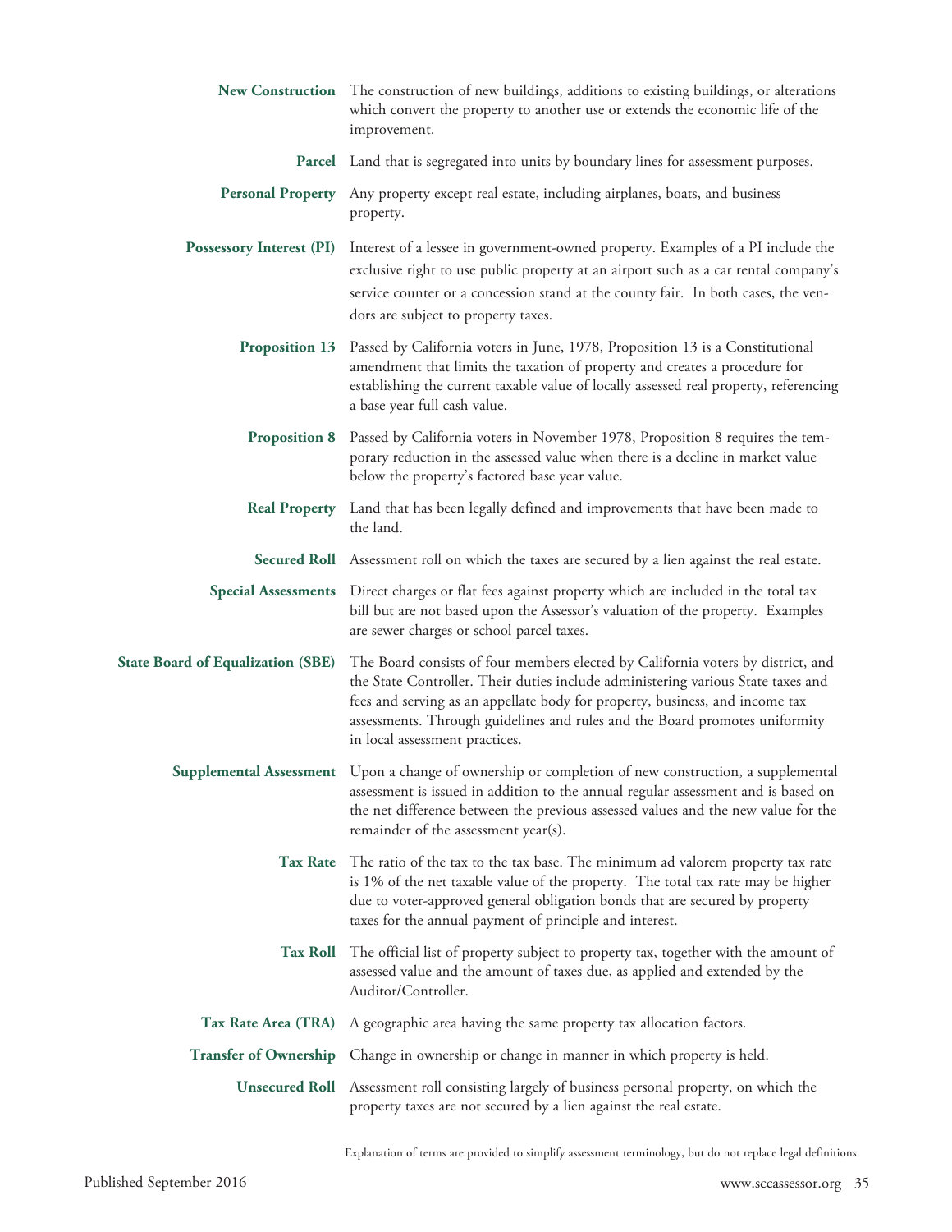**New Construction** The construction of new buildings, additions to existing buildings, or alterations which convert the property to another use or extends the economic life of the improvement.

**Parcel** Land that is segregated into units by boundary lines for assessment purposes.

**Personal Property** Any property except real estate, including airplanes, boats, and business property.

**Possessory Interest (PI)** Interest of a lessee in government-owned property. Examples of a PI include the exclusive right to use public property at an airport such as a car rental company's service counter or a concession stand at the county fair. In both cases, the vendors are subject to property taxes.

**Proposition 13** Passed by California voters in June, 1978, Proposition 13 is a Constitutional amendment that limits the taxation of property and creates a procedure for establishing the current taxable value of locally assessed real property, referencing a base year full cash value.

**Proposition 8** Passed by California voters in November 1978, Proposition 8 requires the temporary reduction in the assessed value when there is a decline in market value below the property's factored base year value.

**Real Property** Land that has been legally defined and improvements that have been made to the land.

**Secured Roll** Assessment roll on which the taxes are secured by a lien against the real estate.

**Special Assessments** Direct charges or flat fees against property which are included in the total tax bill but are not based upon the Assessor's valuation of the property. Examples are sewer charges or school parcel taxes.

**State Board of Equalization (SBE)** The Board consists of four members elected by California voters by district, and the State Controller. Their duties include administering various State taxes and fees and serving as an appellate body for property, business, and income tax assessments. Through guidelines and rules and the Board promotes uniformity in local assessment practices.

**Supplemental Assessment** Upon a change of ownership or completion of new construction, a supplemental assessment is issued in addition to the annual regular assessment and is based on the net difference between the previous assessed values and the new value for the remainder of the assessment year(s).

**Tax Rate** The ratio of the tax to the tax base. The minimum ad valorem property tax rate is 1% of the net taxable value of the property. The total tax rate may be higher due to voter-approved general obligation bonds that are secured by property taxes for the annual payment of principle and interest.

**Tax Roll** The official list of property subject to property tax, together with the amount of assessed value and the amount of taxes due, as applied and extended by the Auditor/Controller.

**Tax Rate Area (TRA)** A geographic area having the same property tax allocation factors.

**Transfer of Ownership** Change in ownership or change in manner in which property is held.

**Unsecured Roll** Assessment roll consisting largely of business personal property, on which the property taxes are not secured by a lien against the real estate.

Explanation of terms are provided to simplify assessment terminology, but do not replace legal definitions.

Published September 2016

www.sccassessor.org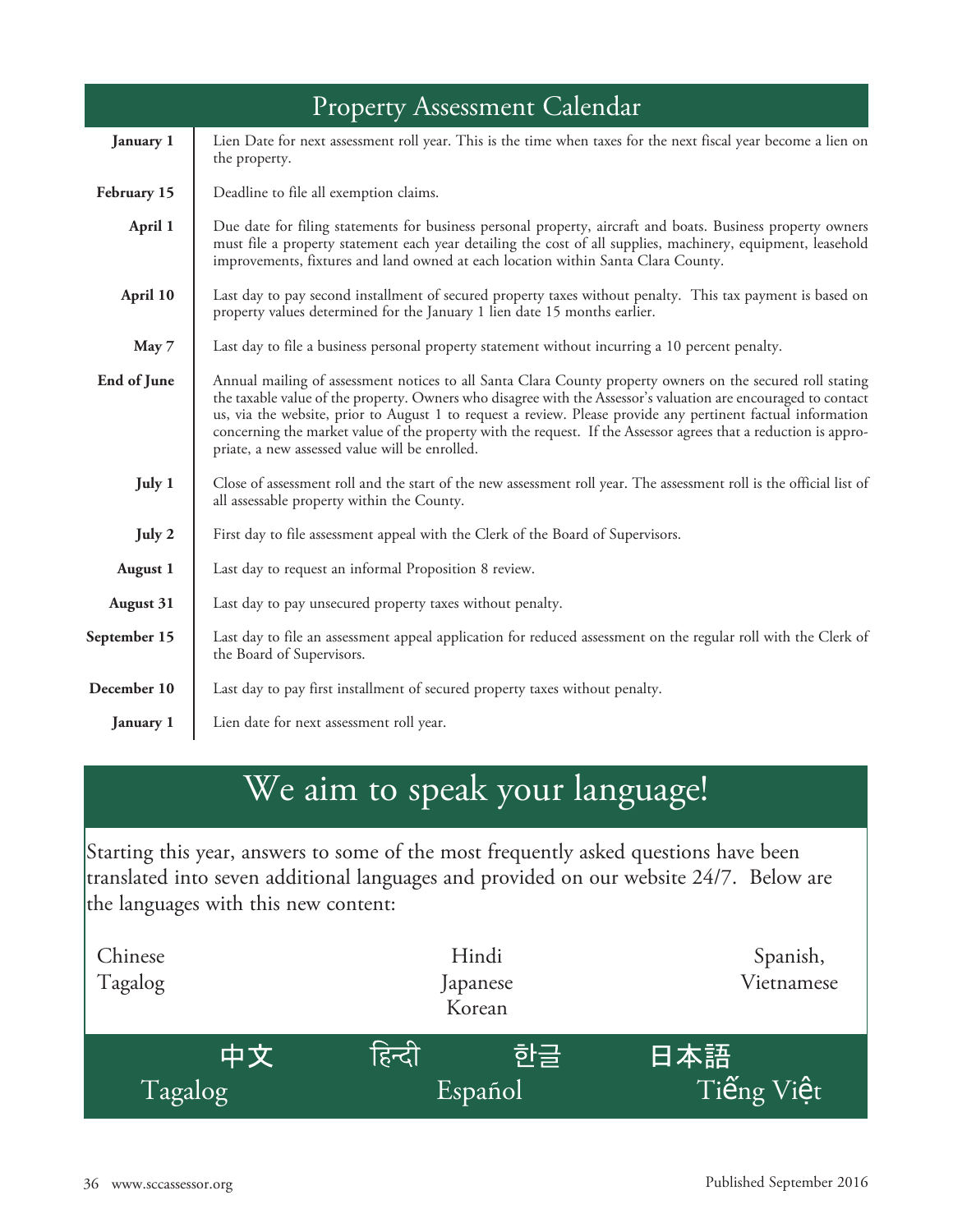## Property Assessment Calendar

| | |
|---|---|
| **January 1** | Lien Date for next assessment roll year. This is the time when taxes for the next fiscal year become a lien on the property. |
| **February 15** | Deadline to file all exemption claims. |
| **April 1** | Due date for filing statements for business personal property, aircraft and boats. Business property owners must file a property statement each year detailing the cost of all supplies, machinery, equipment, leasehold improvements, fixtures and land owned at each location within Santa Clara County. |
| **April 10** | Last day to pay second installment of secured property taxes without penalty. This tax payment is based on property values determined for the January 1 lien date 15 months earlier. |
| **May 7** | Last day to file a business personal property statement without incurring a 10 percent penalty. |
| **End of June** | Annual mailing of assessment notices to all Santa Clara County property owners on the secured roll stating the taxable value of the property. Owners who disagree with the Assessor's valuation are encouraged to contact us, via the website, prior to August 1 to request a review. Please provide any pertinent factual information concerning the market value of the property with the request. If the Assessor agrees that a reduction is appropriate, a new assessed value will be enrolled. |
| **July 1** | Close of assessment roll and the start of the new assessment roll year. The assessment roll is the official list of all assessable property within the County. |
| **July 2** | First day to file assessment appeal with the Clerk of the Board of Supervisors. |
| **August 1** | Last day to request an informal Proposition 8 review. |
| **August 31** | Last day to pay unsecured property taxes without penalty. |
| **September 15** | Last day to file an assessment appeal application for reduced assessment on the regular roll with the Clerk of the Board of Supervisors. |
| **December 10** | Last day to pay first installment of secured property taxes without penalty. |
| **January 1** | Lien date for next assessment roll year. |

## We aim to speak your language!

Starting this year, answers to some of the most frequently asked questions have been translated into seven additional languages and provided on our website 24/7. Below are the languages with this new content:

Chinese
Tagalog
Hindi
Japanese
Korean
Spanish,
Vietnamese

中文 हिन्दी 한글 日本語

Tagalog Español Tiếng Việt

Published September 2016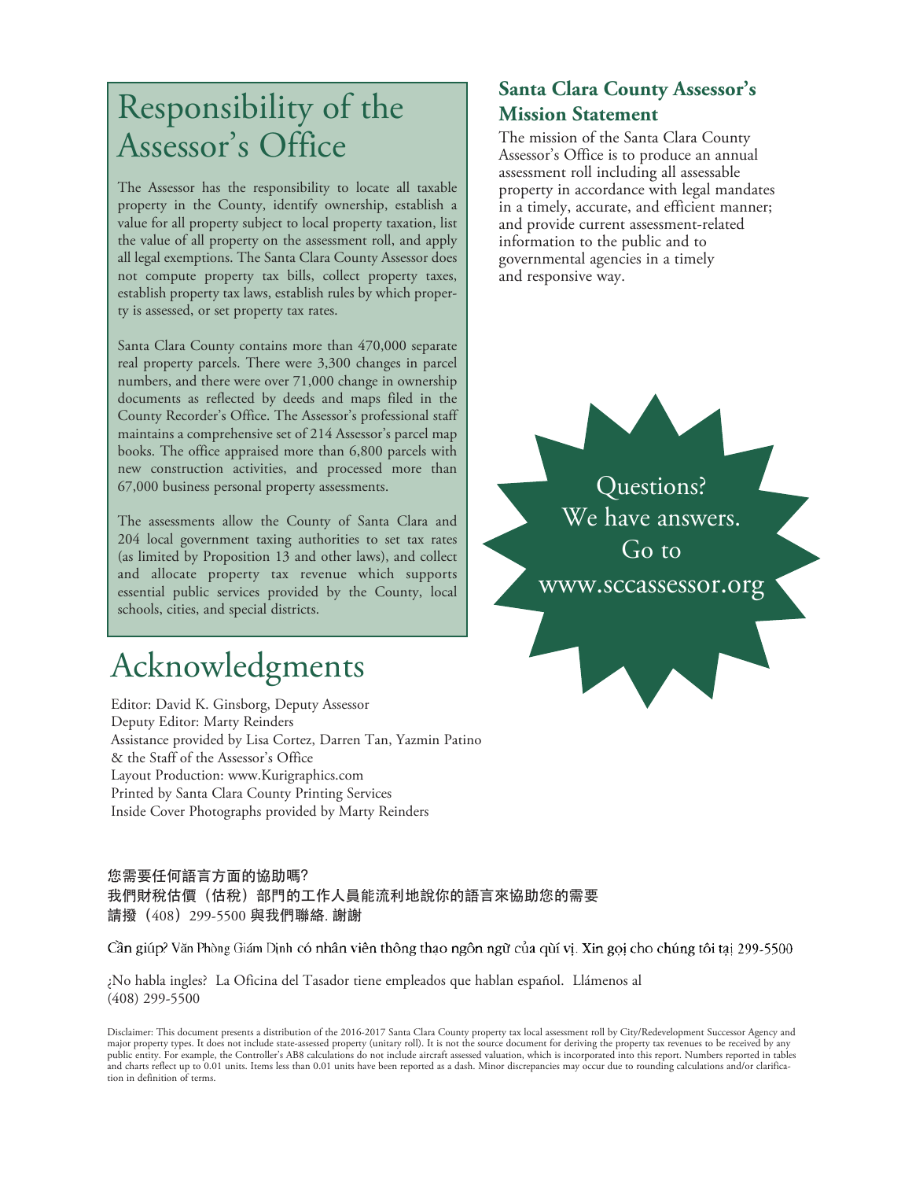# Responsibility of the Assessor's Office

The Assessor has the responsibility to locate all taxable property in the County, identify ownership, establish a value for all property subject to local property taxation, list the value of all property on the assessment roll, and apply all legal exemptions. The Santa Clara County Assessor does not compute property tax bills, collect property taxes, establish property tax laws, establish rules by which property is assessed, or set property tax rates.

Santa Clara County contains more than 470,000 separate real property parcels. There were 3,300 changes in parcel numbers, and there were over 71,000 change in ownership documents as reflected by deeds and maps filed in the County Recorder's Office. The Assessor's professional staff maintains a comprehensive set of 214 Assessor's parcel map books. The office appraised more than 6,800 parcels with new construction activities, and processed more than 67,000 business personal property assessments.

The assessments allow the County of Santa Clara and 204 local government taxing authorities to set tax rates (as limited by Proposition 13 and other laws), and collect and allocate property tax revenue which supports essential public services provided by the County, local schools, cities, and special districts.

## Santa Clara County Assessor's Mission Statement

The mission of the Santa Clara County Assessor's Office is to produce an annual assessment roll including all assessable property in accordance with legal mandates in a timely, accurate, and efficient manner; and provide current assessment-related information to the public and to governmental agencies in a timely and responsive way.

Questions?
We have answers.
Go to
www.sccassessor.org

# Acknowledgments

Editor: David K. Ginsborg, Deputy Assessor
Deputy Editor: Marty Reinders
Assistance provided by Lisa Cortez, Darren Tan, Yazmin Patino
& the Staff of the Assessor's Office
Layout Production: www.Kurigraphics.com
Printed by Santa Clara County Printing Services
Inside Cover Photographs provided by Marty Reinders

**您需要任何語言方面的協助嗎?**
**我們財稅估價（估稅）部門的工作人員能流利地說你的語言來協助您的需要**
**請撥（408）299-5500 與我們聯絡. 謝謝**

Cần giúp? Văn Phòng Giám Định có nhân viên thông thạo ngôn ngữ của qúi vị. Xin gọi cho chúng tôi tại 299-5500

¿No habla ingles? La Oficina del Tasador tiene empleados que hablan español. Llámenos al (408) 299-5500

Disclaimer: This document presents a distribution of the 2016-2017 Santa Clara County property tax local assessment roll by City/Redevelopment Successor Agency and major property types. It does not include state-assessed property (unitary roll). It is not the source document for deriving the property tax revenues to be received by any public entity. For example, the Controller's AB8 calculations do not include aircraft assessed valuation, which is incorporated into this report. Numbers reported in tables and charts reflect up to 0.01 units. Items less than 0.01 units have been reported as a dash. Minor discrepancies may occur due to rounding calculations and/or clarification in definition of terms.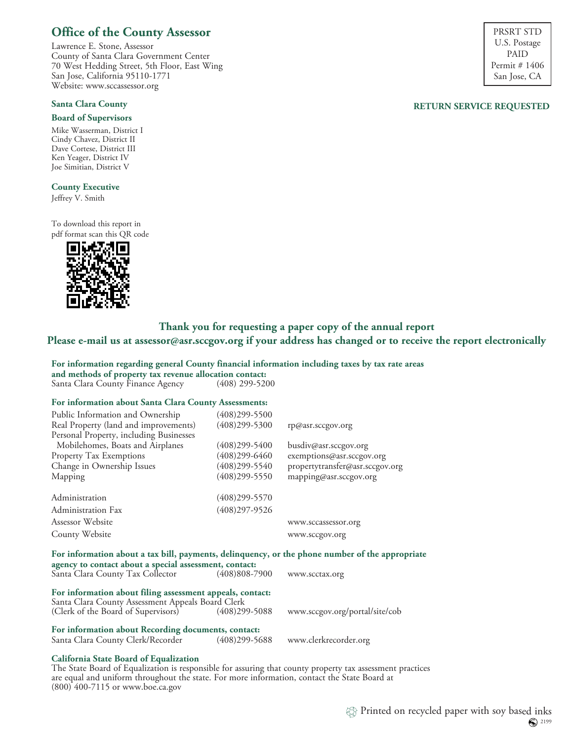# Office of the County Assessor

Lawrence E. Stone, Assessor
County of Santa Clara Government Center
70 West Hedding Street, 5th Floor, East Wing
San Jose, California 95110-1771
Website: www.sccassessor.org

PRSRT STD
U.S. Postage
PAID
Permit # 1406
San Jose, CA

**RETURN SERVICE REQUESTED**

**Santa Clara County**

**Board of Supervisors**

Mike Wasserman, District I
Cindy Chavez, District II
Dave Cortese, District III
Ken Yeager, District IV
Joe Simitian, District V

**County Executive**

Jeffrey V. Smith

To download this report in pdf format scan this QR code

## Thank you for requesting a paper copy of the annual report

## Please e-mail us at assessor@asr.sccgov.org if your address has changed or to receive the report electronically

**For information regarding general County financial information including taxes by tax rate areas and methods of property tax revenue allocation contact:**

Santa Clara County Finance Agency (408) 299-5200

**For information about Santa Clara County Assessments:**

| | | |
|---|---|---|
| Public Information and Ownership | (408)299-5500 | |
| Real Property (land and improvements) | (408)299-5300 | rp@asr.sccgov.org |
| Personal Property, including Businesses Mobilehomes, Boats and Airplanes | (408)299-5400 | busdiv@asr.sccgov.org |
| Property Tax Exemptions | (408)299-6460 | exemptions@asr.sccgov.org |
| Change in Ownership Issues | (408)299-5540 | propertytransfer@asr.sccgov.org |
| Mapping | (408)299-5550 | mapping@asr.sccgov.org |
| Administration | (408)299-5570 | |
| Administration Fax | (408)297-9526 | |
| Assessor Website | | www.sccassessor.org |
| County Website | | www.sccgov.org |

**For information about a tax bill, payments, delinquency, or the phone number of the appropriate agency to contact about a special assessment, contact:**

Santa Clara County Tax Collector (408)808-7900 www.scctax.org

**For information about filing assessment appeals, contact:**

Santa Clara County Assessment Appeals Board Clerk
(Clerk of the Board of Supervisors) (408)299-5088 www.sccgov.org/portal/site/cob

**For information about Recording documents, contact:**

Santa Clara County Clerk/Recorder (408)299-5688 www.clerkrecorder.org

**California State Board of Equalization**

The State Board of Equalization is responsible for assuring that county property tax assessment practices are equal and uniform throughout the state. For more information, contact the State Board at (800) 400-7115 or www.boe.ca.gov

Printed on recycled paper with soy based inks

2199